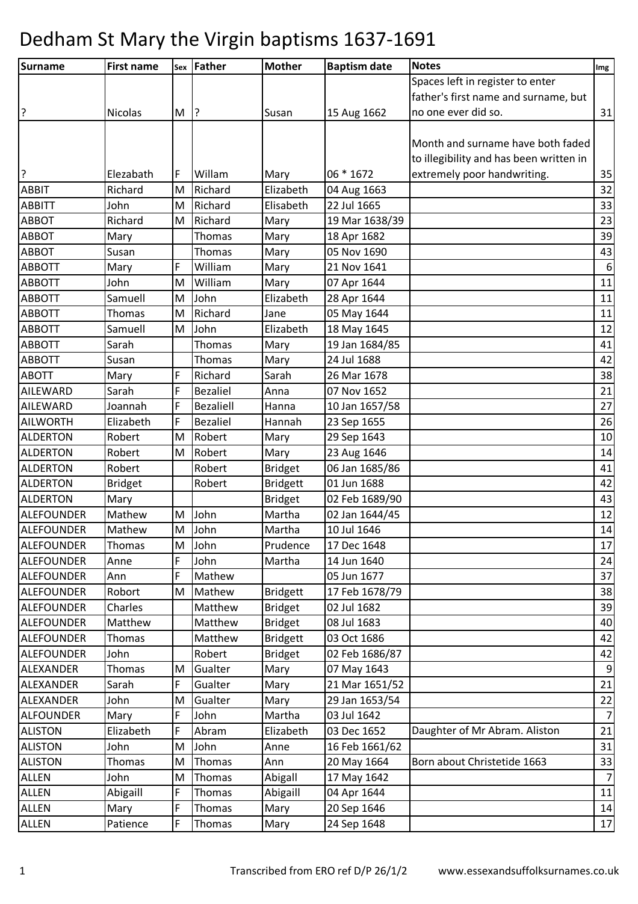# Dedham St Mary the Virgin baptisms 1637-1691

| Surname | First name | Sex | Father | Mother | Baptism date | Notes | Img |
|---|---|---|---|---|---|---|---|
| ? | Nicolas | M | ? | Susan | 15 Aug 1662 | Spaces left in register to enter father's first name and surname, but no one ever did so. | 31 |
| ? | Elezabath | F | Willam | Mary | 06 * 1672 | Month and surname have both faded to illegibility and has been written in extremely poor handwriting. | 35 |
| ABBIT | Richard | M | Richard | Elizabeth | 04 Aug 1663 | | 32 |
| ABBITT | John | M | Richard | Elisabeth | 22 Jul 1665 | | 33 |
| ABBOT | Richard | M | Richard | Mary | 19 Mar 1638/39 | | 23 |
| ABBOT | Mary | | Thomas | Mary | 18 Apr 1682 | | 39 |
| ABBOT | Susan | | Thomas | Mary | 05 Nov 1690 | | 43 |
| ABBOTT | Mary | F | William | Mary | 21 Nov 1641 | | 6 |
| ABBOTT | John | M | William | Mary | 07 Apr 1644 | | 11 |
| ABBOTT | Samuell | M | John | Elizabeth | 28 Apr 1644 | | 11 |
| ABBOTT | Thomas | M | Richard | Jane | 05 May 1644 | | 11 |
| ABBOTT | Samuell | M | John | Elizabeth | 18 May 1645 | | 12 |
| ABBOTT | Sarah | | Thomas | Mary | 19 Jan 1684/85 | | 41 |
| ABBOTT | Susan | | Thomas | Mary | 24 Jul 1688 | | 42 |
| ABOTT | Mary | F | Richard | Sarah | 26 Mar 1678 | | 38 |
| AILEWARD | Sarah | F | Bezaliel | Anna | 07 Nov 1652 | | 21 |
| AILEWARD | Joannah | F | Bezaliell | Hanna | 10 Jan 1657/58 | | 27 |
| AILWORTH | Elizabeth | F | Bezaliel | Hannah | 23 Sep 1655 | | 26 |
| ALDERTON | Robert | M | Robert | Mary | 29 Sep 1643 | | 10 |
| ALDERTON | Robert | M | Robert | Mary | 23 Aug 1646 | | 14 |
| ALDERTON | Robert | | Robert | Bridget | 06 Jan 1685/86 | | 41 |
| ALDERTON | Bridget | | Robert | Bridgett | 01 Jun 1688 | | 42 |
| ALDERTON | Mary | | | Bridget | 02 Feb 1689/90 | | 43 |
| ALEFOUNDER | Mathew | M | John | Martha | 02 Jan 1644/45 | | 12 |
| ALEFOUNDER | Mathew | M | John | Martha | 10 Jul 1646 | | 14 |
| ALEFOUNDER | Thomas | M | John | Prudence | 17 Dec 1648 | | 17 |
| ALEFOUNDER | Anne | F | John | Martha | 14 Jun 1640 | | 24 |
| ALEFOUNDER | Ann | F | Mathew | | 05 Jun 1677 | | 37 |
| ALEFOUNDER | Robort | M | Mathew | Bridgett | 17 Feb 1678/79 | | 38 |
| ALEFOUNDER | Charles | | Matthew | Bridget | 02 Jul 1682 | | 39 |
| ALEFOUNDER | Matthew | | Matthew | Bridget | 08 Jul 1683 | | 40 |
| ALEFOUNDER | Thomas | | Matthew | Bridgett | 03 Oct 1686 | | 42 |
| ALEFOUNDER | John | | Robert | Bridget | 02 Feb 1686/87 | | 42 |
| ALEXANDER | Thomas | M | Gualter | Mary | 07 May 1643 | | 9 |
| ALEXANDER | Sarah | F | Gualter | Mary | 21 Mar 1651/52 | | 21 |
| ALEXANDER | John | M | Gualter | Mary | 29 Jan 1653/54 | | 22 |
| ALFOUNDER | Mary | F | John | Martha | 03 Jul 1642 | | 7 |
| ALISTON | Elizabeth | F | Abram | Elizabeth | 03 Dec 1652 | Daughter of Mr Abram. Aliston | 21 |
| ALISTON | John | M | John | Anne | 16 Feb 1661/62 | | 31 |
| ALISTON | Thomas | M | Thomas | Ann | 20 May 1664 | Born about Christetide 1663 | 33 |
| ALLEN | John | M | Thomas | Abigall | 17 May 1642 | | 7 |
| ALLEN | Abigaill | F | Thomas | Abigaill | 04 Apr 1644 | | 11 |
| ALLEN | Mary | F | Thomas | Mary | 20 Sep 1646 | | 14 |
| ALLEN | Patience | F | Thomas | Mary | 24 Sep 1648 | | 17 |

Transcribed from ERO ref D/P 26/1/2 www.essexandsuffolksurnames.co.uk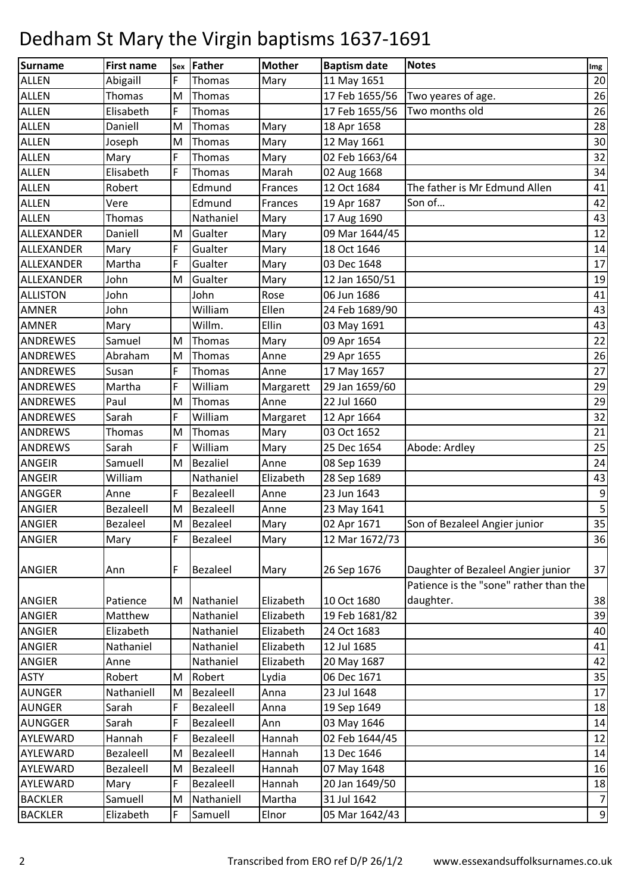# Dedham St Mary the Virgin baptisms 1637-1691

| Surname | First name | Sex | Father | Mother | Baptism date | Notes | Img |
|---|---|---|---|---|---|---|---|
| ALLEN | Abigaill | F | Thomas | Mary | 11 May 1651 | | 20 |
| ALLEN | Thomas | M | Thomas | | 17 Feb 1655/56 | Two yeares of age. | 26 |
| ALLEN | Elisabeth | F | Thomas | | 17 Feb 1655/56 | Two months old | 26 |
| ALLEN | Daniell | M | Thomas | Mary | 18 Apr 1658 | | 28 |
| ALLEN | Joseph | M | Thomas | Mary | 12 May 1661 | | 30 |
| ALLEN | Mary | F | Thomas | Mary | 02 Feb 1663/64 | | 32 |
| ALLEN | Elisabeth | F | Thomas | Marah | 02 Aug 1668 | | 34 |
| ALLEN | Robert | | Edmund | Frances | 12 Oct 1684 | The father is Mr Edmund Allen | 41 |
| ALLEN | Vere | | Edmund | Frances | 19 Apr 1687 | Son of… | 42 |
| ALLEN | Thomas | | Nathaniel | Mary | 17 Aug 1690 | | 43 |
| ALLEXANDER | Daniell | M | Gualter | Mary | 09 Mar 1644/45 | | 12 |
| ALLEXANDER | Mary | F | Gualter | Mary | 18 Oct 1646 | | 14 |
| ALLEXANDER | Martha | F | Gualter | Mary | 03 Dec 1648 | | 17 |
| ALLEXANDER | John | M | Gualter | Mary | 12 Jan 1650/51 | | 19 |
| ALLISTON | John | | John | Rose | 06 Jun 1686 | | 41 |
| AMNER | John | | William | Ellen | 24 Feb 1689/90 | | 43 |
| AMNER | Mary | | Willm. | Ellin | 03 May 1691 | | 43 |
| ANDREWES | Samuel | M | Thomas | Mary | 09 Apr 1654 | | 22 |
| ANDREWES | Abraham | M | Thomas | Anne | 29 Apr 1655 | | 26 |
| ANDREWES | Susan | F | Thomas | Anne | 17 May 1657 | | 27 |
| ANDREWES | Martha | F | William | Margarett | 29 Jan 1659/60 | | 29 |
| ANDREWES | Paul | M | Thomas | Anne | 22 Jul 1660 | | 29 |
| ANDREWES | Sarah | F | William | Margaret | 12 Apr 1664 | | 32 |
| ANDREWS | Thomas | M | Thomas | Mary | 03 Oct 1652 | | 21 |
| ANDREWS | Sarah | F | William | Mary | 25 Dec 1654 | Abode: Ardley | 25 |
| ANGEIR | Samuell | M | Bezaliel | Anne | 08 Sep 1639 | | 24 |
| ANGEIR | William | | Nathaniel | Elizabeth | 28 Sep 1689 | | 43 |
| ANGGER | Anne | F | Bezaleell | Anne | 23 Jun 1643 | | 9 |
| ANGIER | Bezaleell | M | Bezaleell | Anne | 23 May 1641 | | 5 |
| ANGIER | Bezaleel | M | Bezaleel | Mary | 02 Apr 1671 | Son of Bezaleel Angier junior | 35 |
| ANGIER | Mary | F | Bezaleel | Mary | 12 Mar 1672/73 | | 36 |
| ANGIER | Ann | F | Bezaleel | Mary | 26 Sep 1676 | Daughter of Bezaleel Angier junior | 37 |
| ANGIER | Patience | M | Nathaniel | Elizabeth | 10 Oct 1680 | Patience is the "sone" rather than the daughter. | 38 |
| ANGIER | Matthew | | Nathaniel | Elizabeth | 19 Feb 1681/82 | | 39 |
| ANGIER | Elizabeth | | Nathaniel | Elizabeth | 24 Oct 1683 | | 40 |
| ANGIER | Nathaniel | | Nathaniel | Elizabeth | 12 Jul 1685 | | 41 |
| ANGIER | Anne | | Nathaniel | Elizabeth | 20 May 1687 | | 42 |
| ASTY | Robert | M | Robert | Lydia | 06 Dec 1671 | | 35 |
| AUNGER | Nathaniell | M | Bezaleell | Anna | 23 Jul 1648 | | 17 |
| AUNGER | Sarah | F | Bezaleell | Anna | 19 Sep 1649 | | 18 |
| AUNGGER | Sarah | F | Bezaleell | Ann | 03 May 1646 | | 14 |
| AYLEWARD | Hannah | F | Bezaleell | Hannah | 02 Feb 1644/45 | | 12 |
| AYLEWARD | Bezaleell | M | Bezaleell | Hannah | 13 Dec 1646 | | 14 |
| AYLEWARD | Bezaleell | M | Bezaleell | Hannah | 07 May 1648 | | 16 |
| AYLEWARD | Mary | F | Bezaleell | Hannah | 20 Jan 1649/50 | | 18 |
| BACKLER | Samuell | M | Nathaniell | Martha | 31 Jul 1642 | | 7 |
| BACKLER | Elizabeth | F | Samuell | Elnor | 05 Mar 1642/43 | | 9 |

Transcribed from ERO ref D/P 26/1/2 www.essexandsuffolksurnames.co.uk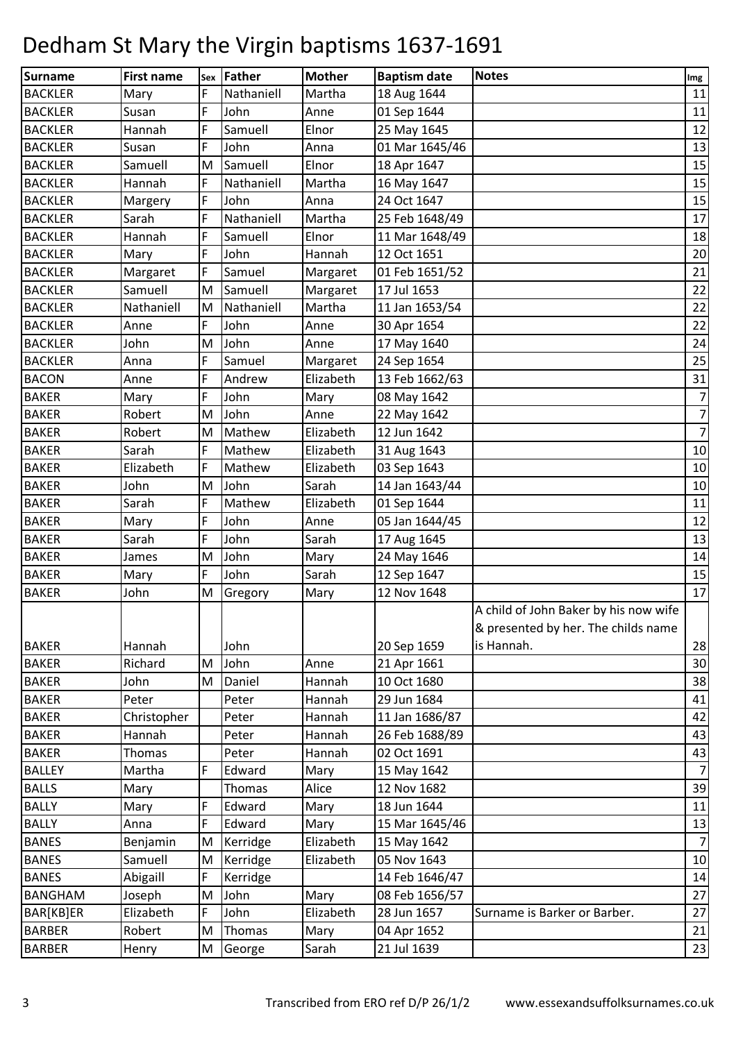# Dedham St Mary the Virgin baptisms 1637-1691

| Surname | First name | Sex | Father | Mother | Baptism date | Notes | Img |
|---|---|---|---|---|---|---|---|
| BACKLER | Mary | F | Nathaniell | Martha | 18 Aug 1644 | | 11 |
| BACKLER | Susan | F | John | Anne | 01 Sep 1644 | | 11 |
| BACKLER | Hannah | F | Samuell | Elnor | 25 May 1645 | | 12 |
| BACKLER | Susan | F | John | Anna | 01 Mar 1645/46 | | 13 |
| BACKLER | Samuell | M | Samuell | Elnor | 18 Apr 1647 | | 15 |
| BACKLER | Hannah | F | Nathaniell | Martha | 16 May 1647 | | 15 |
| BACKLER | Margery | F | John | Anna | 24 Oct 1647 | | 15 |
| BACKLER | Sarah | F | Nathaniell | Martha | 25 Feb 1648/49 | | 17 |
| BACKLER | Hannah | F | Samuell | Elnor | 11 Mar 1648/49 | | 18 |
| BACKLER | Mary | F | John | Hannah | 12 Oct 1651 | | 20 |
| BACKLER | Margaret | F | Samuel | Margaret | 01 Feb 1651/52 | | 21 |
| BACKLER | Samuell | M | Samuell | Margaret | 17 Jul 1653 | | 22 |
| BACKLER | Nathaniell | M | Nathaniell | Martha | 11 Jan 1653/54 | | 22 |
| BACKLER | Anne | F | John | Anne | 30 Apr 1654 | | 22 |
| BACKLER | John | M | John | Anne | 17 May 1640 | | 24 |
| BACKLER | Anna | F | Samuel | Margaret | 24 Sep 1654 | | 25 |
| BACON | Anne | F | Andrew | Elizabeth | 13 Feb 1662/63 | | 31 |
| BAKER | Mary | F | John | Mary | 08 May 1642 | | 7 |
| BAKER | Robert | M | John | Anne | 22 May 1642 | | 7 |
| BAKER | Robert | M | Mathew | Elizabeth | 12 Jun 1642 | | 7 |
| BAKER | Sarah | F | Mathew | Elizabeth | 31 Aug 1643 | | 10 |
| BAKER | Elizabeth | F | Mathew | Elizabeth | 03 Sep 1643 | | 10 |
| BAKER | John | M | John | Sarah | 14 Jan 1643/44 | | 10 |
| BAKER | Sarah | F | Mathew | Elizabeth | 01 Sep 1644 | | 11 |
| BAKER | Mary | F | John | Anne | 05 Jan 1644/45 | | 12 |
| BAKER | Sarah | F | John | Sarah | 17 Aug 1645 | | 13 |
| BAKER | James | M | John | Mary | 24 May 1646 | | 14 |
| BAKER | Mary | F | John | Sarah | 12 Sep 1647 | | 15 |
| BAKER | John | M | Gregory | Mary | 12 Nov 1648 | | 17 |
| BAKER | Hannah | | John | | 20 Sep 1659 | A child of John Baker by his now wife & presented by her. The childs name is Hannah. | 28 |
| BAKER | Richard | M | John | Anne | 21 Apr 1661 | | 30 |
| BAKER | John | M | Daniel | Hannah | 10 Oct 1680 | | 38 |
| BAKER | Peter | | Peter | Hannah | 29 Jun 1684 | | 41 |
| BAKER | Christopher | | Peter | Hannah | 11 Jan 1686/87 | | 42 |
| BAKER | Hannah | | Peter | Hannah | 26 Feb 1688/89 | | 43 |
| BAKER | Thomas | | Peter | Hannah | 02 Oct 1691 | | 43 |
| BALLEY | Martha | F | Edward | Mary | 15 May 1642 | | 7 |
| BALLS | Mary | | Thomas | Alice | 12 Nov 1682 | | 39 |
| BALLY | Mary | F | Edward | Mary | 18 Jun 1644 | | 11 |
| BALLY | Anna | F | Edward | Mary | 15 Mar 1645/46 | | 13 |
| BANES | Benjamin | M | Kerridge | Elizabeth | 15 May 1642 | | 7 |
| BANES | Samuell | M | Kerridge | Elizabeth | 05 Nov 1643 | | 10 |
| BANES | Abigaill | F | Kerridge | | 14 Feb 1646/47 | | 14 |
| BANGHAM | Joseph | M | John | Mary | 08 Feb 1656/57 | | 27 |
| BAR[KB]ER | Elizabeth | F | John | Elizabeth | 28 Jun 1657 | Surname is Barker or Barber. | 27 |
| BARBER | Robert | M | Thomas | Mary | 04 Apr 1652 | | 21 |
| BARBER | Henry | M | George | Sarah | 21 Jul 1639 | | 23 |

Transcribed from ERO ref D/P 26/1/2 www.essexandsuffolksurnames.co.uk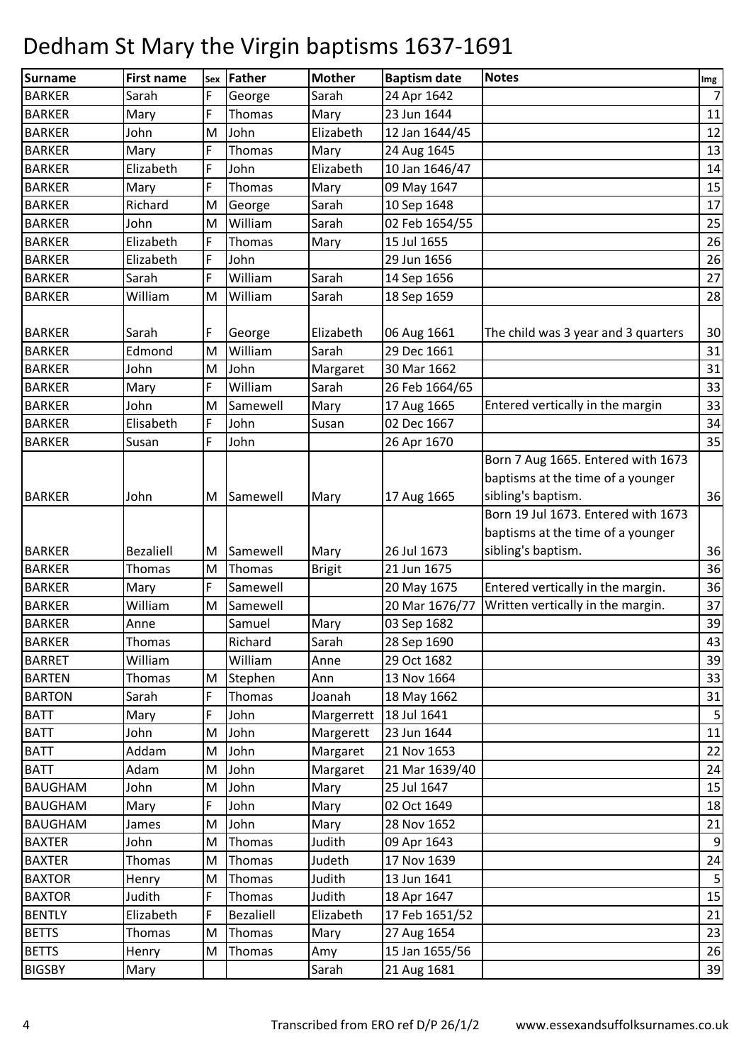# Dedham St Mary the Virgin baptisms 1637-1691

| Surname | First name | Sex | Father | Mother | Baptism date | Notes | Img |
|---|---|---|---|---|---|---|---|
| BARKER | Sarah | F | George | Sarah | 24 Apr 1642 | | 7 |
| BARKER | Mary | F | Thomas | Mary | 23 Jun 1644 | | 11 |
| BARKER | John | M | John | Elizabeth | 12 Jan 1644/45 | | 12 |
| BARKER | Mary | F | Thomas | Mary | 24 Aug 1645 | | 13 |
| BARKER | Elizabeth | F | John | Elizabeth | 10 Jan 1646/47 | | 14 |
| BARKER | Mary | F | Thomas | Mary | 09 May 1647 | | 15 |
| BARKER | Richard | M | George | Sarah | 10 Sep 1648 | | 17 |
| BARKER | John | M | William | Sarah | 02 Feb 1654/55 | | 25 |
| BARKER | Elizabeth | F | Thomas | Mary | 15 Jul 1655 | | 26 |
| BARKER | Elizabeth | F | John | | 29 Jun 1656 | | 26 |
| BARKER | Sarah | F | William | Sarah | 14 Sep 1656 | | 27 |
| BARKER | William | M | William | Sarah | 18 Sep 1659 | | 28 |
| BARKER | Sarah | F | George | Elizabeth | 06 Aug 1661 | The child was 3 year and 3 quarters | 30 |
| BARKER | Edmond | M | William | Sarah | 29 Dec 1661 | | 31 |
| BARKER | John | M | John | Margaret | 30 Mar 1662 | | 31 |
| BARKER | Mary | F | William | Sarah | 26 Feb 1664/65 | | 33 |
| BARKER | John | M | Samewell | Mary | 17 Aug 1665 | Entered vertically in the margin | 33 |
| BARKER | Elisabeth | F | John | Susan | 02 Dec 1667 | | 34 |
| BARKER | Susan | F | John | | 26 Apr 1670 | | 35 |
| BARKER | John | M | Samewell | Mary | 17 Aug 1665 | Born 7 Aug 1665. Entered with 1673 baptisms at the time of a younger sibling's baptism. | 36 |
| BARKER | Bezaliell | M | Samewell | Mary | 26 Jul 1673 | Born 19 Jul 1673. Entered with 1673 baptisms at the time of a younger sibling's baptism. | 36 |
| BARKER | Thomas | M | Thomas | Brigit | 21 Jun 1675 | | 36 |
| BARKER | Mary | F | Samewell | | 20 May 1675 | Entered vertically in the margin. | 36 |
| BARKER | William | M | Samewell | | 20 Mar 1676/77 | Written vertically in the margin. | 37 |
| BARKER | Anne | | Samuel | Mary | 03 Sep 1682 | | 39 |
| BARKER | Thomas | | Richard | Sarah | 28 Sep 1690 | | 43 |
| BARRET | William | | William | Anne | 29 Oct 1682 | | 39 |
| BARTEN | Thomas | M | Stephen | Ann | 13 Nov 1664 | | 33 |
| BARTON | Sarah | F | Thomas | Joanah | 18 May 1662 | | 31 |
| BATT | Mary | F | John | Margerrett | 18 Jul 1641 | | 5 |
| BATT | John | M | John | Margerett | 23 Jun 1644 | | 11 |
| BATT | Addam | M | John | Margaret | 21 Nov 1653 | | 22 |
| BATT | Adam | M | John | Margaret | 21 Mar 1639/40 | | 24 |
| BAUGHAM | John | M | John | Mary | 25 Jul 1647 | | 15 |
| BAUGHAM | Mary | F | John | Mary | 02 Oct 1649 | | 18 |
| BAUGHAM | James | M | John | Mary | 28 Nov 1652 | | 21 |
| BAXTER | John | M | Thomas | Judith | 09 Apr 1643 | | 9 |
| BAXTER | Thomas | M | Thomas | Judeth | 17 Nov 1639 | | 24 |
| BAXTOR | Henry | M | Thomas | Judith | 13 Jun 1641 | | 5 |
| BAXTOR | Judith | F | Thomas | Judith | 18 Apr 1647 | | 15 |
| BENTLY | Elizabeth | F | Bezaliell | Elizabeth | 17 Feb 1651/52 | | 21 |
| BETTS | Thomas | M | Thomas | Mary | 27 Aug 1654 | | 23 |
| BETTS | Henry | M | Thomas | Amy | 15 Jan 1655/56 | | 26 |
| BIGSBY | Mary | | | Sarah | 21 Aug 1681 | | 39 |

Transcribed from ERO ref D/P 26/1/2 www.essexandsuffolksurnames.co.uk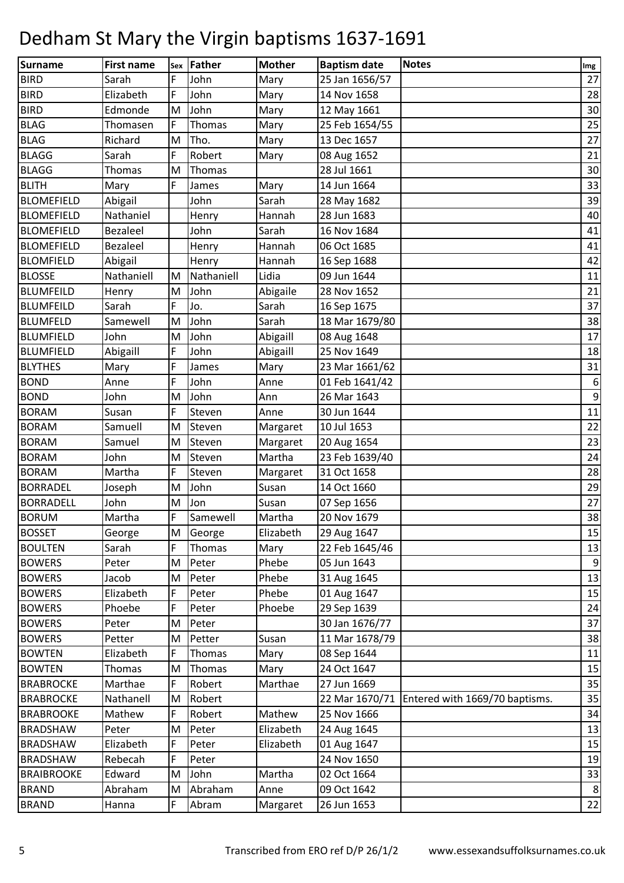# Dedham St Mary the Virgin baptisms 1637-1691

| Surname | First name | Sex | Father | Mother | Baptism date | Notes | Img |
|---|---|---|---|---|---|---|---|
| BIRD | Sarah | F | John | Mary | 25 Jan 1656/57 | | 27 |
| BIRD | Elizabeth | F | John | Mary | 14 Nov 1658 | | 28 |
| BIRD | Edmonde | M | John | Mary | 12 May 1661 | | 30 |
| BLAG | Thomasen | F | Thomas | Mary | 25 Feb 1654/55 | | 25 |
| BLAG | Richard | M | Tho. | Mary | 13 Dec 1657 | | 27 |
| BLAGG | Sarah | F | Robert | Mary | 08 Aug 1652 | | 21 |
| BLAGG | Thomas | M | Thomas | | 28 Jul 1661 | | 30 |
| BLITH | Mary | F | James | Mary | 14 Jun 1664 | | 33 |
| BLOMEFIELD | Abigail | | John | Sarah | 28 May 1682 | | 39 |
| BLOMEFIELD | Nathaniel | | Henry | Hannah | 28 Jun 1683 | | 40 |
| BLOMEFIELD | Bezaleel | | John | Sarah | 16 Nov 1684 | | 41 |
| BLOMEFIELD | Bezaleel | | Henry | Hannah | 06 Oct 1685 | | 41 |
| BLOMFIELD | Abigail | | Henry | Hannah | 16 Sep 1688 | | 42 |
| BLOSSE | Nathaniell | M | Nathaniell | Lidia | 09 Jun 1644 | | 11 |
| BLUMFEILD | Henry | M | John | Abigaile | 28 Nov 1652 | | 21 |
| BLUMFEILD | Sarah | F | Jo. | Sarah | 16 Sep 1675 | | 37 |
| BLUMFELD | Samewell | M | John | Sarah | 18 Mar 1679/80 | | 38 |
| BLUMFIELD | John | M | John | Abigaill | 08 Aug 1648 | | 17 |
| BLUMFIELD | Abigaill | F | John | Abigaill | 25 Nov 1649 | | 18 |
| BLYTHES | Mary | F | James | Mary | 23 Mar 1661/62 | | 31 |
| BOND | Anne | F | John | Anne | 01 Feb 1641/42 | | 6 |
| BOND | John | M | John | Ann | 26 Mar 1643 | | 9 |
| BORAM | Susan | F | Steven | Anne | 30 Jun 1644 | | 11 |
| BORAM | Samuell | M | Steven | Margaret | 10 Jul 1653 | | 22 |
| BORAM | Samuel | M | Steven | Margaret | 20 Aug 1654 | | 23 |
| BORAM | John | M | Steven | Martha | 23 Feb 1639/40 | | 24 |
| BORAM | Martha | F | Steven | Margaret | 31 Oct 1658 | | 28 |
| BORRADEL | Joseph | M | John | Susan | 14 Oct 1660 | | 29 |
| BORRADELL | John | M | Jon | Susan | 07 Sep 1656 | | 27 |
| BORUM | Martha | F | Samewell | Martha | 20 Nov 1679 | | 38 |
| BOSSET | George | M | George | Elizabeth | 29 Aug 1647 | | 15 |
| BOULTEN | Sarah | F | Thomas | Mary | 22 Feb 1645/46 | | 13 |
| BOWERS | Peter | M | Peter | Phebe | 05 Jun 1643 | | 9 |
| BOWERS | Jacob | M | Peter | Phebe | 31 Aug 1645 | | 13 |
| BOWERS | Elizabeth | F | Peter | Phebe | 01 Aug 1647 | | 15 |
| BOWERS | Phoebe | F | Peter | Phoebe | 29 Sep 1639 | | 24 |
| BOWERS | Peter | M | Peter | | 30 Jan 1676/77 | | 37 |
| BOWERS | Petter | M | Petter | Susan | 11 Mar 1678/79 | | 38 |
| BOWTEN | Elizabeth | F | Thomas | Mary | 08 Sep 1644 | | 11 |
| BOWTEN | Thomas | M | Thomas | Mary | 24 Oct 1647 | | 15 |
| BRABROCKE | Marthae | F | Robert | Marthae | 27 Jun 1669 | | 35 |
| BRABROCKE | Nathanell | M | Robert | | 22 Mar 1670/71 | Entered with 1669/70 baptisms. | 35 |
| BRABROOKE | Mathew | F | Robert | Mathew | 25 Nov 1666 | | 34 |
| BRADSHAW | Peter | M | Peter | Elizabeth | 24 Aug 1645 | | 13 |
| BRADSHAW | Elizabeth | F | Peter | Elizabeth | 01 Aug 1647 | | 15 |
| BRADSHAW | Rebecah | F | Peter | | 24 Nov 1650 | | 19 |
| BRAIBROOKE | Edward | M | John | Martha | 02 Oct 1664 | | 33 |
| BRAND | Abraham | M | Abraham | Anne | 09 Oct 1642 | | 8 |
| BRAND | Hanna | F | Abram | Margaret | 26 Jun 1653 | | 22 |

Transcribed from ERO ref D/P 26/1/2 www.essexandsuffolksurnames.co.uk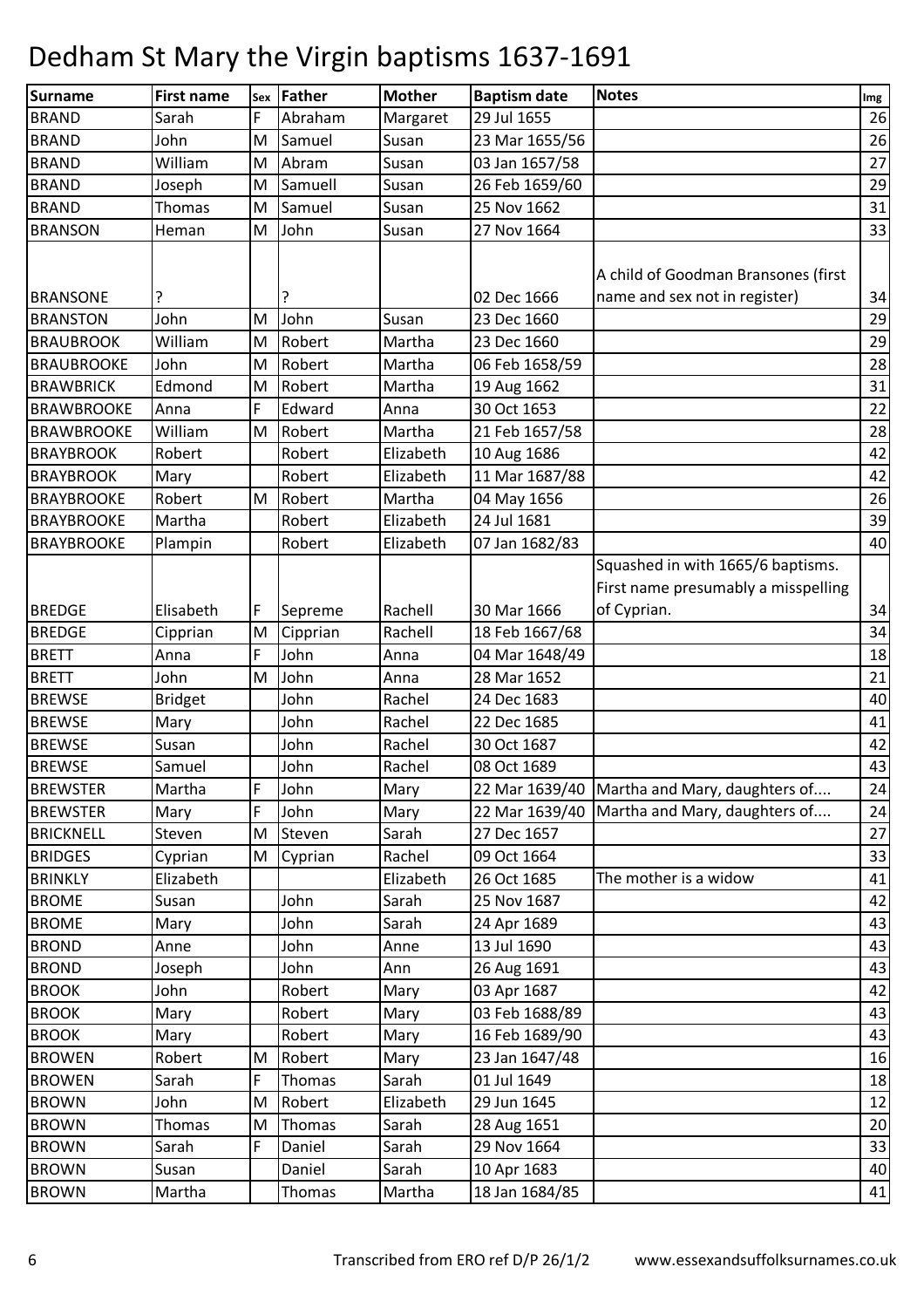# Dedham St Mary the Virgin baptisms 1637-1691

| Surname | First name | Sex | Father | Mother | Baptism date | Notes | Img |
|---|---|---|---|---|---|---|---|
| BRAND | Sarah | F | Abraham | Margaret | 29 Jul 1655 | | 26 |
| BRAND | John | M | Samuel | Susan | 23 Mar 1655/56 | | 26 |
| BRAND | William | M | Abram | Susan | 03 Jan 1657/58 | | 27 |
| BRAND | Joseph | M | Samuell | Susan | 26 Feb 1659/60 | | 29 |
| BRAND | Thomas | M | Samuel | Susan | 25 Nov 1662 | | 31 |
| BRANSON | Heman | M | John | Susan | 27 Nov 1664 | | 33 |
| BRANSONE | ? | | ? | | 02 Dec 1666 | A child of Goodman Bransones (first name and sex not in register) | 34 |
| BRANSTON | John | M | John | Susan | 23 Dec 1660 | | 29 |
| BRAUBROOK | William | M | Robert | Martha | 23 Dec 1660 | | 29 |
| BRAUBROOKE | John | M | Robert | Martha | 06 Feb 1658/59 | | 28 |
| BRAWBRICK | Edmond | M | Robert | Martha | 19 Aug 1662 | | 31 |
| BRAWBROOKE | Anna | F | Edward | Anna | 30 Oct 1653 | | 22 |
| BRAWBROOKE | William | M | Robert | Martha | 21 Feb 1657/58 | | 28 |
| BRAYBROOK | Robert | | Robert | Elizabeth | 10 Aug 1686 | | 42 |
| BRAYBROOK | Mary | | Robert | Elizabeth | 11 Mar 1687/88 | | 42 |
| BRAYBROOKE | Robert | M | Robert | Martha | 04 May 1656 | | 26 |
| BRAYBROOKE | Martha | | Robert | Elizabeth | 24 Jul 1681 | | 39 |
| BRAYBROOKE | Plampin | | Robert | Elizabeth | 07 Jan 1682/83 | | 40 |
| BREDGE | Elisabeth | F | Sepreme | Rachell | 30 Mar 1666 | Squashed in with 1665/6 baptisms. First name presumably a misspelling of Cyprian. | 34 |
| BREDGE | Cipprian | M | Cipprian | Rachell | 18 Feb 1667/68 | | 34 |
| BRETT | Anna | F | John | Anna | 04 Mar 1648/49 | | 18 |
| BRETT | John | M | John | Anna | 28 Mar 1652 | | 21 |
| BREWSE | Bridget | | John | Rachel | 24 Dec 1683 | | 40 |
| BREWSE | Mary | | John | Rachel | 22 Dec 1685 | | 41 |
| BREWSE | Susan | | John | Rachel | 30 Oct 1687 | | 42 |
| BREWSE | Samuel | | John | Rachel | 08 Oct 1689 | | 43 |
| BREWSTER | Martha | F | John | Mary | 22 Mar 1639/40 | Martha and Mary, daughters of.... | 24 |
| BREWSTER | Mary | F | John | Mary | 22 Mar 1639/40 | Martha and Mary, daughters of.... | 24 |
| BRICKNELL | Steven | M | Steven | Sarah | 27 Dec 1657 | | 27 |
| BRIDGES | Cyprian | M | Cyprian | Rachel | 09 Oct 1664 | | 33 |
| BRINKLY | Elizabeth | | | Elizabeth | 26 Oct 1685 | The mother is a widow | 41 |
| BROME | Susan | | John | Sarah | 25 Nov 1687 | | 42 |
| BROME | Mary | | John | Sarah | 24 Apr 1689 | | 43 |
| BROND | Anne | | John | Anne | 13 Jul 1690 | | 43 |
| BROND | Joseph | | John | Ann | 26 Aug 1691 | | 43 |
| BROOK | John | | Robert | Mary | 03 Apr 1687 | | 42 |
| BROOK | Mary | | Robert | Mary | 03 Feb 1688/89 | | 43 |
| BROOK | Mary | | Robert | Mary | 16 Feb 1689/90 | | 43 |
| BROWEN | Robert | M | Robert | Mary | 23 Jan 1647/48 | | 16 |
| BROWEN | Sarah | F | Thomas | Sarah | 01 Jul 1649 | | 18 |
| BROWN | John | M | Robert | Elizabeth | 29 Jun 1645 | | 12 |
| BROWN | Thomas | M | Thomas | Sarah | 28 Aug 1651 | | 20 |
| BROWN | Sarah | F | Daniel | Sarah | 29 Nov 1664 | | 33 |
| BROWN | Susan | | Daniel | Sarah | 10 Apr 1683 | | 40 |
| BROWN | Martha | | Thomas | Martha | 18 Jan 1684/85 | | 41 |

Transcribed from ERO ref D/P 26/1/2 www.essexandsuffolksurnames.co.uk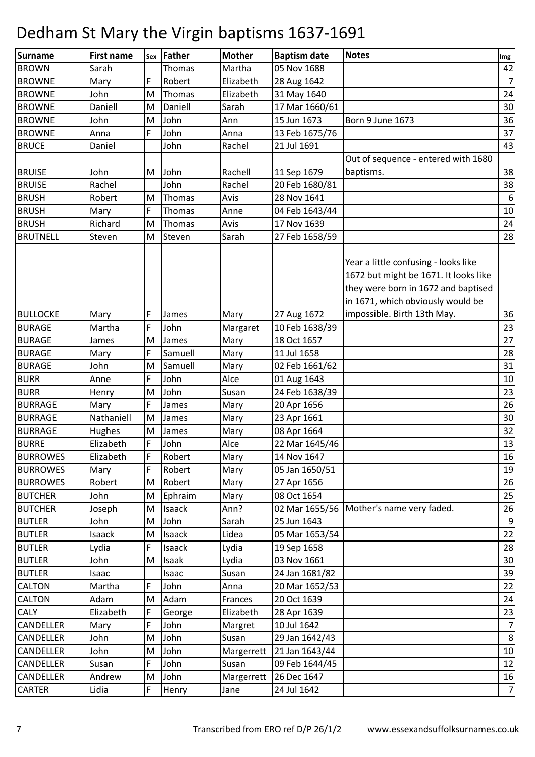# Dedham St Mary the Virgin baptisms 1637-1691

| Surname | First name | Sex | Father | Mother | Baptism date | Notes | Img |
|---|---|---|---|---|---|---|---|
| BROWN | Sarah | | Thomas | Martha | 05 Nov 1688 | | 42 |
| BROWNE | Mary | F | Robert | Elizabeth | 28 Aug 1642 | | 7 |
| BROWNE | John | M | Thomas | Elizabeth | 31 May 1640 | | 24 |
| BROWNE | Daniell | M | Daniell | Sarah | 17 Mar 1660/61 | | 30 |
| BROWNE | John | M | John | Ann | 15 Jun 1673 | Born 9 June 1673 | 36 |
| BROWNE | Anna | F | John | Anna | 13 Feb 1675/76 | | 37 |
| BRUCE | Daniel | | John | Rachel | 21 Jul 1691 | | 43 |
| BRUISE | John | M | John | Rachell | 11 Sep 1679 | Out of sequence - entered with 1680 baptisms. | 38 |
| BRUISE | Rachel | | John | Rachel | 20 Feb 1680/81 | | 38 |
| BRUSH | Robert | M | Thomas | Avis | 28 Nov 1641 | | 6 |
| BRUSH | Mary | F | Thomas | Anne | 04 Feb 1643/44 | | 10 |
| BRUSH | Richard | M | Thomas | Avis | 17 Nov 1639 | | 24 |
| BRUTNELL | Steven | M | Steven | Sarah | 27 Feb 1658/59 | | 28 |
| BULLOCKE | Mary | F | James | Mary | 27 Aug 1672 | Year a little confusing - looks like 1672 but might be 1671. It looks like they were born in 1672 and baptised in 1671, which obviously would be impossible. Birth 13th May. | 36 |
| BURAGE | Martha | F | John | Margaret | 10 Feb 1638/39 | | 23 |
| BURAGE | James | M | James | Mary | 18 Oct 1657 | | 27 |
| BURAGE | Mary | F | Samuell | Mary | 11 Jul 1658 | | 28 |
| BURAGE | John | M | Samuell | Mary | 02 Feb 1661/62 | | 31 |
| BURR | Anne | F | John | Alce | 01 Aug 1643 | | 10 |
| BURR | Henry | M | John | Susan | 24 Feb 1638/39 | | 23 |
| BURRAGE | Mary | F | James | Mary | 20 Apr 1656 | | 26 |
| BURRAGE | Nathaniell | M | James | Mary | 23 Apr 1661 | | 30 |
| BURRAGE | Hughes | M | James | Mary | 08 Apr 1664 | | 32 |
| BURRE | Elizabeth | F | John | Alce | 22 Mar 1645/46 | | 13 |
| BURROWES | Elizabeth | F | Robert | Mary | 14 Nov 1647 | | 16 |
| BURROWES | Mary | F | Robert | Mary | 05 Jan 1650/51 | | 19 |
| BURROWES | Robert | M | Robert | Mary | 27 Apr 1656 | | 26 |
| BUTCHER | John | M | Ephraim | Mary | 08 Oct 1654 | | 25 |
| BUTCHER | Joseph | M | Isaack | Ann? | 02 Mar 1655/56 | Mother's name very faded. | 26 |
| BUTLER | John | M | John | Sarah | 25 Jun 1643 | | 9 |
| BUTLER | Isaack | M | Isaack | Lidea | 05 Mar 1653/54 | | 22 |
| BUTLER | Lydia | F | Isaack | Lydia | 19 Sep 1658 | | 28 |
| BUTLER | John | M | Isaak | Lydia | 03 Nov 1661 | | 30 |
| BUTLER | Isaac | | Isaac | Susan | 24 Jan 1681/82 | | 39 |
| CALTON | Martha | F | John | Anna | 20 Mar 1652/53 | | 22 |
| CALTON | Adam | M | Adam | Frances | 20 Oct 1639 | | 24 |
| CALY | Elizabeth | F | George | Elizabeth | 28 Apr 1639 | | 23 |
| CANDELLER | Mary | F | John | Margret | 10 Jul 1642 | | 7 |
| CANDELLER | John | M | John | Susan | 29 Jan 1642/43 | | 8 |
| CANDELLER | John | M | John | Margerrett | 21 Jan 1643/44 | | 10 |
| CANDELLER | Susan | F | John | Susan | 09 Feb 1644/45 | | 12 |
| CANDELLER | Andrew | M | John | Margerrett | 26 Dec 1647 | | 16 |
| CARTER | Lidia | F | Henry | Jane | 24 Jul 1642 | | 7 |

Transcribed from ERO ref D/P 26/1/2 www.essexandsuffolksurnames.co.uk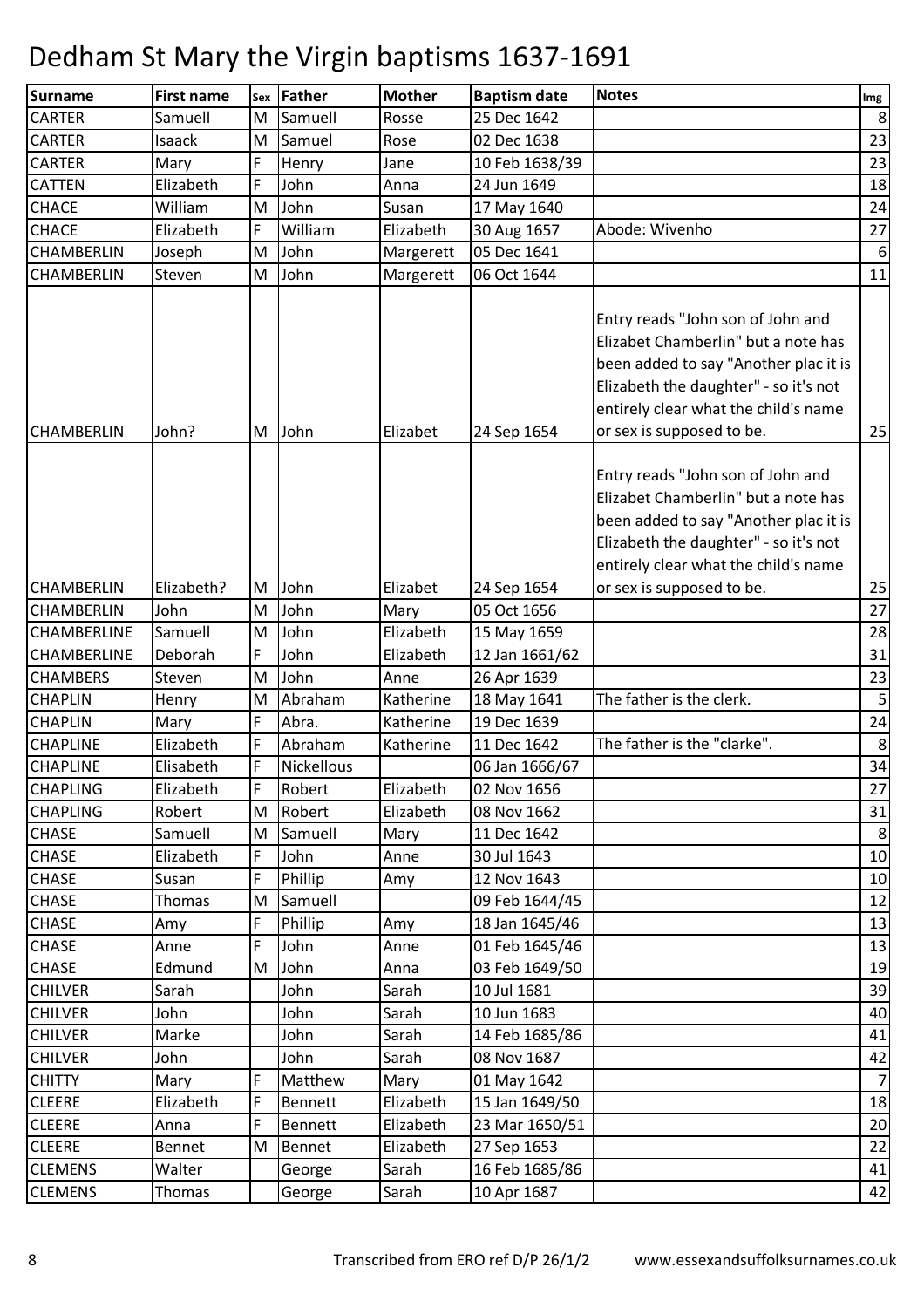# Dedham St Mary the Virgin baptisms 1637-1691

| Surname | First name | Sex | Father | Mother | Baptism date | Notes | Img |
|---|---|---|---|---|---|---|---|
| CARTER | Samuell | M | Samuell | Rosse | 25 Dec 1642 | | 8 |
| CARTER | Isaack | M | Samuel | Rose | 02 Dec 1638 | | 23 |
| CARTER | Mary | F | Henry | Jane | 10 Feb 1638/39 | | 23 |
| CATTEN | Elizabeth | F | John | Anna | 24 Jun 1649 | | 18 |
| CHACE | William | M | John | Susan | 17 May 1640 | | 24 |
| CHACE | Elizabeth | F | William | Elizabeth | 30 Aug 1657 | Abode: Wivenho | 27 |
| CHAMBERLIN | Joseph | M | John | Margerett | 05 Dec 1641 | | 6 |
| CHAMBERLIN | Steven | M | John | Margerett | 06 Oct 1644 | | 11 |
| CHAMBERLIN | John? | M | John | Elizabet | 24 Sep 1654 | Entry reads "John son of John and Elizabet Chamberlin" but a note has been added to say "Another plac it is Elizabeth the daughter" - so it's not entirely clear what the child's name or sex is supposed to be. | 25 |
| CHAMBERLIN | Elizabeth? | M | John | Elizabet | 24 Sep 1654 | Entry reads "John son of John and Elizabet Chamberlin" but a note has been added to say "Another plac it is Elizabeth the daughter" - so it's not entirely clear what the child's name or sex is supposed to be. | 25 |
| CHAMBERLIN | John | M | John | Mary | 05 Oct 1656 | | 27 |
| CHAMBERLINE | Samuell | M | John | Elizabeth | 15 May 1659 | | 28 |
| CHAMBERLINE | Deborah | F | John | Elizabeth | 12 Jan 1661/62 | | 31 |
| CHAMBERS | Steven | M | John | Anne | 26 Apr 1639 | | 23 |
| CHAPLIN | Henry | M | Abraham | Katherine | 18 May 1641 | The father is the clerk. | 5 |
| CHAPLIN | Mary | F | Abra. | Katherine | 19 Dec 1639 | | 24 |
| CHAPLINE | Elizabeth | F | Abraham | Katherine | 11 Dec 1642 | The father is the "clarke". | 8 |
| CHAPLINE | Elisabeth | F | Nickellous | | 06 Jan 1666/67 | | 34 |
| CHAPLING | Elizabeth | F | Robert | Elizabeth | 02 Nov 1656 | | 27 |
| CHAPLING | Robert | M | Robert | Elizabeth | 08 Nov 1662 | | 31 |
| CHASE | Samuell | M | Samuell | Mary | 11 Dec 1642 | | 8 |
| CHASE | Elizabeth | F | John | Anne | 30 Jul 1643 | | 10 |
| CHASE | Susan | F | Phillip | Amy | 12 Nov 1643 | | 10 |
| CHASE | Thomas | M | Samuell | | 09 Feb 1644/45 | | 12 |
| CHASE | Amy | F | Phillip | Amy | 18 Jan 1645/46 | | 13 |
| CHASE | Anne | F | John | Anne | 01 Feb 1645/46 | | 13 |
| CHASE | Edmund | M | John | Anna | 03 Feb 1649/50 | | 19 |
| CHILVER | Sarah | | John | Sarah | 10 Jul 1681 | | 39 |
| CHILVER | John | | John | Sarah | 10 Jun 1683 | | 40 |
| CHILVER | Marke | | John | Sarah | 14 Feb 1685/86 | | 41 |
| CHILVER | John | | John | Sarah | 08 Nov 1687 | | 42 |
| CHITTY | Mary | F | Matthew | Mary | 01 May 1642 | | 7 |
| CLEERE | Elizabeth | F | Bennett | Elizabeth | 15 Jan 1649/50 | | 18 |
| CLEERE | Anna | F | Bennett | Elizabeth | 23 Mar 1650/51 | | 20 |
| CLEERE | Bennet | M | Bennet | Elizabeth | 27 Sep 1653 | | 22 |
| CLEMENS | Walter | | George | Sarah | 16 Feb 1685/86 | | 41 |
| CLEMENS | Thomas | | George | Sarah | 10 Apr 1687 | | 42 |

Transcribed from ERO ref D/P 26/1/2 www.essexandsuffolksurnames.co.uk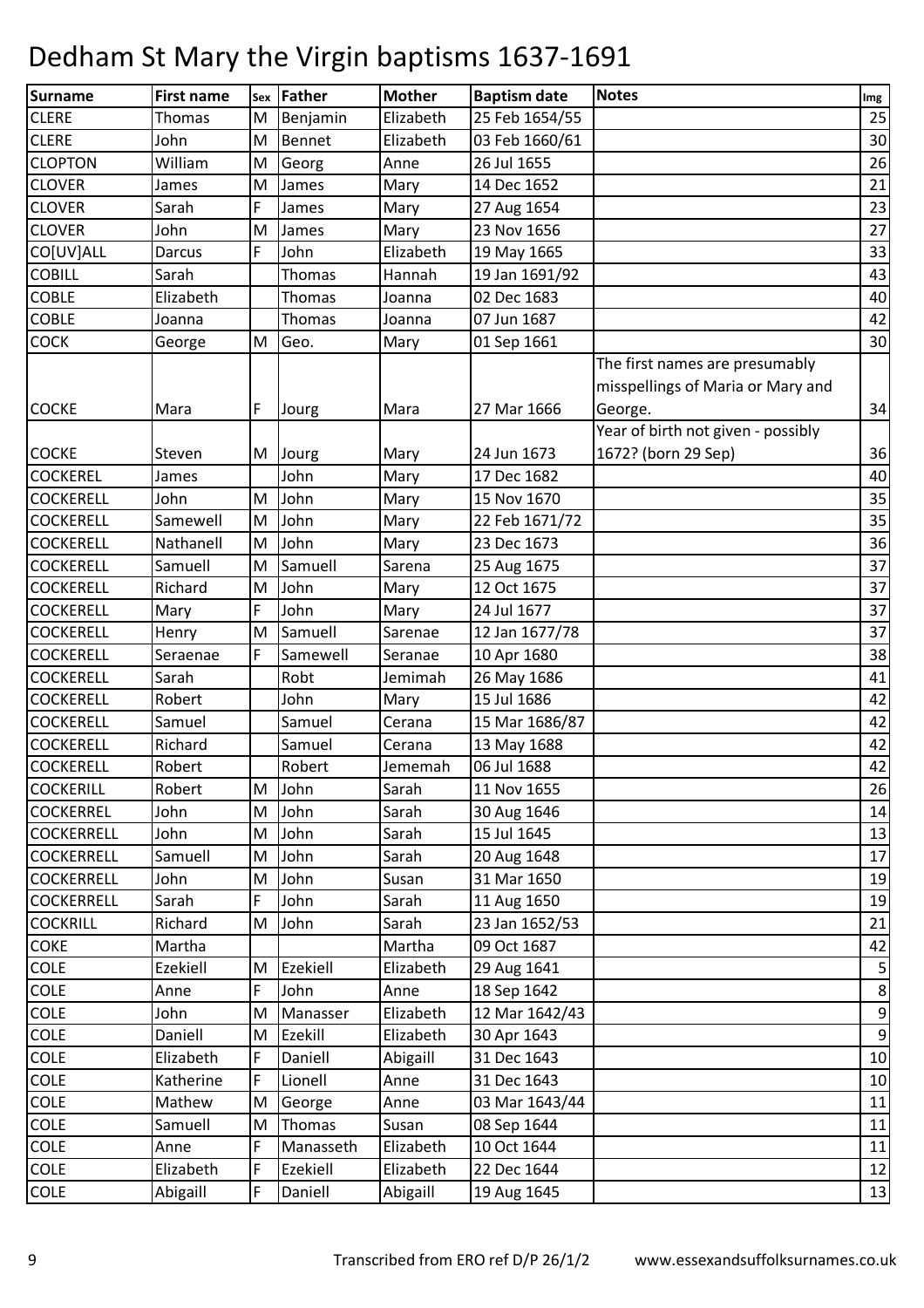# Dedham St Mary the Virgin baptisms 1637-1691

| Surname | First name | Sex | Father | Mother | Baptism date | Notes | Img |
|---|---|---|---|---|---|---|---|
| CLERE | Thomas | M | Benjamin | Elizabeth | 25 Feb 1654/55 | | 25 |
| CLERE | John | M | Bennet | Elizabeth | 03 Feb 1660/61 | | 30 |
| CLOPTON | William | M | Georg | Anne | 26 Jul 1655 | | 26 |
| CLOVER | James | M | James | Mary | 14 Dec 1652 | | 21 |
| CLOVER | Sarah | F | James | Mary | 27 Aug 1654 | | 23 |
| CLOVER | John | M | James | Mary | 23 Nov 1656 | | 27 |
| CO[UV]ALL | Darcus | F | John | Elizabeth | 19 May 1665 | | 33 |
| COBILL | Sarah | | Thomas | Hannah | 19 Jan 1691/92 | | 43 |
| COBLE | Elizabeth | | Thomas | Joanna | 02 Dec 1683 | | 40 |
| COBLE | Joanna | | Thomas | Joanna | 07 Jun 1687 | | 42 |
| COCK | George | M | Geo. | Mary | 01 Sep 1661 | | 30 |
| COCKE | Mara | F | Jourg | Mara | 27 Mar 1666 | The first names are presumably misspellings of Maria or Mary and George. | 34 |
| COCKE | Steven | M | Jourg | Mary | 24 Jun 1673 | Year of birth not given - possibly 1672? (born 29 Sep) | 36 |
| COCKEREL | James | | John | Mary | 17 Dec 1682 | | 40 |
| COCKERELL | John | M | John | Mary | 15 Nov 1670 | | 35 |
| COCKERELL | Samewell | M | John | Mary | 22 Feb 1671/72 | | 35 |
| COCKERELL | Nathanell | M | John | Mary | 23 Dec 1673 | | 36 |
| COCKERELL | Samuell | M | Samuell | Sarena | 25 Aug 1675 | | 37 |
| COCKERELL | Richard | M | John | Mary | 12 Oct 1675 | | 37 |
| COCKERELL | Mary | F | John | Mary | 24 Jul 1677 | | 37 |
| COCKERELL | Henry | M | Samuell | Sarenae | 12 Jan 1677/78 | | 37 |
| COCKERELL | Seraenae | F | Samewell | Seranae | 10 Apr 1680 | | 38 |
| COCKERELL | Sarah | | Robt | Jemimah | 26 May 1686 | | 41 |
| COCKERELL | Robert | | John | Mary | 15 Jul 1686 | | 42 |
| COCKERELL | Samuel | | Samuel | Cerana | 15 Mar 1686/87 | | 42 |
| COCKERELL | Richard | | Samuel | Cerana | 13 May 1688 | | 42 |
| COCKERELL | Robert | | Robert | Jememah | 06 Jul 1688 | | 42 |
| COCKERILL | Robert | M | John | Sarah | 11 Nov 1655 | | 26 |
| COCKERREL | John | M | John | Sarah | 30 Aug 1646 | | 14 |
| COCKERRELL | John | M | John | Sarah | 15 Jul 1645 | | 13 |
| COCKERRELL | Samuell | M | John | Sarah | 20 Aug 1648 | | 17 |
| COCKERRELL | John | M | John | Susan | 31 Mar 1650 | | 19 |
| COCKERRELL | Sarah | F | John | Sarah | 11 Aug 1650 | | 19 |
| COCKRILL | Richard | M | John | Sarah | 23 Jan 1652/53 | | 21 |
| COKE | Martha | | | Martha | 09 Oct 1687 | | 42 |
| COLE | Ezekiell | M | Ezekiell | Elizabeth | 29 Aug 1641 | | 5 |
| COLE | Anne | F | John | Anne | 18 Sep 1642 | | 8 |
| COLE | John | M | Manasser | Elizabeth | 12 Mar 1642/43 | | 9 |
| COLE | Daniell | M | Ezekill | Elizabeth | 30 Apr 1643 | | 9 |
| COLE | Elizabeth | F | Daniell | Abigaill | 31 Dec 1643 | | 10 |
| COLE | Katherine | F | Lionell | Anne | 31 Dec 1643 | | 10 |
| COLE | Mathew | M | George | Anne | 03 Mar 1643/44 | | 11 |
| COLE | Samuell | M | Thomas | Susan | 08 Sep 1644 | | 11 |
| COLE | Anne | F | Manasseth | Elizabeth | 10 Oct 1644 | | 11 |
| COLE | Elizabeth | F | Ezekiell | Elizabeth | 22 Dec 1644 | | 12 |
| COLE | Abigaill | F | Daniell | Abigaill | 19 Aug 1645 | | 13 |

Transcribed from ERO ref D/P 26/1/2 www.essexandsuffolksurnames.co.uk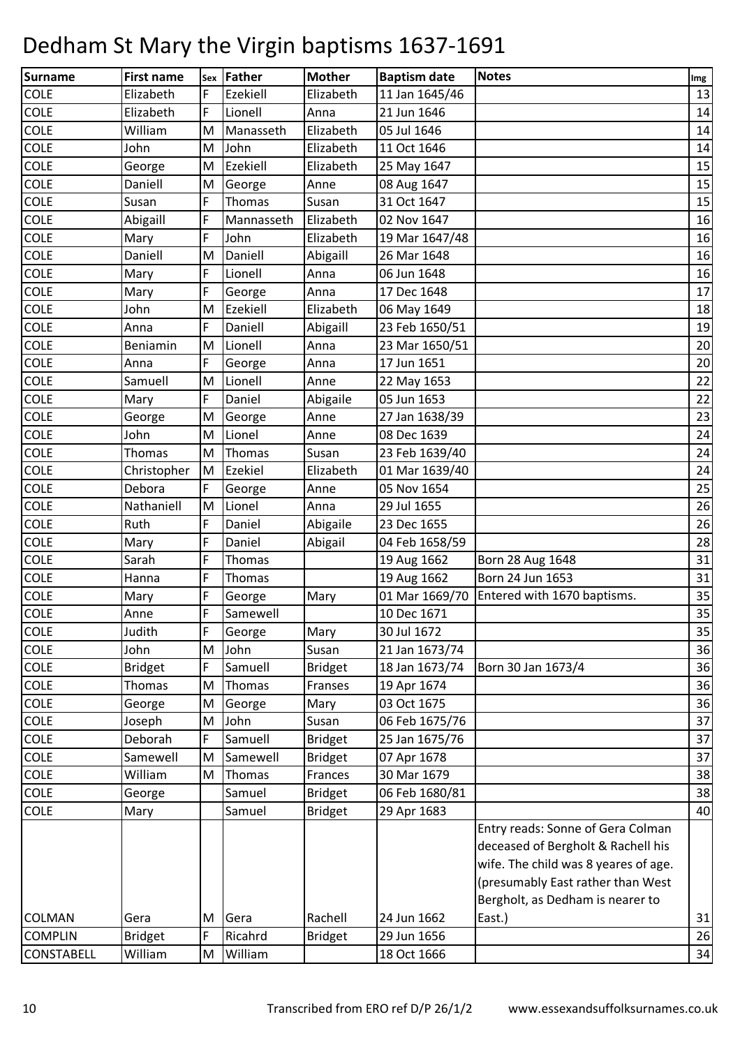# Dedham St Mary the Virgin baptisms 1637-1691

| Surname | First name | Sex | Father | Mother | Baptism date | Notes | Img |
|---|---|---|---|---|---|---|---|
| COLE | Elizabeth | F | Ezekiell | Elizabeth | 11 Jan 1645/46 | | 13 |
| COLE | Elizabeth | F | Lionell | Anna | 21 Jun 1646 | | 14 |
| COLE | William | M | Manasseth | Elizabeth | 05 Jul 1646 | | 14 |
| COLE | John | M | John | Elizabeth | 11 Oct 1646 | | 14 |
| COLE | George | M | Ezekiell | Elizabeth | 25 May 1647 | | 15 |
| COLE | Daniell | M | George | Anne | 08 Aug 1647 | | 15 |
| COLE | Susan | F | Thomas | Susan | 31 Oct 1647 | | 15 |
| COLE | Abigaill | F | Mannasseth | Elizabeth | 02 Nov 1647 | | 16 |
| COLE | Mary | F | John | Elizabeth | 19 Mar 1647/48 | | 16 |
| COLE | Daniell | M | Daniell | Abigaill | 26 Mar 1648 | | 16 |
| COLE | Mary | F | Lionell | Anna | 06 Jun 1648 | | 16 |
| COLE | Mary | F | George | Anna | 17 Dec 1648 | | 17 |
| COLE | John | M | Ezekiell | Elizabeth | 06 May 1649 | | 18 |
| COLE | Anna | F | Daniell | Abigaill | 23 Feb 1650/51 | | 19 |
| COLE | Beniamin | M | Lionell | Anna | 23 Mar 1650/51 | | 20 |
| COLE | Anna | F | George | Anna | 17 Jun 1651 | | 20 |
| COLE | Samuell | M | Lionell | Anne | 22 May 1653 | | 22 |
| COLE | Mary | F | Daniel | Abigaile | 05 Jun 1653 | | 22 |
| COLE | George | M | George | Anne | 27 Jan 1638/39 | | 23 |
| COLE | John | M | Lionel | Anne | 08 Dec 1639 | | 24 |
| COLE | Thomas | M | Thomas | Susan | 23 Feb 1639/40 | | 24 |
| COLE | Christopher | M | Ezekiel | Elizabeth | 01 Mar 1639/40 | | 24 |
| COLE | Debora | F | George | Anne | 05 Nov 1654 | | 25 |
| COLE | Nathaniell | M | Lionel | Anna | 29 Jul 1655 | | 26 |
| COLE | Ruth | F | Daniel | Abigaile | 23 Dec 1655 | | 26 |
| COLE | Mary | F | Daniel | Abigail | 04 Feb 1658/59 | | 28 |
| COLE | Sarah | F | Thomas | | 19 Aug 1662 | Born 28 Aug 1648 | 31 |
| COLE | Hanna | F | Thomas | | 19 Aug 1662 | Born 24 Jun 1653 | 31 |
| COLE | Mary | F | George | Mary | 01 Mar 1669/70 | Entered with 1670 baptisms. | 35 |
| COLE | Anne | F | Samewell | | 10 Dec 1671 | | 35 |
| COLE | Judith | F | George | Mary | 30 Jul 1672 | | 35 |
| COLE | John | M | John | Susan | 21 Jan 1673/74 | | 36 |
| COLE | Bridget | F | Samuell | Bridget | 18 Jan 1673/74 | Born 30 Jan 1673/4 | 36 |
| COLE | Thomas | M | Thomas | Franses | 19 Apr 1674 | | 36 |
| COLE | George | M | George | Mary | 03 Oct 1675 | | 36 |
| COLE | Joseph | M | John | Susan | 06 Feb 1675/76 | | 37 |
| COLE | Deborah | F | Samuell | Bridget | 25 Jan 1675/76 | | 37 |
| COLE | Samewell | M | Samewell | Bridget | 07 Apr 1678 | | 37 |
| COLE | William | M | Thomas | Frances | 30 Mar 1679 | | 38 |
| COLE | George | | Samuel | Bridget | 06 Feb 1680/81 | | 38 |
| COLE | Mary | | Samuel | Bridget | 29 Apr 1683 | | 40 |
| COLMAN | Gera | M | Gera | Rachell | 24 Jun 1662 | Entry reads: Sonne of Gera Colman deceased of Bergholt & Rachell his wife. The child was 8 yeares of age. (presumably East rather than West Bergholt, as Dedham is nearer to East.) | 31 |
| COMPLIN | Bridget | F | Ricahrd | Bridget | 29 Jun 1656 | | 26 |
| CONSTABELL | William | M | William | | 18 Oct 1666 | | 34 |

Transcribed from ERO ref D/P 26/1/2 www.essexandsuffolksurnames.co.uk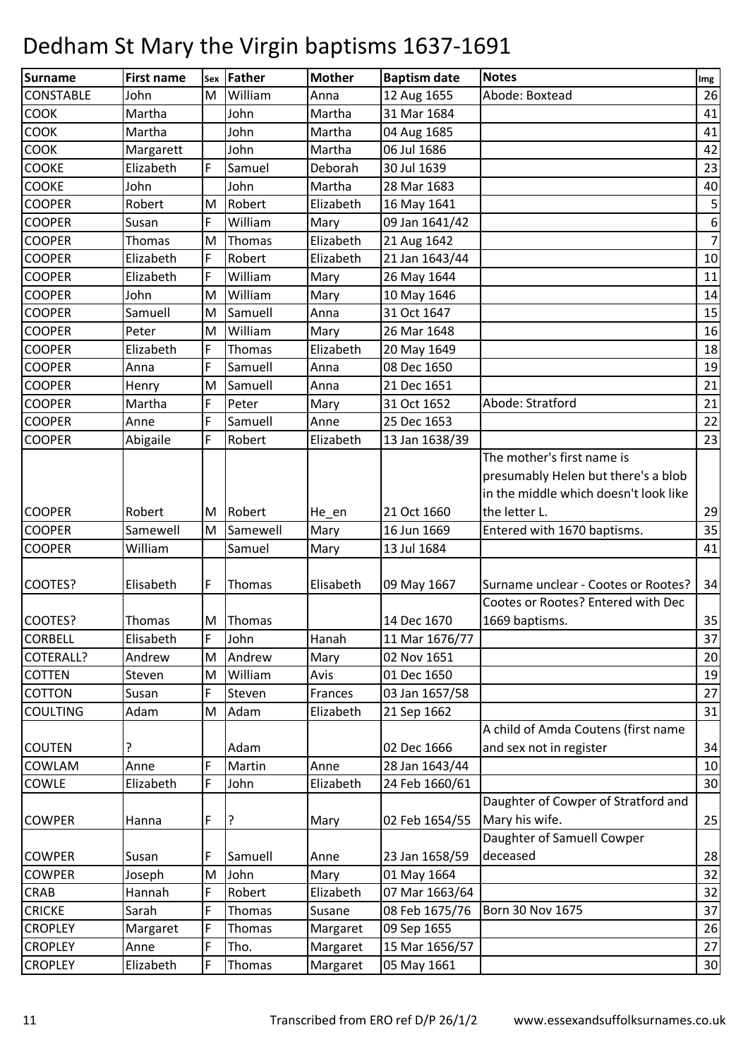# Dedham St Mary the Virgin baptisms 1637-1691

| Surname | First name | Sex | Father | Mother | Baptism date | Notes | Img |
|---|---|---|---|---|---|---|---|
| CONSTABLE | John | M | William | Anna | 12 Aug 1655 | Abode: Boxtead | 26 |
| COOK | Martha | | John | Martha | 31 Mar 1684 | | 41 |
| COOK | Martha | | John | Martha | 04 Aug 1685 | | 41 |
| COOK | Margarett | | John | Martha | 06 Jul 1686 | | 42 |
| COOKE | Elizabeth | F | Samuel | Deborah | 30 Jul 1639 | | 23 |
| COOKE | John | | John | Martha | 28 Mar 1683 | | 40 |
| COOPER | Robert | M | Robert | Elizabeth | 16 May 1641 | | 5 |
| COOPER | Susan | F | William | Mary | 09 Jan 1641/42 | | 6 |
| COOPER | Thomas | M | Thomas | Elizabeth | 21 Aug 1642 | | 7 |
| COOPER | Elizabeth | F | Robert | Elizabeth | 21 Jan 1643/44 | | 10 |
| COOPER | Elizabeth | F | William | Mary | 26 May 1644 | | 11 |
| COOPER | John | M | William | Mary | 10 May 1646 | | 14 |
| COOPER | Samuell | M | Samuell | Anna | 31 Oct 1647 | | 15 |
| COOPER | Peter | M | William | Mary | 26 Mar 1648 | | 16 |
| COOPER | Elizabeth | F | Thomas | Elizabeth | 20 May 1649 | | 18 |
| COOPER | Anna | F | Samuell | Anna | 08 Dec 1650 | | 19 |
| COOPER | Henry | M | Samuell | Anna | 21 Dec 1651 | | 21 |
| COOPER | Martha | F | Peter | Mary | 31 Oct 1652 | Abode: Stratford | 21 |
| COOPER | Anne | F | Samuell | Anne | 25 Dec 1653 | | 22 |
| COOPER | Abigaile | F | Robert | Elizabeth | 13 Jan 1638/39 | | 23 |
| COOPER | Robert | M | Robert | He_en | 21 Oct 1660 | The mother's first name is presumably Helen but there's a blob in the middle which doesn't look like the letter L. | 29 |
| COOPER | Samewell | M | Samewell | Mary | 16 Jun 1669 | Entered with 1670 baptisms. | 35 |
| COOPER | William | | Samuel | Mary | 13 Jul 1684 | | 41 |
| COOTES? | Elisabeth | F | Thomas | Elisabeth | 09 May 1667 | Surname unclear - Cootes or Rootes? | 34 |
| COOTES? | Thomas | M | Thomas | | 14 Dec 1670 | Cootes or Rootes? Entered with Dec 1669 baptisms. | 35 |
| CORBELL | Elisabeth | F | John | Hanah | 11 Mar 1676/77 | | 37 |
| COTERALL? | Andrew | M | Andrew | Mary | 02 Nov 1651 | | 20 |
| COTTEN | Steven | M | William | Avis | 01 Dec 1650 | | 19 |
| COTTON | Susan | F | Steven | Frances | 03 Jan 1657/58 | | 27 |
| COULTING | Adam | M | Adam | Elizabeth | 21 Sep 1662 | | 31 |
| COUTEN | ? | | Adam | | 02 Dec 1666 | A child of Amda Coutens (first name and sex not in register | 34 |
| COWLAM | Anne | F | Martin | Anne | 28 Jan 1643/44 | | 10 |
| COWLE | Elizabeth | F | John | Elizabeth | 24 Feb 1660/61 | | 30 |
| COWPER | Hanna | F | ? | Mary | 02 Feb 1654/55 | Daughter of Cowper of Stratford and Mary his wife. | 25 |
| COWPER | Susan | F | Samuell | Anne | 23 Jan 1658/59 | Daughter of Samuell Cowper deceased | 28 |
| COWPER | Joseph | M | John | Mary | 01 May 1664 | | 32 |
| CRAB | Hannah | F | Robert | Elizabeth | 07 Mar 1663/64 | | 32 |
| CRICKE | Sarah | F | Thomas | Susane | 08 Feb 1675/76 | Born 30 Nov 1675 | 37 |
| CROPLEY | Margaret | F | Thomas | Margaret | 09 Sep 1655 | | 26 |
| CROPLEY | Anne | F | Tho. | Margaret | 15 Mar 1656/57 | | 27 |
| CROPLEY | Elizabeth | F | Thomas | Margaret | 05 May 1661 | | 30 |

Transcribed from ERO ref D/P 26/1/2 www.essexandsuffolksurnames.co.uk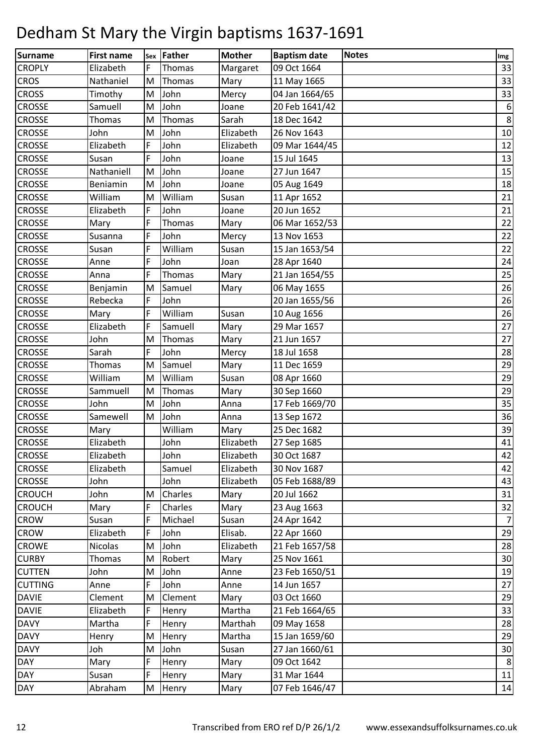# Dedham St Mary the Virgin baptisms 1637-1691

| Surname | First name | Sex | Father | Mother | Baptism date | Notes | Img |
|---|---|---|---|---|---|---|---|
| CROPLY | Elizabeth | F | Thomas | Margaret | 09 Oct 1664 | | 33 |
| CROS | Nathaniel | M | Thomas | Mary | 11 May 1665 | | 33 |
| CROSS | Timothy | M | John | Mercy | 04 Jan 1664/65 | | 33 |
| CROSSE | Samuell | M | John | Joane | 20 Feb 1641/42 | | 6 |
| CROSSE | Thomas | M | Thomas | Sarah | 18 Dec 1642 | | 8 |
| CROSSE | John | M | John | Elizabeth | 26 Nov 1643 | | 10 |
| CROSSE | Elizabeth | F | John | Elizabeth | 09 Mar 1644/45 | | 12 |
| CROSSE | Susan | F | John | Joane | 15 Jul 1645 | | 13 |
| CROSSE | Nathaniell | M | John | Joane | 27 Jun 1647 | | 15 |
| CROSSE | Beniamin | M | John | Joane | 05 Aug 1649 | | 18 |
| CROSSE | William | M | William | Susan | 11 Apr 1652 | | 21 |
| CROSSE | Elizabeth | F | John | Joane | 20 Jun 1652 | | 21 |
| CROSSE | Mary | F | Thomas | Mary | 06 Mar 1652/53 | | 22 |
| CROSSE | Susanna | F | John | Mercy | 13 Nov 1653 | | 22 |
| CROSSE | Susan | F | William | Susan | 15 Jan 1653/54 | | 22 |
| CROSSE | Anne | F | John | Joan | 28 Apr 1640 | | 24 |
| CROSSE | Anna | F | Thomas | Mary | 21 Jan 1654/55 | | 25 |
| CROSSE | Benjamin | M | Samuel | Mary | 06 May 1655 | | 26 |
| CROSSE | Rebecka | F | John | | 20 Jan 1655/56 | | 26 |
| CROSSE | Mary | F | William | Susan | 10 Aug 1656 | | 26 |
| CROSSE | Elizabeth | F | Samuell | Mary | 29 Mar 1657 | | 27 |
| CROSSE | John | M | Thomas | Mary | 21 Jun 1657 | | 27 |
| CROSSE | Sarah | F | John | Mercy | 18 Jul 1658 | | 28 |
| CROSSE | Thomas | M | Samuel | Mary | 11 Dec 1659 | | 29 |
| CROSSE | William | M | William | Susan | 08 Apr 1660 | | 29 |
| CROSSE | Sammuell | M | Thomas | Mary | 30 Sep 1660 | | 29 |
| CROSSE | John | M | John | Anna | 17 Feb 1669/70 | | 35 |
| CROSSE | Samewell | M | John | Anna | 13 Sep 1672 | | 36 |
| CROSSE | Mary | | William | Mary | 25 Dec 1682 | | 39 |
| CROSSE | Elizabeth | | John | Elizabeth | 27 Sep 1685 | | 41 |
| CROSSE | Elizabeth | | John | Elizabeth | 30 Oct 1687 | | 42 |
| CROSSE | Elizabeth | | Samuel | Elizabeth | 30 Nov 1687 | | 42 |
| CROSSE | John | | John | Elizabeth | 05 Feb 1688/89 | | 43 |
| CROUCH | John | M | Charles | Mary | 20 Jul 1662 | | 31 |
| CROUCH | Mary | F | Charles | Mary | 23 Aug 1663 | | 32 |
| CROW | Susan | F | Michael | Susan | 24 Apr 1642 | | 7 |
| CROW | Elizabeth | F | John | Elisab. | 22 Apr 1660 | | 29 |
| CROWE | Nicolas | M | John | Elizabeth | 21 Feb 1657/58 | | 28 |
| CURBY | Thomas | M | Robert | Mary | 25 Nov 1661 | | 30 |
| CUTTEN | John | M | John | Anne | 23 Feb 1650/51 | | 19 |
| CUTTING | Anne | F | John | Anne | 14 Jun 1657 | | 27 |
| DAVIE | Clement | M | Clement | Mary | 03 Oct 1660 | | 29 |
| DAVIE | Elizabeth | F | Henry | Martha | 21 Feb 1664/65 | | 33 |
| DAVY | Martha | F | Henry | Marthah | 09 May 1658 | | 28 |
| DAVY | Henry | M | Henry | Martha | 15 Jan 1659/60 | | 29 |
| DAVY | Joh | M | John | Susan | 27 Jan 1660/61 | | 30 |
| DAY | Mary | F | Henry | Mary | 09 Oct 1642 | | 8 |
| DAY | Susan | F | Henry | Mary | 31 Mar 1644 | | 11 |
| DAY | Abraham | M | Henry | Mary | 07 Feb 1646/47 | | 14 |

Transcribed from ERO ref D/P 26/1/2 www.essexandsuffolksurnames.co.uk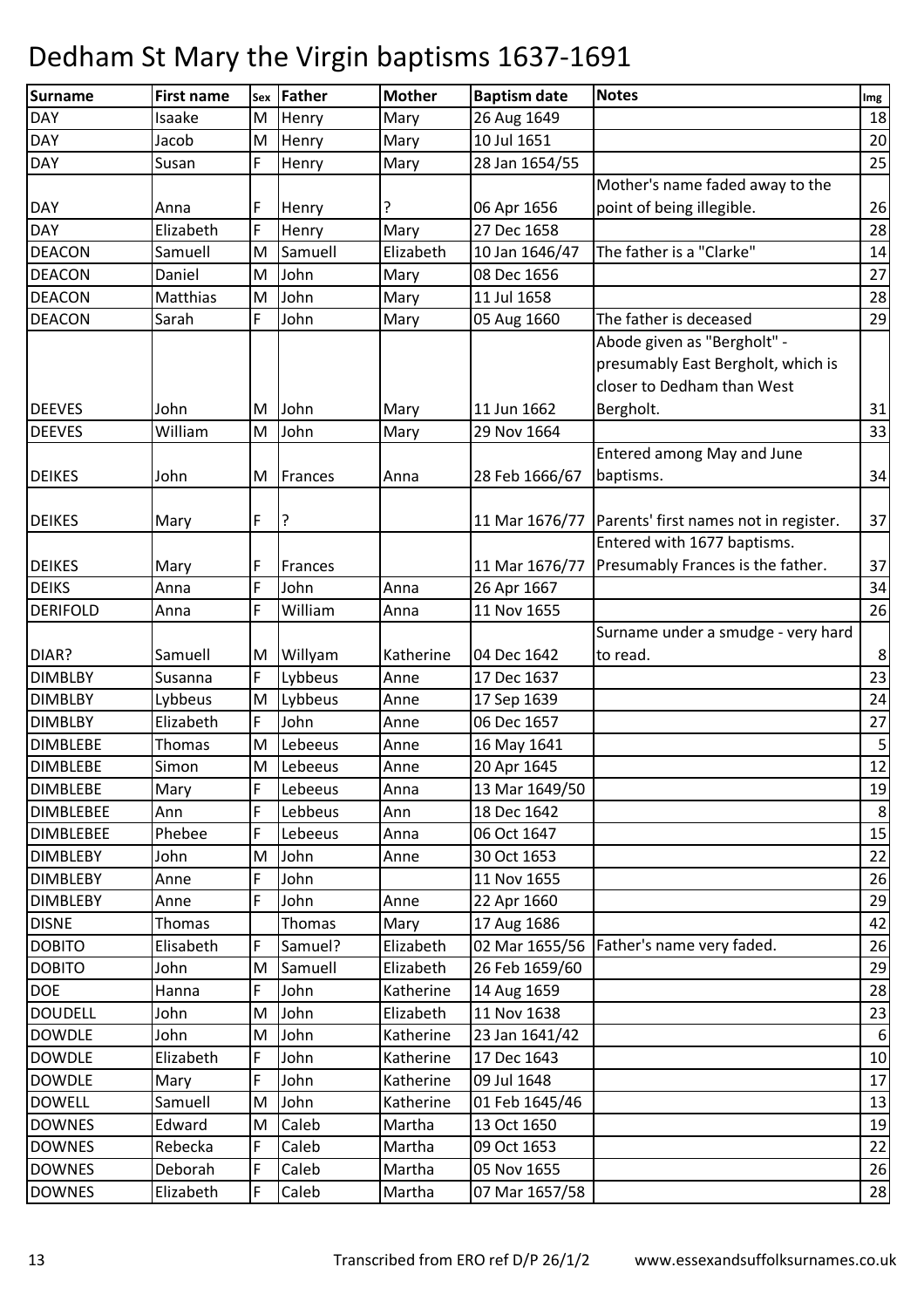# Dedham St Mary the Virgin baptisms 1637-1691

| Surname | First name | Sex | Father | Mother | Baptism date | Notes | Img |
|---|---|---|---|---|---|---|---|
| DAY | Isaake | M | Henry | Mary | 26 Aug 1649 | | 18 |
| DAY | Jacob | M | Henry | Mary | 10 Jul 1651 | | 20 |
| DAY | Susan | F | Henry | Mary | 28 Jan 1654/55 | | 25 |
| DAY | Anna | F | Henry | ? | 06 Apr 1656 | Mother's name faded away to the point of being illegible. | 26 |
| DAY | Elizabeth | F | Henry | Mary | 27 Dec 1658 | | 28 |
| DEACON | Samuell | M | Samuell | Elizabeth | 10 Jan 1646/47 | The father is a "Clarke" | 14 |
| DEACON | Daniel | M | John | Mary | 08 Dec 1656 | | 27 |
| DEACON | Matthias | M | John | Mary | 11 Jul 1658 | | 28 |
| DEACON | Sarah | F | John | Mary | 05 Aug 1660 | The father is deceased | 29 |
| DEEVES | John | M | John | Mary | 11 Jun 1662 | Abode given as "Bergholt" - presumably East Bergholt, which is closer to Dedham than West Bergholt. | 31 |
| DEEVES | William | M | John | Mary | 29 Nov 1664 | | 33 |
| DEIKES | John | M | Frances | Anna | 28 Feb 1666/67 | Entered among May and June baptisms. | 34 |
| DEIKES | Mary | F | ? | | 11 Mar 1676/77 | Parents' first names not in register. | 37 |
| DEIKES | Mary | F | Frances | | 11 Mar 1676/77 | Entered with 1677 baptisms. Presumably Frances is the father. | 37 |
| DEIKS | Anna | F | John | Anna | 26 Apr 1667 | | 34 |
| DERIFOLD | Anna | F | William | Anna | 11 Nov 1655 | | 26 |
| DIAR? | Samuell | M | Willyam | Katherine | 04 Dec 1642 | Surname under a smudge - very hard to read. | 8 |
| DIMBLBY | Susanna | F | Lybbeus | Anne | 17 Dec 1637 | | 23 |
| DIMBLBY | Lybbeus | M | Lybbeus | Anne | 17 Sep 1639 | | 24 |
| DIMBLBY | Elizabeth | F | John | Anne | 06 Dec 1657 | | 27 |
| DIMBLEBE | Thomas | M | Lebeeus | Anne | 16 May 1641 | | 5 |
| DIMBLEBE | Simon | M | Lebeeus | Anne | 20 Apr 1645 | | 12 |
| DIMBLEBE | Mary | F | Lebeeus | Anna | 13 Mar 1649/50 | | 19 |
| DIMBLEBEE | Ann | F | Lebbeus | Ann | 18 Dec 1642 | | 8 |
| DIMBLEBEE | Phebee | F | Lebeeus | Anna | 06 Oct 1647 | | 15 |
| DIMBLEBY | John | M | John | Anne | 30 Oct 1653 | | 22 |
| DIMBLEBY | Anne | F | John | | 11 Nov 1655 | | 26 |
| DIMBLEBY | Anne | F | John | Anne | 22 Apr 1660 | | 29 |
| DISNE | Thomas | | Thomas | Mary | 17 Aug 1686 | | 42 |
| DOBITO | Elisabeth | F | Samuel? | Elizabeth | 02 Mar 1655/56 | Father's name very faded. | 26 |
| DOBITO | John | M | Samuell | Elizabeth | 26 Feb 1659/60 | | 29 |
| DOE | Hanna | F | John | Katherine | 14 Aug 1659 | | 28 |
| DOUDELL | John | M | John | Elizabeth | 11 Nov 1638 | | 23 |
| DOWDLE | John | M | John | Katherine | 23 Jan 1641/42 | | 6 |
| DOWDLE | Elizabeth | F | John | Katherine | 17 Dec 1643 | | 10 |
| DOWDLE | Mary | F | John | Katherine | 09 Jul 1648 | | 17 |
| DOWELL | Samuell | M | John | Katherine | 01 Feb 1645/46 | | 13 |
| DOWNES | Edward | M | Caleb | Martha | 13 Oct 1650 | | 19 |
| DOWNES | Rebecka | F | Caleb | Martha | 09 Oct 1653 | | 22 |
| DOWNES | Deborah | F | Caleb | Martha | 05 Nov 1655 | | 26 |
| DOWNES | Elizabeth | F | Caleb | Martha | 07 Mar 1657/58 | | 28 |

Transcribed from ERO ref D/P 26/1/2 www.essexandsuffolksurnames.co.uk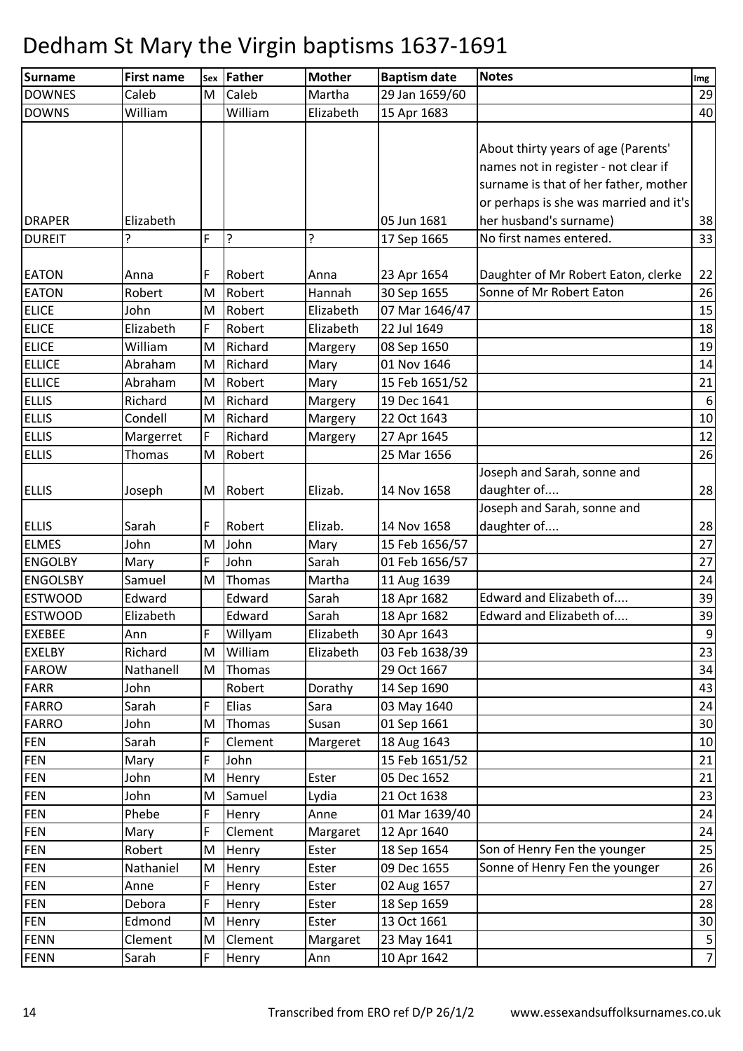# Dedham St Mary the Virgin baptisms 1637-1691

| Surname | First name | Sex | Father | Mother | Baptism date | Notes | Img |
|---|---|---|---|---|---|---|---|
| DOWNES | Caleb | M | Caleb | Martha | 29 Jan 1659/60 | | 29 |
| DOWNS | William | | William | Elizabeth | 15 Apr 1683 | | 40 |
| DRAPER | Elizabeth | | | | 05 Jun 1681 | About thirty years of age (Parents' names not in register - not clear if surname is that of her father, mother or perhaps is she was married and it's her husband's surname) | 38 |
| DUREIT | ? | F | ? | ? | 17 Sep 1665 | No first names entered. | 33 |
| EATON | Anna | F | Robert | Anna | 23 Apr 1654 | Daughter of Mr Robert Eaton, clerke | 22 |
| EATON | Robert | M | Robert | Hannah | 30 Sep 1655 | Sonne of Mr Robert Eaton | 26 |
| ELICE | John | M | Robert | Elizabeth | 07 Mar 1646/47 | | 15 |
| ELICE | Elizabeth | F | Robert | Elizabeth | 22 Jul 1649 | | 18 |
| ELICE | William | M | Richard | Margery | 08 Sep 1650 | | 19 |
| ELLICE | Abraham | M | Richard | Mary | 01 Nov 1646 | | 14 |
| ELLICE | Abraham | M | Robert | Mary | 15 Feb 1651/52 | | 21 |
| ELLIS | Richard | M | Richard | Margery | 19 Dec 1641 | | 6 |
| ELLIS | Condell | M | Richard | Margery | 22 Oct 1643 | | 10 |
| ELLIS | Margerret | F | Richard | Margery | 27 Apr 1645 | | 12 |
| ELLIS | Thomas | M | Robert | | 25 Mar 1656 | | 26 |
| ELLIS | Joseph | M | Robert | Elizab. | 14 Nov 1658 | Joseph and Sarah, sonne and daughter of.... | 28 |
| ELLIS | Sarah | F | Robert | Elizab. | 14 Nov 1658 | Joseph and Sarah, sonne and daughter of.... | 28 |
| ELMES | John | M | John | Mary | 15 Feb 1656/57 | | 27 |
| ENGOLBY | Mary | F | John | Sarah | 01 Feb 1656/57 | | 27 |
| ENGOLSBY | Samuel | M | Thomas | Martha | 11 Aug 1639 | | 24 |
| ESTWOOD | Edward | | Edward | Sarah | 18 Apr 1682 | Edward and Elizabeth of.... | 39 |
| ESTWOOD | Elizabeth | | Edward | Sarah | 18 Apr 1682 | Edward and Elizabeth of.... | 39 |
| EXEBEE | Ann | F | Willyam | Elizabeth | 30 Apr 1643 | | 9 |
| EXELBY | Richard | M | William | Elizabeth | 03 Feb 1638/39 | | 23 |
| FAROW | Nathanell | M | Thomas | | 29 Oct 1667 | | 34 |
| FARR | John | | Robert | Dorathy | 14 Sep 1690 | | 43 |
| FARRO | Sarah | F | Elias | Sara | 03 May 1640 | | 24 |
| FARRO | John | M | Thomas | Susan | 01 Sep 1661 | | 30 |
| FEN | Sarah | F | Clement | Margeret | 18 Aug 1643 | | 10 |
| FEN | Mary | F | John | | 15 Feb 1651/52 | | 21 |
| FEN | John | M | Henry | Ester | 05 Dec 1652 | | 21 |
| FEN | John | M | Samuel | Lydia | 21 Oct 1638 | | 23 |
| FEN | Phebe | F | Henry | Anne | 01 Mar 1639/40 | | 24 |
| FEN | Mary | F | Clement | Margaret | 12 Apr 1640 | | 24 |
| FEN | Robert | M | Henry | Ester | 18 Sep 1654 | Son of Henry Fen the younger | 25 |
| FEN | Nathaniel | M | Henry | Ester | 09 Dec 1655 | Sonne of Henry Fen the younger | 26 |
| FEN | Anne | F | Henry | Ester | 02 Aug 1657 | | 27 |
| FEN | Debora | F | Henry | Ester | 18 Sep 1659 | | 28 |
| FEN | Edmond | M | Henry | Ester | 13 Oct 1661 | | 30 |
| FENN | Clement | M | Clement | Margaret | 23 May 1641 | | 5 |
| FENN | Sarah | F | Henry | Ann | 10 Apr 1642 | | 7 |

Transcribed from ERO ref D/P 26/1/2 www.essexandsuffolksurnames.co.uk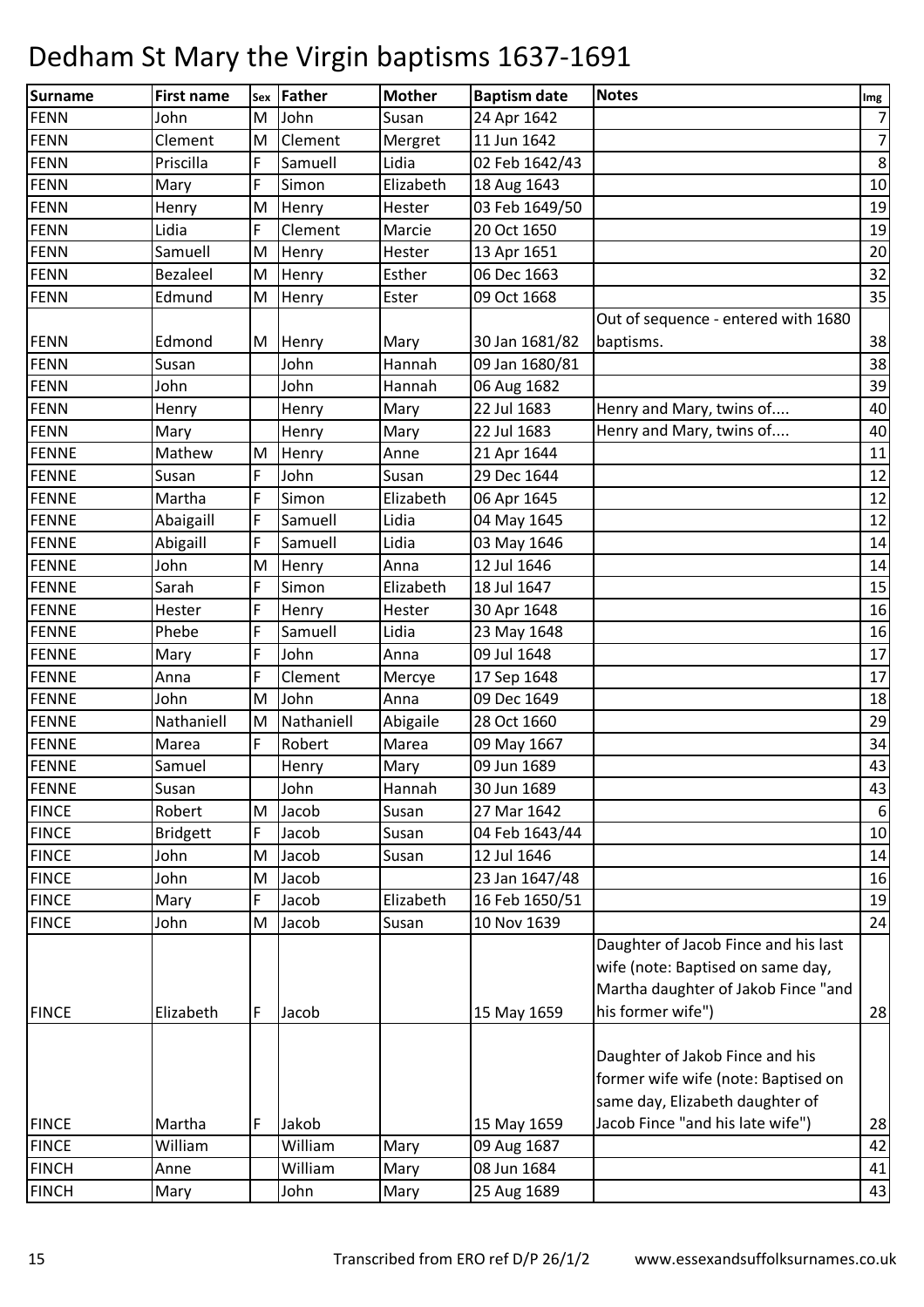# Dedham St Mary the Virgin baptisms 1637-1691

| Surname | First name | Sex | Father | Mother | Baptism date | Notes | Img |
|---|---|---|---|---|---|---|---|
| FENN | John | M | John | Susan | 24 Apr 1642 | | 7 |
| FENN | Clement | M | Clement | Mergret | 11 Jun 1642 | | 7 |
| FENN | Priscilla | F | Samuell | Lidia | 02 Feb 1642/43 | | 8 |
| FENN | Mary | F | Simon | Elizabeth | 18 Aug 1643 | | 10 |
| FENN | Henry | M | Henry | Hester | 03 Feb 1649/50 | | 19 |
| FENN | Lidia | F | Clement | Marcie | 20 Oct 1650 | | 19 |
| FENN | Samuell | M | Henry | Hester | 13 Apr 1651 | | 20 |
| FENN | Bezaleel | M | Henry | Esther | 06 Dec 1663 | | 32 |
| FENN | Edmund | M | Henry | Ester | 09 Oct 1668 | | 35 |
| FENN | Edmond | M | Henry | Mary | 30 Jan 1681/82 | Out of sequence - entered with 1680 baptisms. | 38 |
| FENN | Susan | | John | Hannah | 09 Jan 1680/81 | | 38 |
| FENN | John | | John | Hannah | 06 Aug 1682 | | 39 |
| FENN | Henry | | Henry | Mary | 22 Jul 1683 | Henry and Mary, twins of.... | 40 |
| FENN | Mary | | Henry | Mary | 22 Jul 1683 | Henry and Mary, twins of.... | 40 |
| FENNE | Mathew | M | Henry | Anne | 21 Apr 1644 | | 11 |
| FENNE | Susan | F | John | Susan | 29 Dec 1644 | | 12 |
| FENNE | Martha | F | Simon | Elizabeth | 06 Apr 1645 | | 12 |
| FENNE | Abaigaill | F | Samuell | Lidia | 04 May 1645 | | 12 |
| FENNE | Abigaill | F | Samuell | Lidia | 03 May 1646 | | 14 |
| FENNE | John | M | Henry | Anna | 12 Jul 1646 | | 14 |
| FENNE | Sarah | F | Simon | Elizabeth | 18 Jul 1647 | | 15 |
| FENNE | Hester | F | Henry | Hester | 30 Apr 1648 | | 16 |
| FENNE | Phebe | F | Samuell | Lidia | 23 May 1648 | | 16 |
| FENNE | Mary | F | John | Anna | 09 Jul 1648 | | 17 |
| FENNE | Anna | F | Clement | Mercye | 17 Sep 1648 | | 17 |
| FENNE | John | M | John | Anna | 09 Dec 1649 | | 18 |
| FENNE | Nathaniell | M | Nathaniell | Abigaile | 28 Oct 1660 | | 29 |
| FENNE | Marea | F | Robert | Marea | 09 May 1667 | | 34 |
| FENNE | Samuel | | Henry | Mary | 09 Jun 1689 | | 43 |
| FENNE | Susan | | John | Hannah | 30 Jun 1689 | | 43 |
| FINCE | Robert | M | Jacob | Susan | 27 Mar 1642 | | 6 |
| FINCE | Bridgett | F | Jacob | Susan | 04 Feb 1643/44 | | 10 |
| FINCE | John | M | Jacob | Susan | 12 Jul 1646 | | 14 |
| FINCE | John | M | Jacob | | 23 Jan 1647/48 | | 16 |
| FINCE | Mary | F | Jacob | Elizabeth | 16 Feb 1650/51 | | 19 |
| FINCE | John | M | Jacob | Susan | 10 Nov 1639 | | 24 |
| FINCE | Elizabeth | F | Jacob | | 15 May 1659 | Daughter of Jacob Fince and his last wife (note: Baptised on same day, Martha daughter of Jakob Fince "and his former wife") | 28 |
| FINCE | Martha | F | Jakob | | 15 May 1659 | Daughter of Jakob Fince and his former wife wife (note: Baptised on same day, Elizabeth daughter of Jacob Fince "and his late wife") | 28 |
| FINCE | William | | William | Mary | 09 Aug 1687 | | 42 |
| FINCH | Anne | | William | Mary | 08 Jun 1684 | | 41 |
| FINCH | Mary | | John | Mary | 25 Aug 1689 | | 43 |

Transcribed from ERO ref D/P 26/1/2 www.essexandsuffolksurnames.co.uk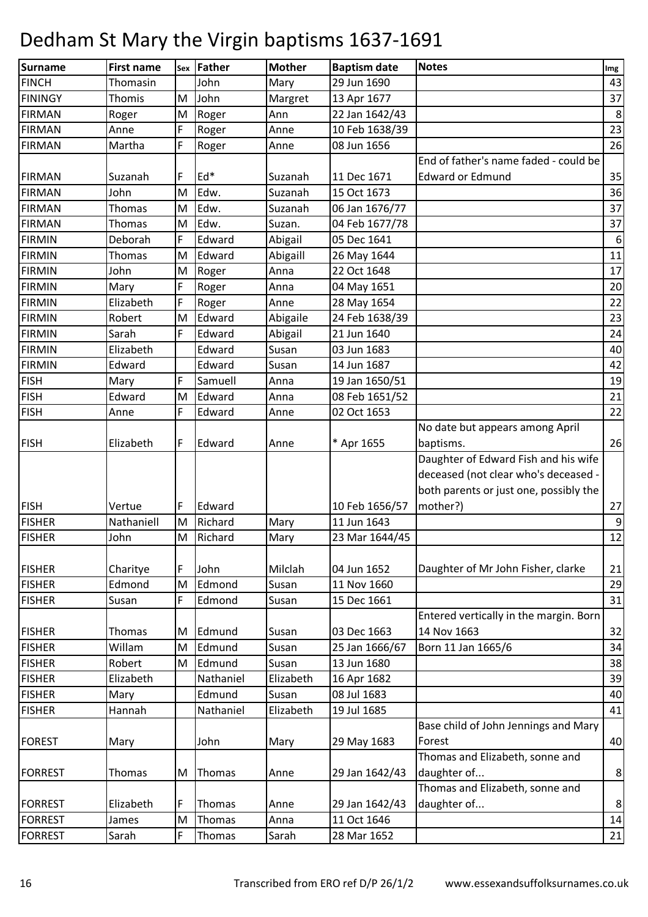# Dedham St Mary the Virgin baptisms 1637-1691

| Surname | First name | Sex | Father | Mother | Baptism date | Notes | Img |
|---|---|---|---|---|---|---|---|
| FINCH | Thomasin | | John | Mary | 29 Jun 1690 | | 43 |
| FININGY | Thomis | M | John | Margret | 13 Apr 1677 | | 37 |
| FIRMAN | Roger | M | Roger | Ann | 22 Jan 1642/43 | | 8 |
| FIRMAN | Anne | F | Roger | Anne | 10 Feb 1638/39 | | 23 |
| FIRMAN | Martha | F | Roger | Anne | 08 Jun 1656 | | 26 |
| FIRMAN | Suzanah | F | Ed* | Suzanah | 11 Dec 1671 | End of father's name faded - could be Edward or Edmund | 35 |
| FIRMAN | John | M | Edw. | Suzanah | 15 Oct 1673 | | 36 |
| FIRMAN | Thomas | M | Edw. | Suzanah | 06 Jan 1676/77 | | 37 |
| FIRMAN | Thomas | M | Edw. | Suzan. | 04 Feb 1677/78 | | 37 |
| FIRMIN | Deborah | F | Edward | Abigail | 05 Dec 1641 | | 6 |
| FIRMIN | Thomas | M | Edward | Abigaill | 26 May 1644 | | 11 |
| FIRMIN | John | M | Roger | Anna | 22 Oct 1648 | | 17 |
| FIRMIN | Mary | F | Roger | Anna | 04 May 1651 | | 20 |
| FIRMIN | Elizabeth | F | Roger | Anne | 28 May 1654 | | 22 |
| FIRMIN | Robert | M | Edward | Abigaile | 24 Feb 1638/39 | | 23 |
| FIRMIN | Sarah | F | Edward | Abigail | 21 Jun 1640 | | 24 |
| FIRMIN | Elizabeth | | Edward | Susan | 03 Jun 1683 | | 40 |
| FIRMIN | Edward | | Edward | Susan | 14 Jun 1687 | | 42 |
| FISH | Mary | F | Samuell | Anna | 19 Jan 1650/51 | | 19 |
| FISH | Edward | M | Edward | Anna | 08 Feb 1651/52 | | 21 |
| FISH | Anne | F | Edward | Anne | 02 Oct 1653 | | 22 |
| FISH | Elizabeth | F | Edward | Anne | * Apr 1655 | No date but appears among April baptisms. | 26 |
| FISH | Vertue | F | Edward | | 10 Feb 1656/57 | Daughter of Edward Fish and his wife deceased (not clear who's deceased - both parents or just one, possibly the mother?) | 27 |
| FISHER | Nathaniell | M | Richard | Mary | 11 Jun 1643 | | 9 |
| FISHER | John | M | Richard | Mary | 23 Mar 1644/45 | | 12 |
| FISHER | Charitye | F | John | Milclah | 04 Jun 1652 | Daughter of Mr John Fisher, clarke | 21 |
| FISHER | Edmond | M | Edmond | Susan | 11 Nov 1660 | | 29 |
| FISHER | Susan | F | Edmond | Susan | 15 Dec 1661 | | 31 |
| FISHER | Thomas | M | Edmund | Susan | 03 Dec 1663 | Entered vertically in the margin. Born 14 Nov 1663 | 32 |
| FISHER | Willam | M | Edmund | Susan | 25 Jan 1666/67 | Born 11 Jan 1665/6 | 34 |
| FISHER | Robert | M | Edmund | Susan | 13 Jun 1680 | | 38 |
| FISHER | Elizabeth | | Nathaniel | Elizabeth | 16 Apr 1682 | | 39 |
| FISHER | Mary | | Edmund | Susan | 08 Jul 1683 | | 40 |
| FISHER | Hannah | | Nathaniel | Elizabeth | 19 Jul 1685 | | 41 |
| FOREST | Mary | | John | Mary | 29 May 1683 | Base child of John Jennings and Mary Forest | 40 |
| FORREST | Thomas | M | Thomas | Anne | 29 Jan 1642/43 | Thomas and Elizabeth, sonne and daughter of... | 8 |
| FORREST | Elizabeth | F | Thomas | Anne | 29 Jan 1642/43 | Thomas and Elizabeth, sonne and daughter of... | 8 |
| FORREST | James | M | Thomas | Anna | 11 Oct 1646 | | 14 |
| FORREST | Sarah | F | Thomas | Sarah | 28 Mar 1652 | | 21 |

Transcribed from ERO ref D/P 26/1/2 www.essexandsuffolksurnames.co.uk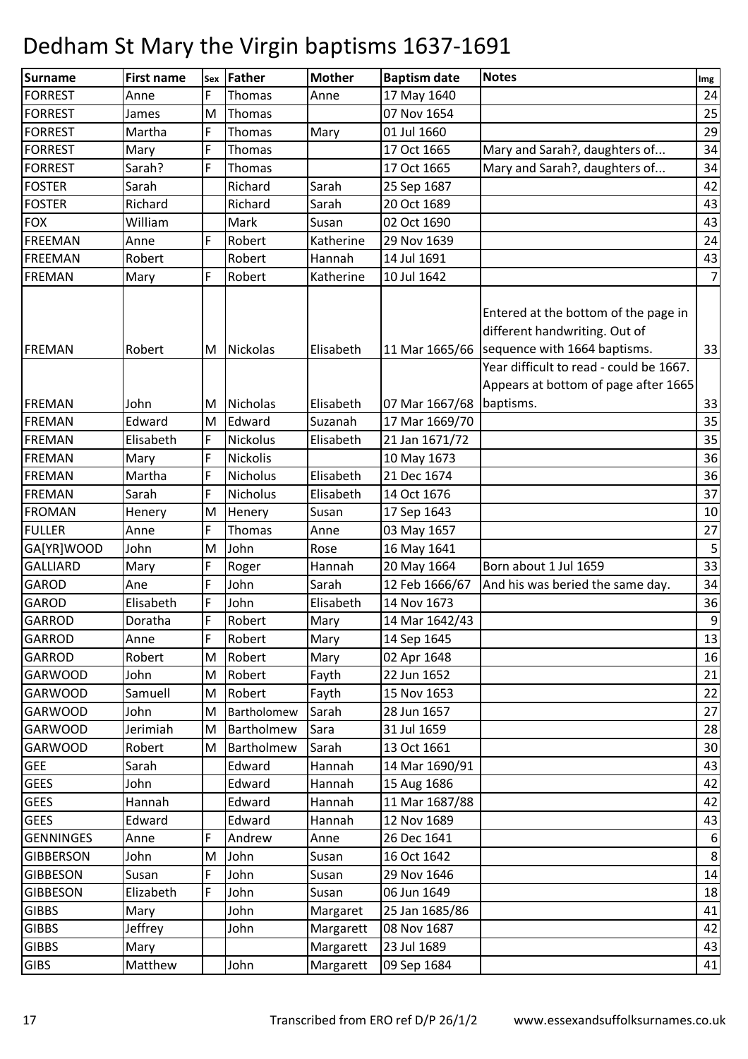# Dedham St Mary the Virgin baptisms 1637-1691

| Surname | First name | Sex | Father | Mother | Baptism date | Notes | Img |
|---|---|---|---|---|---|---|---|
| FORREST | Anne | F | Thomas | Anne | 17 May 1640 | | 24 |
| FORREST | James | M | Thomas | | 07 Nov 1654 | | 25 |
| FORREST | Martha | F | Thomas | Mary | 01 Jul 1660 | | 29 |
| FORREST | Mary | F | Thomas | | 17 Oct 1665 | Mary and Sarah?, daughters of... | 34 |
| FORREST | Sarah? | F | Thomas | | 17 Oct 1665 | Mary and Sarah?, daughters of... | 34 |
| FOSTER | Sarah | | Richard | Sarah | 25 Sep 1687 | | 42 |
| FOSTER | Richard | | Richard | Sarah | 20 Oct 1689 | | 43 |
| FOX | William | | Mark | Susan | 02 Oct 1690 | | 43 |
| FREEMAN | Anne | F | Robert | Katherine | 29 Nov 1639 | | 24 |
| FREEMAN | Robert | | Robert | Hannah | 14 Jul 1691 | | 43 |
| FREMAN | Mary | F | Robert | Katherine | 10 Jul 1642 | | 7 |
| FREMAN | Robert | M | Nickolas | Elisabeth | 11 Mar 1665/66 | Entered at the bottom of the page in different handwriting. Out of sequence with 1664 baptisms. | 33 |
| FREMAN | John | M | Nicholas | Elisabeth | 07 Mar 1667/68 | Year difficult to read - could be 1667. Appears at bottom of page after 1665 baptisms. | 33 |
| FREMAN | Edward | M | Edward | Suzanah | 17 Mar 1669/70 | | 35 |
| FREMAN | Elisabeth | F | Nickolus | Elisabeth | 21 Jan 1671/72 | | 35 |
| FREMAN | Mary | F | Nickolis | | 10 May 1673 | | 36 |
| FREMAN | Martha | F | Nicholus | Elisabeth | 21 Dec 1674 | | 36 |
| FREMAN | Sarah | F | Nicholus | Elisabeth | 14 Oct 1676 | | 37 |
| FROMAN | Henery | M | Henery | Susan | 17 Sep 1643 | | 10 |
| FULLER | Anne | F | Thomas | Anne | 03 May 1657 | | 27 |
| GA[YR]WOOD | John | M | John | Rose | 16 May 1641 | | 5 |
| GALLIARD | Mary | F | Roger | Hannah | 20 May 1664 | Born about 1 Jul 1659 | 33 |
| GAROD | Ane | F | John | Sarah | 12 Feb 1666/67 | And his was beried the same day. | 34 |
| GAROD | Elisabeth | F | John | Elisabeth | 14 Nov 1673 | | 36 |
| GARROD | Doratha | F | Robert | Mary | 14 Mar 1642/43 | | 9 |
| GARROD | Anne | F | Robert | Mary | 14 Sep 1645 | | 13 |
| GARROD | Robert | M | Robert | Mary | 02 Apr 1648 | | 16 |
| GARWOOD | John | M | Robert | Fayth | 22 Jun 1652 | | 21 |
| GARWOOD | Samuell | M | Robert | Fayth | 15 Nov 1653 | | 22 |
| GARWOOD | John | M | Bartholomew | Sarah | 28 Jun 1657 | | 27 |
| GARWOOD | Jerimiah | M | Bartholmew | Sara | 31 Jul 1659 | | 28 |
| GARWOOD | Robert | M | Bartholmew | Sarah | 13 Oct 1661 | | 30 |
| GEE | Sarah | | Edward | Hannah | 14 Mar 1690/91 | | 43 |
| GEES | John | | Edward | Hannah | 15 Aug 1686 | | 42 |
| GEES | Hannah | | Edward | Hannah | 11 Mar 1687/88 | | 42 |
| GEES | Edward | | Edward | Hannah | 12 Nov 1689 | | 43 |
| GENNINGES | Anne | F | Andrew | Anne | 26 Dec 1641 | | 6 |
| GIBBERSON | John | M | John | Susan | 16 Oct 1642 | | 8 |
| GIBBESON | Susan | F | John | Susan | 29 Nov 1646 | | 14 |
| GIBBESON | Elizabeth | F | John | Susan | 06 Jun 1649 | | 18 |
| GIBBS | Mary | | John | Margaret | 25 Jan 1685/86 | | 41 |
| GIBBS | Jeffrey | | John | Margarett | 08 Nov 1687 | | 42 |
| GIBBS | Mary | | | Margarett | 23 Jul 1689 | | 43 |
| GIBS | Matthew | | John | Margarett | 09 Sep 1684 | | 41 |

Transcribed from ERO ref D/P 26/1/2 www.essexandsuffolksurnames.co.uk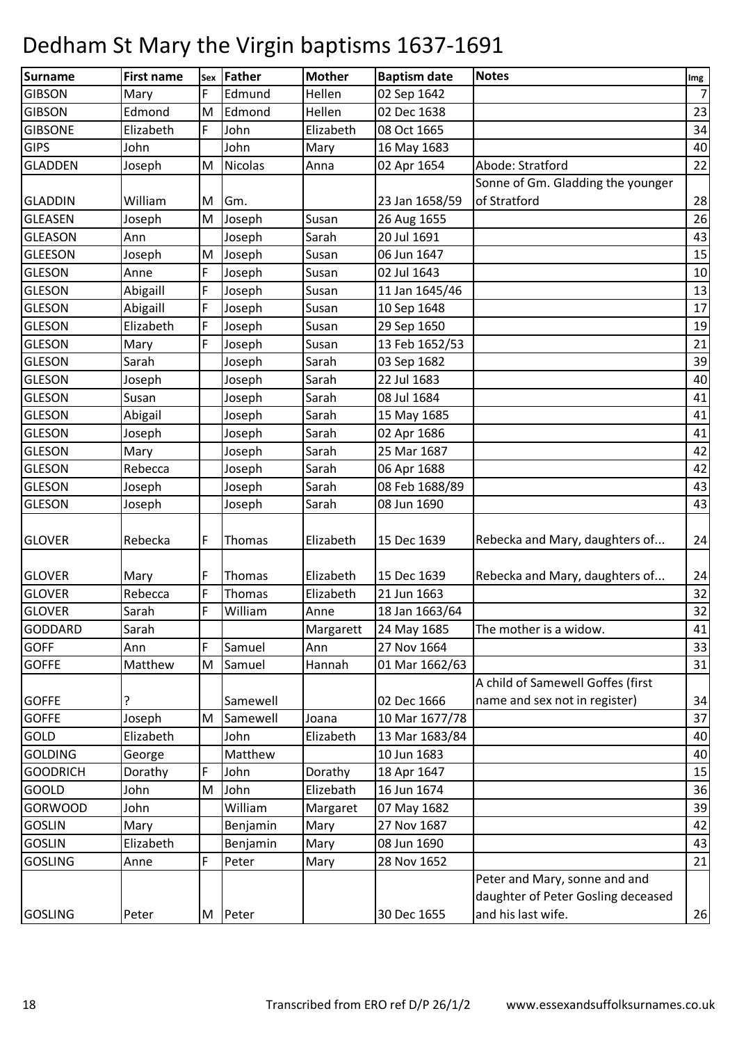# Dedham St Mary the Virgin baptisms 1637-1691

| Surname | First name | Sex | Father | Mother | Baptism date | Notes | Img |
|---|---|---|---|---|---|---|---|
| GIBSON | Mary | F | Edmund | Hellen | 02 Sep 1642 | | 7 |
| GIBSON | Edmond | M | Edmond | Hellen | 02 Dec 1638 | | 23 |
| GIBSONE | Elizabeth | F | John | Elizabeth | 08 Oct 1665 | | 34 |
| GIPS | John | | John | Mary | 16 May 1683 | | 40 |
| GLADDEN | Joseph | M | Nicolas | Anna | 02 Apr 1654 | Abode: Stratford | 22 |
| GLADDIN | William | M | Gm. | | 23 Jan 1658/59 | Sonne of Gm. Gladding the younger of Stratford | 28 |
| GLEASEN | Joseph | M | Joseph | Susan | 26 Aug 1655 | | 26 |
| GLEASON | Ann | | Joseph | Sarah | 20 Jul 1691 | | 43 |
| GLEESON | Joseph | M | Joseph | Susan | 06 Jun 1647 | | 15 |
| GLESON | Anne | F | Joseph | Susan | 02 Jul 1643 | | 10 |
| GLESON | Abigaill | F | Joseph | Susan | 11 Jan 1645/46 | | 13 |
| GLESON | Abigaill | F | Joseph | Susan | 10 Sep 1648 | | 17 |
| GLESON | Elizabeth | F | Joseph | Susan | 29 Sep 1650 | | 19 |
| GLESON | Mary | F | Joseph | Susan | 13 Feb 1652/53 | | 21 |
| GLESON | Sarah | | Joseph | Sarah | 03 Sep 1682 | | 39 |
| GLESON | Joseph | | Joseph | Sarah | 22 Jul 1683 | | 40 |
| GLESON | Susan | | Joseph | Sarah | 08 Jul 1684 | | 41 |
| GLESON | Abigail | | Joseph | Sarah | 15 May 1685 | | 41 |
| GLESON | Joseph | | Joseph | Sarah | 02 Apr 1686 | | 41 |
| GLESON | Mary | | Joseph | Sarah | 25 Mar 1687 | | 42 |
| GLESON | Rebecca | | Joseph | Sarah | 06 Apr 1688 | | 42 |
| GLESON | Joseph | | Joseph | Sarah | 08 Feb 1688/89 | | 43 |
| GLESON | Joseph | | Joseph | Sarah | 08 Jun 1690 | | 43 |
| GLOVER | Rebecka | F | Thomas | Elizabeth | 15 Dec 1639 | Rebecka and Mary, daughters of... | 24 |
| GLOVER | Mary | F | Thomas | Elizabeth | 15 Dec 1639 | Rebecka and Mary, daughters of... | 24 |
| GLOVER | Rebecca | F | Thomas | Elizabeth | 21 Jun 1663 | | 32 |
| GLOVER | Sarah | F | William | Anne | 18 Jan 1663/64 | | 32 |
| GODDARD | Sarah | | | Margarett | 24 May 1685 | The mother is a widow. | 41 |
| GOFF | Ann | F | Samuel | Ann | 27 Nov 1664 | | 33 |
| GOFFE | Matthew | M | Samuel | Hannah | 01 Mar 1662/63 | | 31 |
| GOFFE | ? | | Samewell | | 02 Dec 1666 | A child of Samewell Goffes (first name and sex not in register) | 34 |
| GOFFE | Joseph | M | Samewell | Joana | 10 Mar 1677/78 | | 37 |
| GOLD | Elizabeth | | John | Elizabeth | 13 Mar 1683/84 | | 40 |
| GOLDING | George | | Matthew | | 10 Jun 1683 | | 40 |
| GOODRICH | Dorathy | F | John | Dorathy | 18 Apr 1647 | | 15 |
| GOOLD | John | M | John | Elizebath | 16 Jun 1674 | | 36 |
| GORWOOD | John | | William | Margaret | 07 May 1682 | | 39 |
| GOSLIN | Mary | | Benjamin | Mary | 27 Nov 1687 | | 42 |
| GOSLIN | Elizabeth | | Benjamin | Mary | 08 Jun 1690 | | 43 |
| GOSLING | Anne | F | Peter | Mary | 28 Nov 1652 | | 21 |
| GOSLING | Peter | M | Peter | | 30 Dec 1655 | Peter and Mary, sonne and daughter of Peter Gosling deceased and his last wife. | 26 |

Transcribed from ERO ref D/P 26/1/2 www.essexandsuffolksurnames.co.uk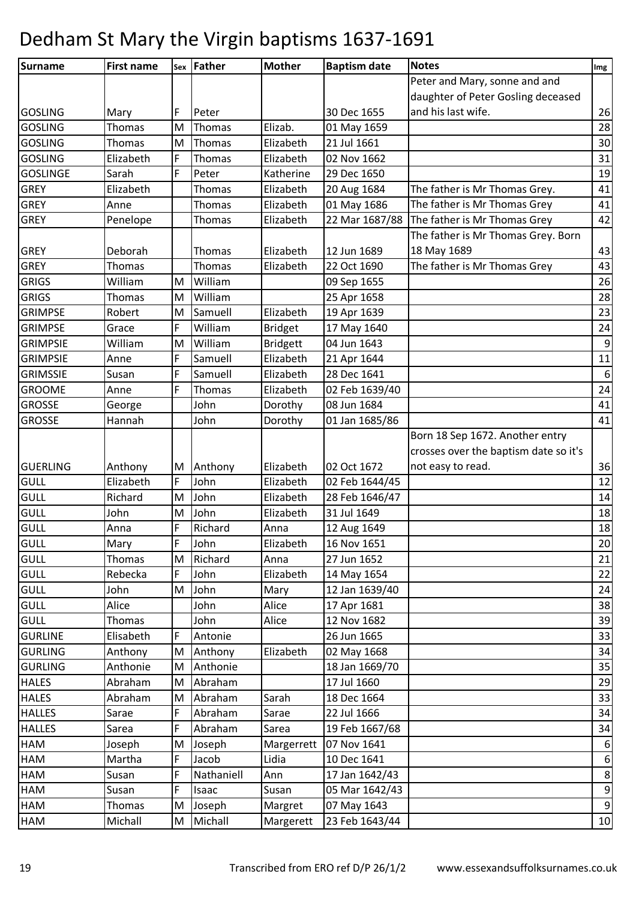# Dedham St Mary the Virgin baptisms 1637-1691

| Surname | First name | Sex | Father | Mother | Baptism date | Notes | Img |
|---|---|---|---|---|---|---|---|
| GOSLING | Mary | F | Peter | | 30 Dec 1655 | Peter and Mary, sonne and and daughter of Peter Gosling deceased and his last wife. | 26 |
| GOSLING | Thomas | M | Thomas | Elizab. | 01 May 1659 | | 28 |
| GOSLING | Thomas | M | Thomas | Elizabeth | 21 Jul 1661 | | 30 |
| GOSLING | Elizabeth | F | Thomas | Elizabeth | 02 Nov 1662 | | 31 |
| GOSLINGE | Sarah | F | Peter | Katherine | 29 Dec 1650 | | 19 |
| GREY | Elizabeth | | Thomas | Elizabeth | 20 Aug 1684 | The father is Mr Thomas Grey. | 41 |
| GREY | Anne | | Thomas | Elizabeth | 01 May 1686 | The father is Mr Thomas Grey | 41 |
| GREY | Penelope | | Thomas | Elizabeth | 22 Mar 1687/88 | The father is Mr Thomas Grey | 42 |
| GREY | Deborah | | Thomas | Elizabeth | 12 Jun 1689 | The father is Mr Thomas Grey. Born 18 May 1689 | 43 |
| GREY | Thomas | | Thomas | Elizabeth | 22 Oct 1690 | The father is Mr Thomas Grey | 43 |
| GRIGS | William | M | William | | 09 Sep 1655 | | 26 |
| GRIGS | Thomas | M | William | | 25 Apr 1658 | | 28 |
| GRIMPSE | Robert | M | Samuell | Elizabeth | 19 Apr 1639 | | 23 |
| GRIMPSE | Grace | F | William | Bridget | 17 May 1640 | | 24 |
| GRIMPSIE | William | M | William | Bridgett | 04 Jun 1643 | | 9 |
| GRIMPSIE | Anne | F | Samuell | Elizabeth | 21 Apr 1644 | | 11 |
| GRIMSSIE | Susan | F | Samuell | Elizabeth | 28 Dec 1641 | | 6 |
| GROOME | Anne | F | Thomas | Elizabeth | 02 Feb 1639/40 | | 24 |
| GROSSE | George | | John | Dorothy | 08 Jun 1684 | | 41 |
| GROSSE | Hannah | | John | Dorothy | 01 Jan 1685/86 | | 41 |
| GUERLING | Anthony | M | Anthony | Elizabeth | 02 Oct 1672 | Born 18 Sep 1672. Another entry crosses over the baptism date so it's not easy to read. | 36 |
| GULL | Elizabeth | F | John | Elizabeth | 02 Feb 1644/45 | | 12 |
| GULL | Richard | M | John | Elizabeth | 28 Feb 1646/47 | | 14 |
| GULL | John | M | John | Elizabeth | 31 Jul 1649 | | 18 |
| GULL | Anna | F | Richard | Anna | 12 Aug 1649 | | 18 |
| GULL | Mary | F | John | Elizabeth | 16 Nov 1651 | | 20 |
| GULL | Thomas | M | Richard | Anna | 27 Jun 1652 | | 21 |
| GULL | Rebecka | F | John | Elizabeth | 14 May 1654 | | 22 |
| GULL | John | M | John | Mary | 12 Jan 1639/40 | | 24 |
| GULL | Alice | | John | Alice | 17 Apr 1681 | | 38 |
| GULL | Thomas | | John | Alice | 12 Nov 1682 | | 39 |
| GURLINE | Elisabeth | F | Antonie | | 26 Jun 1665 | | 33 |
| GURLING | Anthony | M | Anthony | Elizabeth | 02 May 1668 | | 34 |
| GURLING | Anthonie | M | Anthonie | | 18 Jan 1669/70 | | 35 |
| HALES | Abraham | M | Abraham | | 17 Jul 1660 | | 29 |
| HALES | Abraham | M | Abraham | Sarah | 18 Dec 1664 | | 33 |
| HALLES | Sarae | F | Abraham | Sarae | 22 Jul 1666 | | 34 |
| HALLES | Sarea | F | Abraham | Sarea | 19 Feb 1667/68 | | 34 |
| HAM | Joseph | M | Joseph | Margerrett | 07 Nov 1641 | | 6 |
| HAM | Martha | F | Jacob | Lidia | 10 Dec 1641 | | 6 |
| HAM | Susan | F | Nathaniell | Ann | 17 Jan 1642/43 | | 8 |
| HAM | Susan | F | Isaac | Susan | 05 Mar 1642/43 | | 9 |
| HAM | Thomas | M | Joseph | Margret | 07 May 1643 | | 9 |
| HAM | Michall | M | Michall | Margerett | 23 Feb 1643/44 | | 10 |

Transcribed from ERO ref D/P 26/1/2 www.essexandsuffolksurnames.co.uk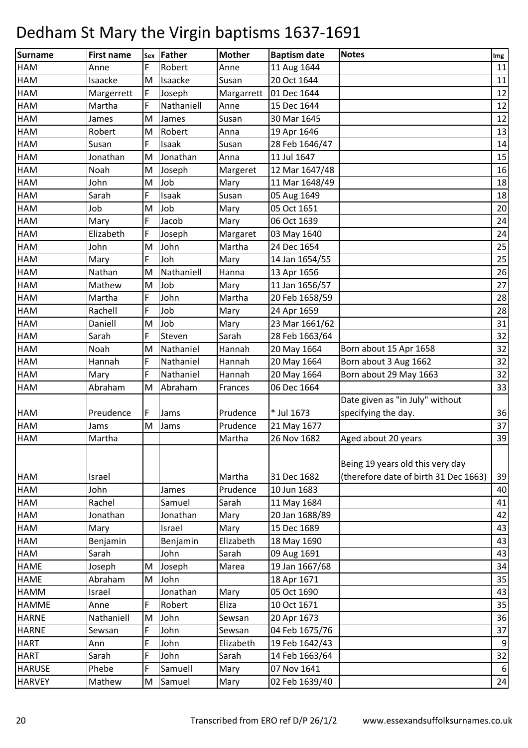# Dedham St Mary the Virgin baptisms 1637-1691

| Surname | First name | Sex | Father | Mother | Baptism date | Notes | Img |
|---|---|---|---|---|---|---|---|
| HAM | Anne | F | Robert | Anne | 11 Aug 1644 | | 11 |
| HAM | Isaacke | M | Isaacke | Susan | 20 Oct 1644 | | 11 |
| HAM | Margerrett | F | Joseph | Margarrett | 01 Dec 1644 | | 12 |
| HAM | Martha | F | Nathaniell | Anne | 15 Dec 1644 | | 12 |
| HAM | James | M | James | Susan | 30 Mar 1645 | | 12 |
| HAM | Robert | M | Robert | Anna | 19 Apr 1646 | | 13 |
| HAM | Susan | F | Isaak | Susan | 28 Feb 1646/47 | | 14 |
| HAM | Jonathan | M | Jonathan | Anna | 11 Jul 1647 | | 15 |
| HAM | Noah | M | Joseph | Margeret | 12 Mar 1647/48 | | 16 |
| HAM | John | M | Job | Mary | 11 Mar 1648/49 | | 18 |
| HAM | Sarah | F | Isaak | Susan | 05 Aug 1649 | | 18 |
| HAM | Job | M | Job | Mary | 05 Oct 1651 | | 20 |
| HAM | Mary | F | Jacob | Mary | 06 Oct 1639 | | 24 |
| HAM | Elizabeth | F | Joseph | Margaret | 03 May 1640 | | 24 |
| HAM | John | M | John | Martha | 24 Dec 1654 | | 25 |
| HAM | Mary | F | Joh | Mary | 14 Jan 1654/55 | | 25 |
| HAM | Nathan | M | Nathaniell | Hanna | 13 Apr 1656 | | 26 |
| HAM | Mathew | M | Job | Mary | 11 Jan 1656/57 | | 27 |
| HAM | Martha | F | John | Martha | 20 Feb 1658/59 | | 28 |
| HAM | Rachell | F | Job | Mary | 24 Apr 1659 | | 28 |
| HAM | Daniell | M | Job | Mary | 23 Mar 1661/62 | | 31 |
| HAM | Sarah | F | Steven | Sarah | 28 Feb 1663/64 | | 32 |
| HAM | Noah | M | Nathaniel | Hannah | 20 May 1664 | Born about 15 Apr 1658 | 32 |
| HAM | Hannah | F | Nathaniel | Hannah | 20 May 1664 | Born about 3 Aug 1662 | 32 |
| HAM | Mary | F | Nathaniel | Hannah | 20 May 1664 | Born about 29 May 1663 | 32 |
| HAM | Abraham | M | Abraham | Frances | 06 Dec 1664 | | 33 |
| HAM | Preudence | F | Jams | Prudence | * Jul 1673 | Date given as "in July" without specifying the day. | 36 |
| HAM | Jams | M | Jams | Prudence | 21 May 1677 | | 37 |
| HAM | Martha | | | Martha | 26 Nov 1682 | Aged about 20 years | 39 |
| HAM | Israel | | | Martha | 31 Dec 1682 | Being 19 years old this very day (therefore date of birth 31 Dec 1663) | 39 |
| HAM | John | | James | Prudence | 10 Jun 1683 | | 40 |
| HAM | Rachel | | Samuel | Sarah | 11 May 1684 | | 41 |
| HAM | Jonathan | | Jonathan | Mary | 20 Jan 1688/89 | | 42 |
| HAM | Mary | | Israel | Mary | 15 Dec 1689 | | 43 |
| HAM | Benjamin | | Benjamin | Elizabeth | 18 May 1690 | | 43 |
| HAM | Sarah | | John | Sarah | 09 Aug 1691 | | 43 |
| HAME | Joseph | M | Joseph | Marea | 19 Jan 1667/68 | | 34 |
| HAME | Abraham | M | John | | 18 Apr 1671 | | 35 |
| HAMM | Israel | | Jonathan | Mary | 05 Oct 1690 | | 43 |
| HAMME | Anne | F | Robert | Eliza | 10 Oct 1671 | | 35 |
| HARNE | Nathaniell | M | John | Sewsan | 20 Apr 1673 | | 36 |
| HARNE | Sewsan | F | John | Sewsan | 04 Feb 1675/76 | | 37 |
| HART | Ann | F | John | Elizabeth | 19 Feb 1642/43 | | 9 |
| HART | Sarah | F | John | Sarah | 14 Feb 1663/64 | | 32 |
| HARUSE | Phebe | F | Samuell | Mary | 07 Nov 1641 | | 6 |
| HARVEY | Mathew | M | Samuel | Mary | 02 Feb 1639/40 | | 24 |

Transcribed from ERO ref D/P 26/1/2 www.essexandsuffolksurnames.co.uk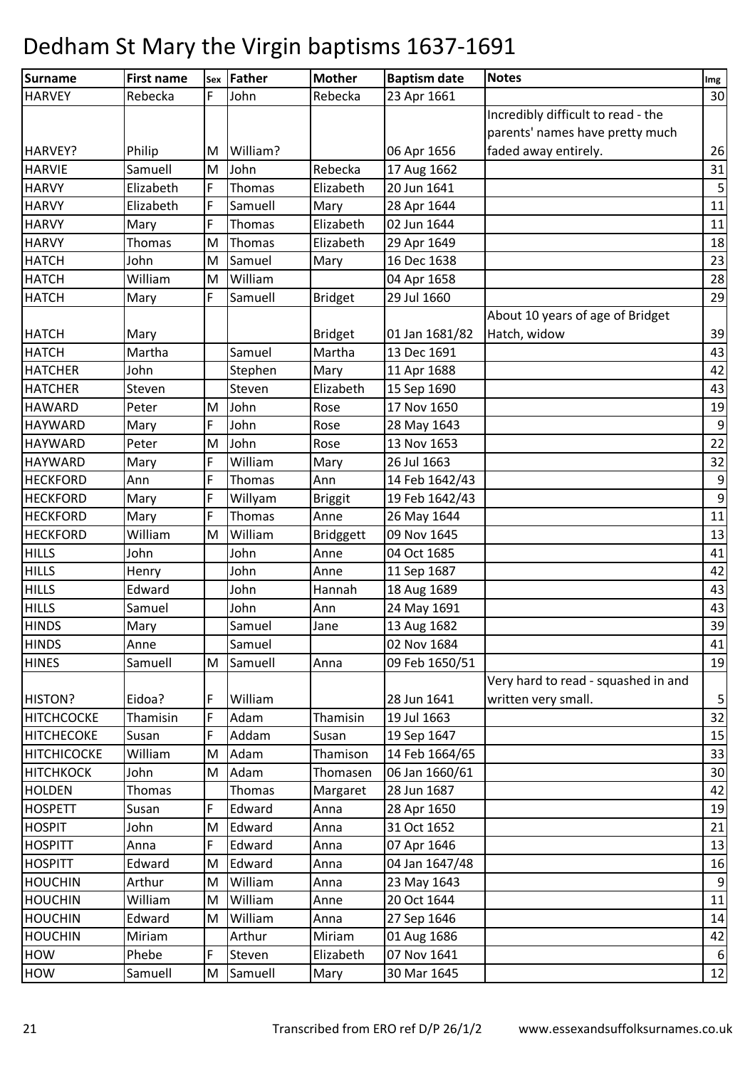# Dedham St Mary the Virgin baptisms 1637-1691

| Surname | First name | Sex | Father | Mother | Baptism date | Notes | Img |
|---|---|---|---|---|---|---|---|
| HARVEY | Rebecka | F | John | Rebecka | 23 Apr 1661 | | 30 |
| HARVEY? | Philip | M | William? | | 06 Apr 1656 | Incredibly difficult to read - the parents' names have pretty much faded away entirely. | 26 |
| HARVIE | Samuell | M | John | Rebecka | 17 Aug 1662 | | 31 |
| HARVY | Elizabeth | F | Thomas | Elizabeth | 20 Jun 1641 | | 5 |
| HARVY | Elizabeth | F | Samuell | Mary | 28 Apr 1644 | | 11 |
| HARVY | Mary | F | Thomas | Elizabeth | 02 Jun 1644 | | 11 |
| HARVY | Thomas | M | Thomas | Elizabeth | 29 Apr 1649 | | 18 |
| HATCH | John | M | Samuel | Mary | 16 Dec 1638 | | 23 |
| HATCH | William | M | William | | 04 Apr 1658 | | 28 |
| HATCH | Mary | F | Samuell | Bridget | 29 Jul 1660 | | 29 |
| HATCH | Mary | | | Bridget | 01 Jan 1681/82 | About 10 years of age of Bridget Hatch, widow | 39 |
| HATCH | Martha | | Samuel | Martha | 13 Dec 1691 | | 43 |
| HATCHER | John | | Stephen | Mary | 11 Apr 1688 | | 42 |
| HATCHER | Steven | | Steven | Elizabeth | 15 Sep 1690 | | 43 |
| HAWARD | Peter | M | John | Rose | 17 Nov 1650 | | 19 |
| HAYWARD | Mary | F | John | Rose | 28 May 1643 | | 9 |
| HAYWARD | Peter | M | John | Rose | 13 Nov 1653 | | 22 |
| HAYWARD | Mary | F | William | Mary | 26 Jul 1663 | | 32 |
| HECKFORD | Ann | F | Thomas | Ann | 14 Feb 1642/43 | | 9 |
| HECKFORD | Mary | F | Willyam | Briggit | 19 Feb 1642/43 | | 9 |
| HECKFORD | Mary | F | Thomas | Anne | 26 May 1644 | | 11 |
| HECKFORD | William | M | William | Bridggett | 09 Nov 1645 | | 13 |
| HILLS | John | | John | Anne | 04 Oct 1685 | | 41 |
| HILLS | Henry | | John | Anne | 11 Sep 1687 | | 42 |
| HILLS | Edward | | John | Hannah | 18 Aug 1689 | | 43 |
| HILLS | Samuel | | John | Ann | 24 May 1691 | | 43 |
| HINDS | Mary | | Samuel | Jane | 13 Aug 1682 | | 39 |
| HINDS | Anne | | Samuel | | 02 Nov 1684 | | 41 |
| HINES | Samuell | M | Samuell | Anna | 09 Feb 1650/51 | | 19 |
| HISTON? | Eidoa? | F | William | | 28 Jun 1641 | Very hard to read - squashed in and written very small. | 5 |
| HITCHCOCKE | Thamisin | F | Adam | Thamisin | 19 Jul 1663 | | 32 |
| HITCHECOKE | Susan | F | Addam | Susan | 19 Sep 1647 | | 15 |
| HITCHICOCKE | William | M | Adam | Thamison | 14 Feb 1664/65 | | 33 |
| HITCHKOCK | John | M | Adam | Thomasen | 06 Jan 1660/61 | | 30 |
| HOLDEN | Thomas | | Thomas | Margaret | 28 Jun 1687 | | 42 |
| HOSPETT | Susan | F | Edward | Anna | 28 Apr 1650 | | 19 |
| HOSPIT | John | M | Edward | Anna | 31 Oct 1652 | | 21 |
| HOSPITT | Anna | F | Edward | Anna | 07 Apr 1646 | | 13 |
| HOSPITT | Edward | M | Edward | Anna | 04 Jan 1647/48 | | 16 |
| HOUCHIN | Arthur | M | William | Anna | 23 May 1643 | | 9 |
| HOUCHIN | William | M | William | Anne | 20 Oct 1644 | | 11 |
| HOUCHIN | Edward | M | William | Anna | 27 Sep 1646 | | 14 |
| HOUCHIN | Miriam | | Arthur | Miriam | 01 Aug 1686 | | 42 |
| HOW | Phebe | F | Steven | Elizabeth | 07 Nov 1641 | | 6 |
| HOW | Samuell | M | Samuell | Mary | 30 Mar 1645 | | 12 |

Transcribed from ERO ref D/P 26/1/2 www.essexandsuffolksurnames.co.uk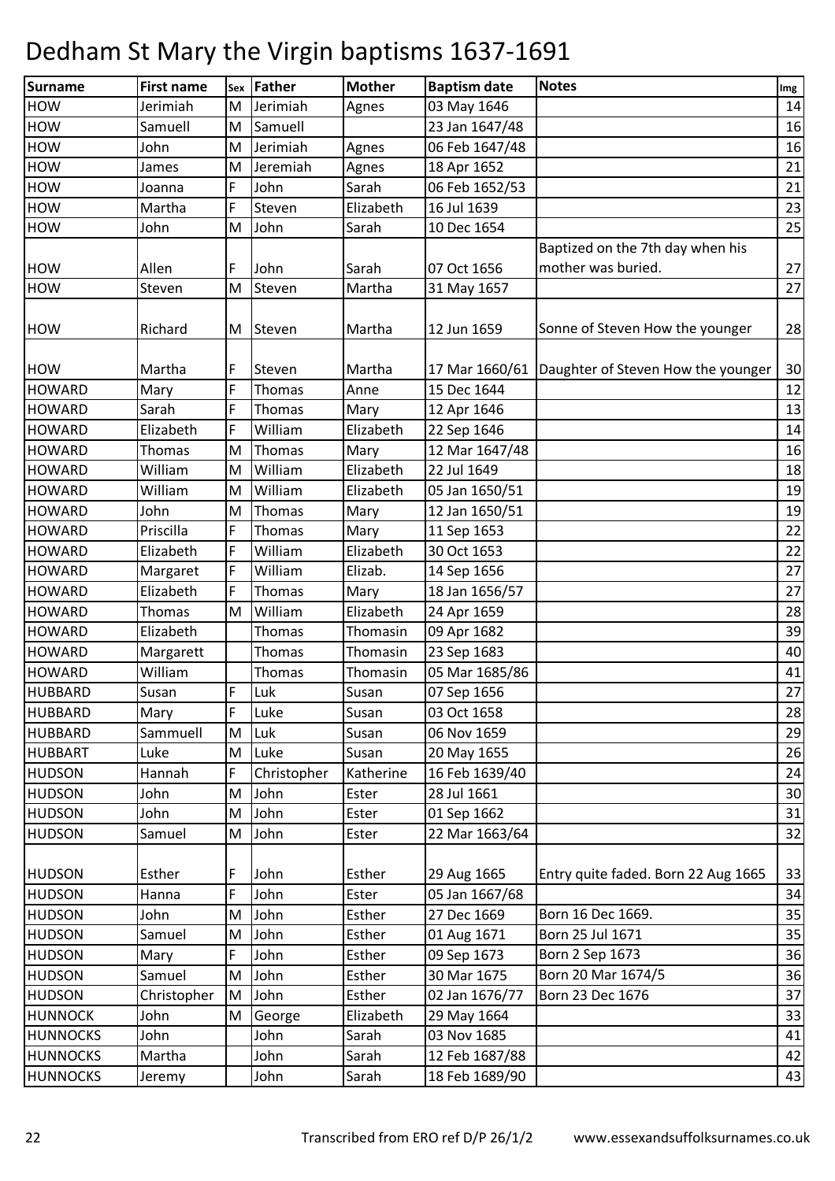# Dedham St Mary the Virgin baptisms 1637-1691

| Surname | First name | Sex | Father | Mother | Baptism date | Notes | Img |
|---|---|---|---|---|---|---|---|
| HOW | Jerimiah | M | Jerimiah | Agnes | 03 May 1646 | | 14 |
| HOW | Samuell | M | Samuell | | 23 Jan 1647/48 | | 16 |
| HOW | John | M | Jerimiah | Agnes | 06 Feb 1647/48 | | 16 |
| HOW | James | M | Jeremiah | Agnes | 18 Apr 1652 | | 21 |
| HOW | Joanna | F | John | Sarah | 06 Feb 1652/53 | | 21 |
| HOW | Martha | F | Steven | Elizabeth | 16 Jul 1639 | | 23 |
| HOW | John | M | John | Sarah | 10 Dec 1654 | | 25 |
| HOW | Allen | F | John | Sarah | 07 Oct 1656 | Baptized on the 7th day when his mother was buried. | 27 |
| HOW | Steven | M | Steven | Martha | 31 May 1657 | | 27 |
| HOW | Richard | M | Steven | Martha | 12 Jun 1659 | Sonne of Steven How the younger | 28 |
| HOW | Martha | F | Steven | Martha | 17 Mar 1660/61 | Daughter of Steven How the younger | 30 |
| HOWARD | Mary | F | Thomas | Anne | 15 Dec 1644 | | 12 |
| HOWARD | Sarah | F | Thomas | Mary | 12 Apr 1646 | | 13 |
| HOWARD | Elizabeth | F | William | Elizabeth | 22 Sep 1646 | | 14 |
| HOWARD | Thomas | M | Thomas | Mary | 12 Mar 1647/48 | | 16 |
| HOWARD | William | M | William | Elizabeth | 22 Jul 1649 | | 18 |
| HOWARD | William | M | William | Elizabeth | 05 Jan 1650/51 | | 19 |
| HOWARD | John | M | Thomas | Mary | 12 Jan 1650/51 | | 19 |
| HOWARD | Priscilla | F | Thomas | Mary | 11 Sep 1653 | | 22 |
| HOWARD | Elizabeth | F | William | Elizabeth | 30 Oct 1653 | | 22 |
| HOWARD | Margaret | F | William | Elizab. | 14 Sep 1656 | | 27 |
| HOWARD | Elizabeth | F | Thomas | Mary | 18 Jan 1656/57 | | 27 |
| HOWARD | Thomas | M | William | Elizabeth | 24 Apr 1659 | | 28 |
| HOWARD | Elizabeth | | Thomas | Thomasin | 09 Apr 1682 | | 39 |
| HOWARD | Margarett | | Thomas | Thomasin | 23 Sep 1683 | | 40 |
| HOWARD | William | | Thomas | Thomasin | 05 Mar 1685/86 | | 41 |
| HUBBARD | Susan | F | Luk | Susan | 07 Sep 1656 | | 27 |
| HUBBARD | Mary | F | Luke | Susan | 03 Oct 1658 | | 28 |
| HUBBARD | Sammuell | M | Luk | Susan | 06 Nov 1659 | | 29 |
| HUBBART | Luke | M | Luke | Susan | 20 May 1655 | | 26 |
| HUDSON | Hannah | F | Christopher | Katherine | 16 Feb 1639/40 | | 24 |
| HUDSON | John | M | John | Ester | 28 Jul 1661 | | 30 |
| HUDSON | John | M | John | Ester | 01 Sep 1662 | | 31 |
| HUDSON | Samuel | M | John | Ester | 22 Mar 1663/64 | | 32 |
| HUDSON | Esther | F | John | Esther | 29 Aug 1665 | Entry quite faded. Born 22 Aug 1665 | 33 |
| HUDSON | Hanna | F | John | Ester | 05 Jan 1667/68 | | 34 |
| HUDSON | John | M | John | Esther | 27 Dec 1669 | Born 16 Dec 1669. | 35 |
| HUDSON | Samuel | M | John | Esther | 01 Aug 1671 | Born 25 Jul 1671 | 35 |
| HUDSON | Mary | F | John | Esther | 09 Sep 1673 | Born 2 Sep 1673 | 36 |
| HUDSON | Samuel | M | John | Esther | 30 Mar 1675 | Born 20 Mar 1674/5 | 36 |
| HUDSON | Christopher | M | John | Esther | 02 Jan 1676/77 | Born 23 Dec 1676 | 37 |
| HUNNOCK | John | M | George | Elizabeth | 29 May 1664 | | 33 |
| HUNNOCKS | John | | John | Sarah | 03 Nov 1685 | | 41 |
| HUNNOCKS | Martha | | John | Sarah | 12 Feb 1687/88 | | 42 |
| HUNNOCKS | Jeremy | | John | Sarah | 18 Feb 1689/90 | | 43 |

Transcribed from ERO ref D/P 26/1/2 www.essexandsuffolksurnames.co.uk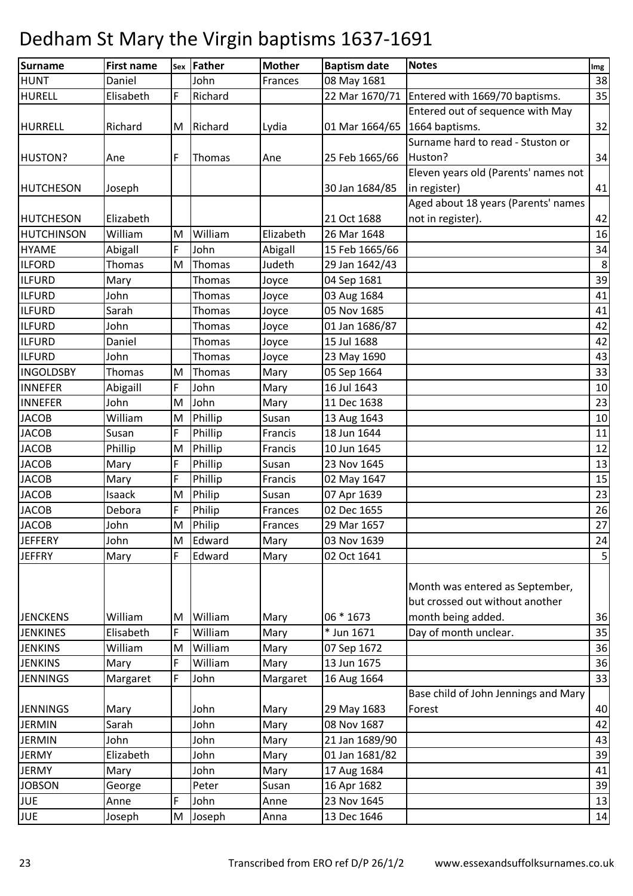# Dedham St Mary the Virgin baptisms 1637-1691

| Surname | First name | Sex | Father | Mother | Baptism date | Notes | Img |
|---|---|---|---|---|---|---|---|
| HUNT | Daniel | | John | Frances | 08 May 1681 | | 38 |
| HURELL | Elisabeth | F | Richard | | 22 Mar 1670/71 | Entered with 1669/70 baptisms. | 35 |
| HURRELL | Richard | M | Richard | Lydia | 01 Mar 1664/65 | Entered out of sequence with May 1664 baptisms. | 32 |
| HUSTON? | Ane | F | Thomas | Ane | 25 Feb 1665/66 | Surname hard to read - Stuston or Huston? | 34 |
| HUTCHESON | Joseph | | | | 30 Jan 1684/85 | Eleven years old (Parents' names not in register) | 41 |
| HUTCHESON | Elizabeth | | | | 21 Oct 1688 | Aged about 18 years (Parents' names not in register). | 42 |
| HUTCHINSON | William | M | William | Elizabeth | 26 Mar 1648 | | 16 |
| HYAME | Abigall | F | John | Abigall | 15 Feb 1665/66 | | 34 |
| ILFORD | Thomas | M | Thomas | Judeth | 29 Jan 1642/43 | | 8 |
| ILFURD | Mary | | Thomas | Joyce | 04 Sep 1681 | | 39 |
| ILFURD | John | | Thomas | Joyce | 03 Aug 1684 | | 41 |
| ILFURD | Sarah | | Thomas | Joyce | 05 Nov 1685 | | 41 |
| ILFURD | John | | Thomas | Joyce | 01 Jan 1686/87 | | 42 |
| ILFURD | Daniel | | Thomas | Joyce | 15 Jul 1688 | | 42 |
| ILFURD | John | | Thomas | Joyce | 23 May 1690 | | 43 |
| INGOLDSBY | Thomas | M | Thomas | Mary | 05 Sep 1664 | | 33 |
| INNEFER | Abigaill | F | John | Mary | 16 Jul 1643 | | 10 |
| INNEFER | John | M | John | Mary | 11 Dec 1638 | | 23 |
| JACOB | William | M | Phillip | Susan | 13 Aug 1643 | | 10 |
| JACOB | Susan | F | Phillip | Francis | 18 Jun 1644 | | 11 |
| JACOB | Phillip | M | Phillip | Francis | 10 Jun 1645 | | 12 |
| JACOB | Mary | F | Phillip | Susan | 23 Nov 1645 | | 13 |
| JACOB | Mary | F | Phillip | Francis | 02 May 1647 | | 15 |
| JACOB | Isaack | M | Philip | Susan | 07 Apr 1639 | | 23 |
| JACOB | Debora | F | Philip | Frances | 02 Dec 1655 | | 26 |
| JACOB | John | M | Philip | Frances | 29 Mar 1657 | | 27 |
| JEFFERY | John | M | Edward | Mary | 03 Nov 1639 | | 24 |
| JEFFRY | Mary | F | Edward | Mary | 02 Oct 1641 | | 5 |
| JENCKENS | William | M | William | Mary | 06 * 1673 | Month was entered as September, but crossed out without another month being added. | 36 |
| JENKINES | Elisabeth | F | William | Mary | * Jun 1671 | Day of month unclear. | 35 |
| JENKINS | William | M | William | Mary | 07 Sep 1672 | | 36 |
| JENKINS | Mary | F | William | Mary | 13 Jun 1675 | | 36 |
| JENNINGS | Margaret | F | John | Margaret | 16 Aug 1664 | | 33 |
| JENNINGS | Mary | | John | Mary | 29 May 1683 | Base child of John Jennings and Mary Forest | 40 |
| JERMIN | Sarah | | John | Mary | 08 Nov 1687 | | 42 |
| JERMIN | John | | John | Mary | 21 Jan 1689/90 | | 43 |
| JERMY | Elizabeth | | John | Mary | 01 Jan 1681/82 | | 39 |
| JERMY | Mary | | John | Mary | 17 Aug 1684 | | 41 |
| JOBSON | George | | Peter | Susan | 16 Apr 1682 | | 39 |
| JUE | Anne | F | John | Anne | 23 Nov 1645 | | 13 |
| JUE | Joseph | M | Joseph | Anna | 13 Dec 1646 | | 14 |

Transcribed from ERO ref D/P 26/1/2 www.essexandsuffolksurnames.co.uk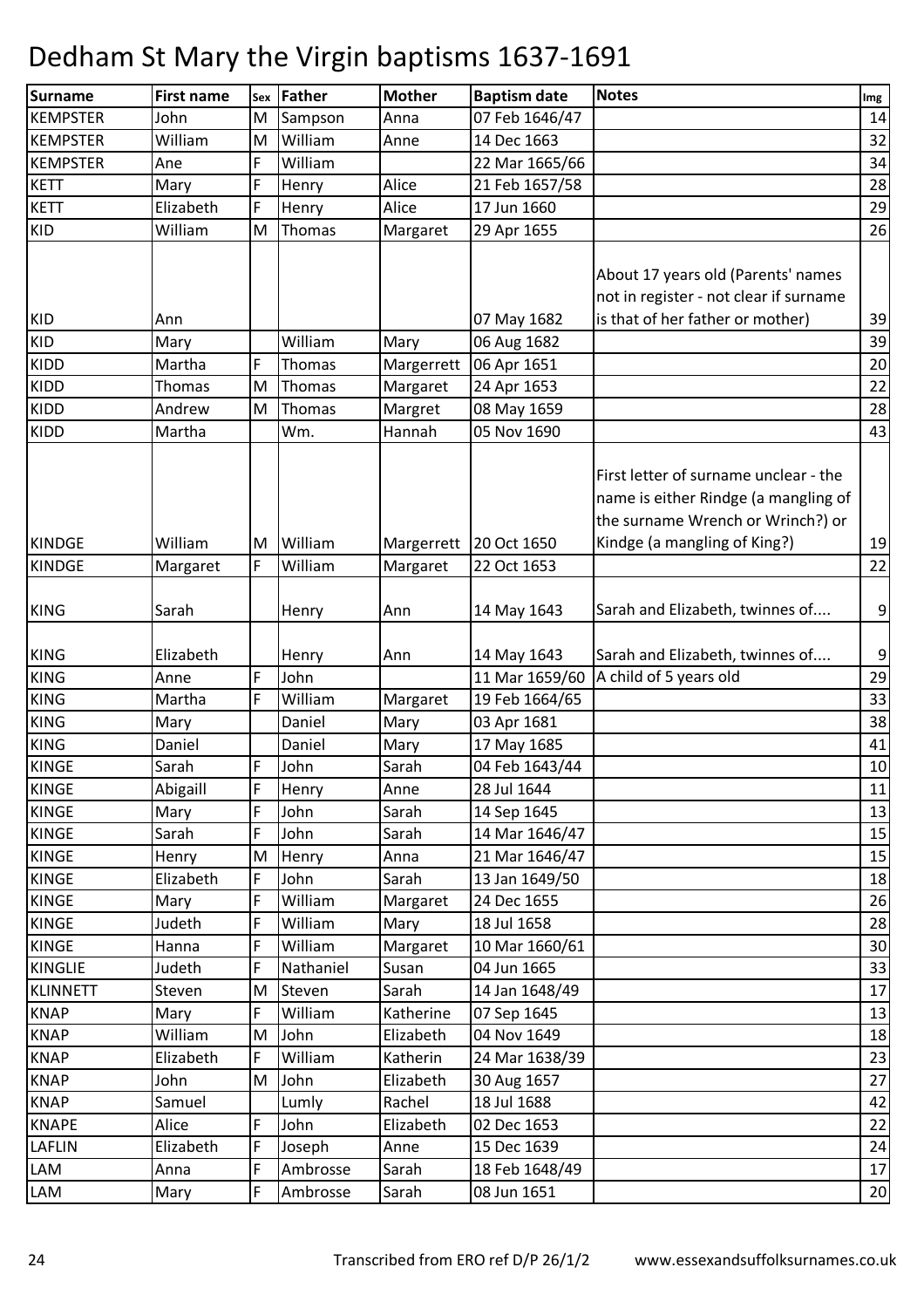# Dedham St Mary the Virgin baptisms 1637-1691

| Surname | First name | Sex | Father | Mother | Baptism date | Notes | Img |
|---|---|---|---|---|---|---|---|
| KEMPSTER | John | M | Sampson | Anna | 07 Feb 1646/47 | | 14 |
| KEMPSTER | William | M | William | Anne | 14 Dec 1663 | | 32 |
| KEMPSTER | Ane | F | William | | 22 Mar 1665/66 | | 34 |
| KETT | Mary | F | Henry | Alice | 21 Feb 1657/58 | | 28 |
| KETT | Elizabeth | F | Henry | Alice | 17 Jun 1660 | | 29 |
| KID | William | M | Thomas | Margaret | 29 Apr 1655 | | 26 |
| KID | Ann | | | | 07 May 1682 | About 17 years old (Parents' names not in register - not clear if surname is that of her father or mother) | 39 |
| KID | Mary | | William | Mary | 06 Aug 1682 | | 39 |
| KIDD | Martha | F | Thomas | Margerrett | 06 Apr 1651 | | 20 |
| KIDD | Thomas | M | Thomas | Margaret | 24 Apr 1653 | | 22 |
| KIDD | Andrew | M | Thomas | Margret | 08 May 1659 | | 28 |
| KIDD | Martha | | Wm. | Hannah | 05 Nov 1690 | | 43 |
| KINDGE | William | M | William | Margerrett | 20 Oct 1650 | First letter of surname unclear - the name is either Rindge (a mangling of the surname Wrench or Wrinch?) or Kindge (a mangling of King?) | 19 |
| KINDGE | Margaret | F | William | Margaret | 22 Oct 1653 | | 22 |
| KING | Sarah | | Henry | Ann | 14 May 1643 | Sarah and Elizabeth, twinnes of.... | 9 |
| KING | Elizabeth | | Henry | Ann | 14 May 1643 | Sarah and Elizabeth, twinnes of.... | 9 |
| KING | Anne | F | John | | 11 Mar 1659/60 | A child of 5 years old | 29 |
| KING | Martha | F | William | Margaret | 19 Feb 1664/65 | | 33 |
| KING | Mary | | Daniel | Mary | 03 Apr 1681 | | 38 |
| KING | Daniel | | Daniel | Mary | 17 May 1685 | | 41 |
| KINGE | Sarah | F | John | Sarah | 04 Feb 1643/44 | | 10 |
| KINGE | Abigaill | F | Henry | Anne | 28 Jul 1644 | | 11 |
| KINGE | Mary | F | John | Sarah | 14 Sep 1645 | | 13 |
| KINGE | Sarah | F | John | Sarah | 14 Mar 1646/47 | | 15 |
| KINGE | Henry | M | Henry | Anna | 21 Mar 1646/47 | | 15 |
| KINGE | Elizabeth | F | John | Sarah | 13 Jan 1649/50 | | 18 |
| KINGE | Mary | F | William | Margaret | 24 Dec 1655 | | 26 |
| KINGE | Judeth | F | William | Mary | 18 Jul 1658 | | 28 |
| KINGE | Hanna | F | William | Margaret | 10 Mar 1660/61 | | 30 |
| KINGLIE | Judeth | F | Nathaniel | Susan | 04 Jun 1665 | | 33 |
| KLINNETT | Steven | M | Steven | Sarah | 14 Jan 1648/49 | | 17 |
| KNAP | Mary | F | William | Katherine | 07 Sep 1645 | | 13 |
| KNAP | William | M | John | Elizabeth | 04 Nov 1649 | | 18 |
| KNAP | Elizabeth | F | William | Katherin | 24 Mar 1638/39 | | 23 |
| KNAP | John | M | John | Elizabeth | 30 Aug 1657 | | 27 |
| KNAP | Samuel | | Lumly | Rachel | 18 Jul 1688 | | 42 |
| KNAPE | Alice | F | John | Elizabeth | 02 Dec 1653 | | 22 |
| LAFLIN | Elizabeth | F | Joseph | Anne | 15 Dec 1639 | | 24 |
| LAM | Anna | F | Ambrosse | Sarah | 18 Feb 1648/49 | | 17 |
| LAM | Mary | F | Ambrosse | Sarah | 08 Jun 1651 | | 20 |

Transcribed from ERO ref D/P 26/1/2 www.essexandsuffolksurnames.co.uk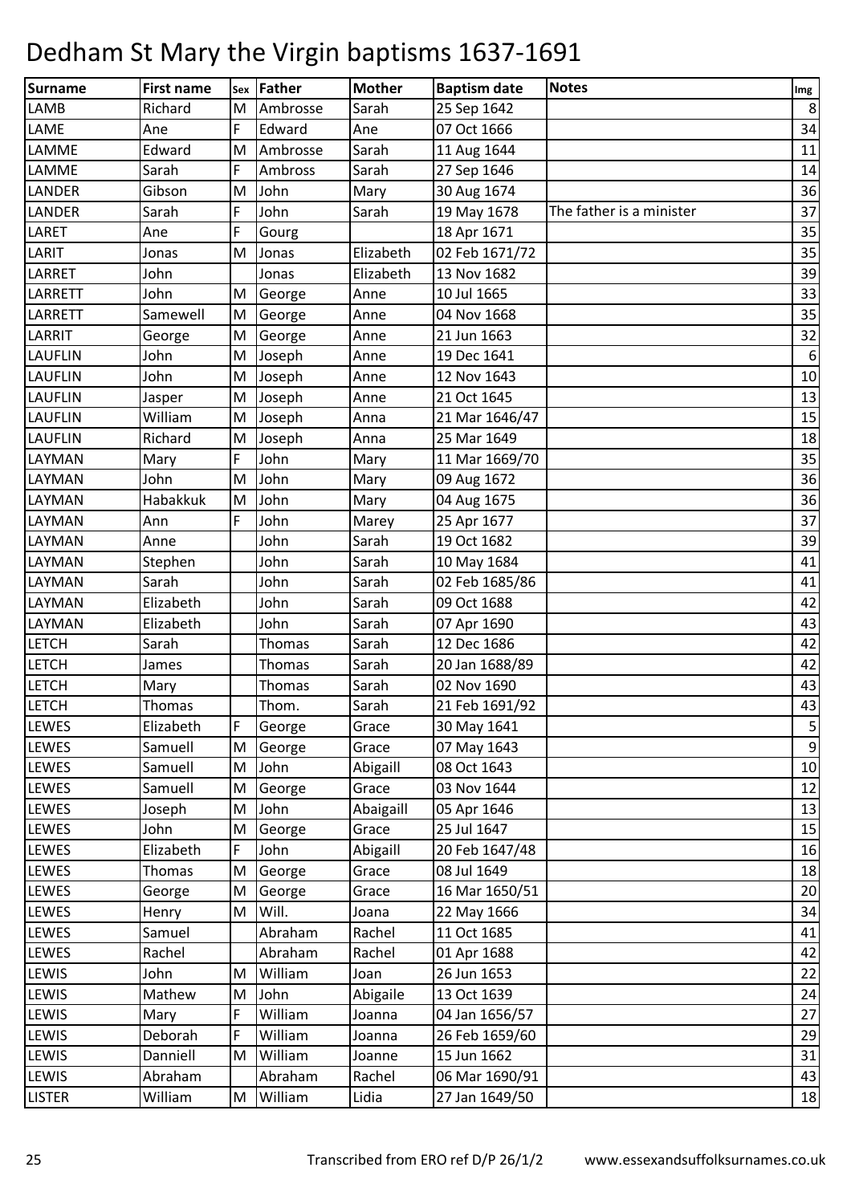# Dedham St Mary the Virgin baptisms 1637-1691

| Surname | First name | Sex | Father | Mother | Baptism date | Notes | Img |
|---|---|---|---|---|---|---|---|
| LAMB | Richard | M | Ambrosse | Sarah | 25 Sep 1642 | | 8 |
| LAME | Ane | F | Edward | Ane | 07 Oct 1666 | | 34 |
| LAMME | Edward | M | Ambrosse | Sarah | 11 Aug 1644 | | 11 |
| LAMME | Sarah | F | Ambross | Sarah | 27 Sep 1646 | | 14 |
| LANDER | Gibson | M | John | Mary | 30 Aug 1674 | | 36 |
| LANDER | Sarah | F | John | Sarah | 19 May 1678 | The father is a minister | 37 |
| LARET | Ane | F | Gourg | | 18 Apr 1671 | | 35 |
| LARIT | Jonas | M | Jonas | Elizabeth | 02 Feb 1671/72 | | 35 |
| LARRET | John | | Jonas | Elizabeth | 13 Nov 1682 | | 39 |
| LARRETT | John | M | George | Anne | 10 Jul 1665 | | 33 |
| LARRETT | Samewell | M | George | Anne | 04 Nov 1668 | | 35 |
| LARRIT | George | M | George | Anne | 21 Jun 1663 | | 32 |
| LAUFLIN | John | M | Joseph | Anne | 19 Dec 1641 | | 6 |
| LAUFLIN | John | M | Joseph | Anne | 12 Nov 1643 | | 10 |
| LAUFLIN | Jasper | M | Joseph | Anne | 21 Oct 1645 | | 13 |
| LAUFLIN | William | M | Joseph | Anna | 21 Mar 1646/47 | | 15 |
| LAUFLIN | Richard | M | Joseph | Anna | 25 Mar 1649 | | 18 |
| LAYMAN | Mary | F | John | Mary | 11 Mar 1669/70 | | 35 |
| LAYMAN | John | M | John | Mary | 09 Aug 1672 | | 36 |
| LAYMAN | Habakkuk | M | John | Mary | 04 Aug 1675 | | 36 |
| LAYMAN | Ann | F | John | Marey | 25 Apr 1677 | | 37 |
| LAYMAN | Anne | | John | Sarah | 19 Oct 1682 | | 39 |
| LAYMAN | Stephen | | John | Sarah | 10 May 1684 | | 41 |
| LAYMAN | Sarah | | John | Sarah | 02 Feb 1685/86 | | 41 |
| LAYMAN | Elizabeth | | John | Sarah | 09 Oct 1688 | | 42 |
| LAYMAN | Elizabeth | | John | Sarah | 07 Apr 1690 | | 43 |
| LETCH | Sarah | | Thomas | Sarah | 12 Dec 1686 | | 42 |
| LETCH | James | | Thomas | Sarah | 20 Jan 1688/89 | | 42 |
| LETCH | Mary | | Thomas | Sarah | 02 Nov 1690 | | 43 |
| LETCH | Thomas | | Thom. | Sarah | 21 Feb 1691/92 | | 43 |
| LEWES | Elizabeth | F | George | Grace | 30 May 1641 | | 5 |
| LEWES | Samuell | M | George | Grace | 07 May 1643 | | 9 |
| LEWES | Samuell | M | John | Abigaill | 08 Oct 1643 | | 10 |
| LEWES | Samuell | M | George | Grace | 03 Nov 1644 | | 12 |
| LEWES | Joseph | M | John | Abaigaill | 05 Apr 1646 | | 13 |
| LEWES | John | M | George | Grace | 25 Jul 1647 | | 15 |
| LEWES | Elizabeth | F | John | Abigaill | 20 Feb 1647/48 | | 16 |
| LEWES | Thomas | M | George | Grace | 08 Jul 1649 | | 18 |
| LEWES | George | M | George | Grace | 16 Mar 1650/51 | | 20 |
| LEWES | Henry | M | Will. | Joana | 22 May 1666 | | 34 |
| LEWES | Samuel | | Abraham | Rachel | 11 Oct 1685 | | 41 |
| LEWES | Rachel | | Abraham | Rachel | 01 Apr 1688 | | 42 |
| LEWIS | John | M | William | Joan | 26 Jun 1653 | | 22 |
| LEWIS | Mathew | M | John | Abigaile | 13 Oct 1639 | | 24 |
| LEWIS | Mary | F | William | Joanna | 04 Jan 1656/57 | | 27 |
| LEWIS | Deborah | F | William | Joanna | 26 Feb 1659/60 | | 29 |
| LEWIS | Danniell | M | William | Joanne | 15 Jun 1662 | | 31 |
| LEWIS | Abraham | | Abraham | Rachel | 06 Mar 1690/91 | | 43 |
| LISTER | William | M | William | Lidia | 27 Jan 1649/50 | | 18 |

Transcribed from ERO ref D/P 26/1/2 www.essexandsuffolksurnames.co.uk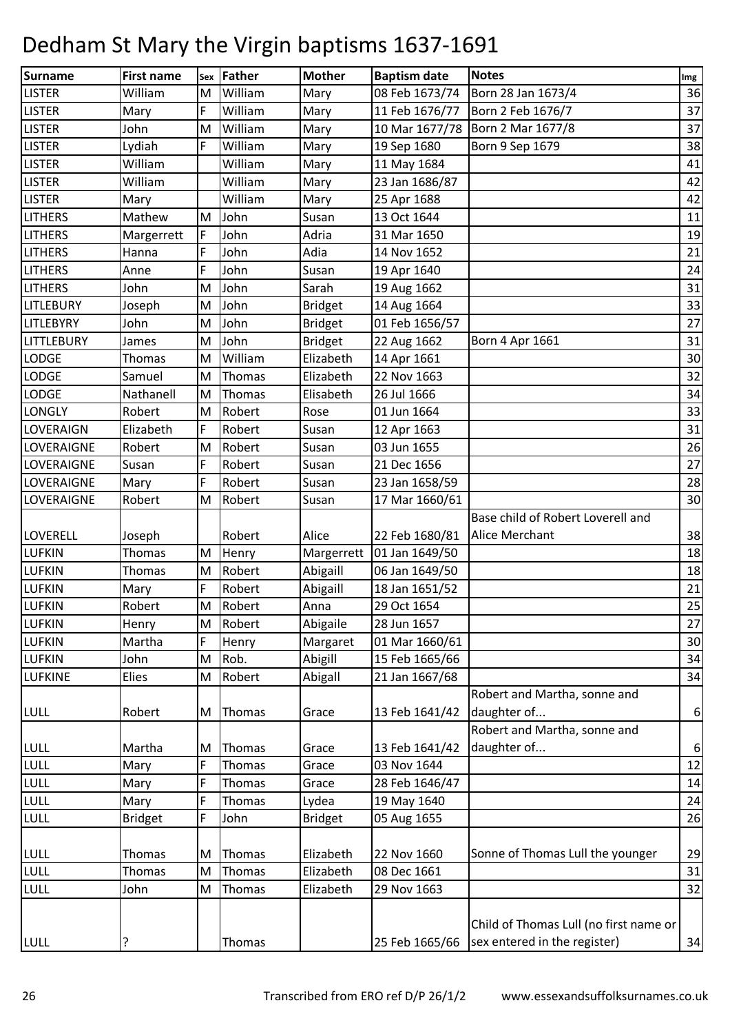# Dedham St Mary the Virgin baptisms 1637-1691

| Surname | First name | Sex | Father | Mother | Baptism date | Notes | Img |
|---|---|---|---|---|---|---|---|
| LISTER | William | M | William | Mary | 08 Feb 1673/74 | Born 28 Jan 1673/4 | 36 |
| LISTER | Mary | F | William | Mary | 11 Feb 1676/77 | Born 2 Feb 1676/7 | 37 |
| LISTER | John | M | William | Mary | 10 Mar 1677/78 | Born 2 Mar 1677/8 | 37 |
| LISTER | Lydiah | F | William | Mary | 19 Sep 1680 | Born 9 Sep 1679 | 38 |
| LISTER | William | | William | Mary | 11 May 1684 | | 41 |
| LISTER | William | | William | Mary | 23 Jan 1686/87 | | 42 |
| LISTER | Mary | | William | Mary | 25 Apr 1688 | | 42 |
| LITHERS | Mathew | M | John | Susan | 13 Oct 1644 | | 11 |
| LITHERS | Margerrett | F | John | Adria | 31 Mar 1650 | | 19 |
| LITHERS | Hanna | F | John | Adia | 14 Nov 1652 | | 21 |
| LITHERS | Anne | F | John | Susan | 19 Apr 1640 | | 24 |
| LITHERS | John | M | John | Sarah | 19 Aug 1662 | | 31 |
| LITLEBURY | Joseph | M | John | Bridget | 14 Aug 1664 | | 33 |
| LITLEBYRY | John | M | John | Bridget | 01 Feb 1656/57 | | 27 |
| LITTLEBURY | James | M | John | Bridget | 22 Aug 1662 | Born 4 Apr 1661 | 31 |
| LODGE | Thomas | M | William | Elizabeth | 14 Apr 1661 | | 30 |
| LODGE | Samuel | M | Thomas | Elizabeth | 22 Nov 1663 | | 32 |
| LODGE | Nathanell | M | Thomas | Elisabeth | 26 Jul 1666 | | 34 |
| LONGLY | Robert | M | Robert | Rose | 01 Jun 1664 | | 33 |
| LOVERAIGN | Elizabeth | F | Robert | Susan | 12 Apr 1663 | | 31 |
| LOVERAIGNE | Robert | M | Robert | Susan | 03 Jun 1655 | | 26 |
| LOVERAIGNE | Susan | F | Robert | Susan | 21 Dec 1656 | | 27 |
| LOVERAIGNE | Mary | F | Robert | Susan | 23 Jan 1658/59 | | 28 |
| LOVERAIGNE | Robert | M | Robert | Susan | 17 Mar 1660/61 | | 30 |
| LOVERELL | Joseph | | Robert | Alice | 22 Feb 1680/81 | Base child of Robert Loverell and Alice Merchant | 38 |
| LUFKIN | Thomas | M | Henry | Margerrett | 01 Jan 1649/50 | | 18 |
| LUFKIN | Thomas | M | Robert | Abigaill | 06 Jan 1649/50 | | 18 |
| LUFKIN | Mary | F | Robert | Abigaill | 18 Jan 1651/52 | | 21 |
| LUFKIN | Robert | M | Robert | Anna | 29 Oct 1654 | | 25 |
| LUFKIN | Henry | M | Robert | Abigaile | 28 Jun 1657 | | 27 |
| LUFKIN | Martha | F | Henry | Margaret | 01 Mar 1660/61 | | 30 |
| LUFKIN | John | M | Rob. | Abigill | 15 Feb 1665/66 | | 34 |
| LUFKINE | Elies | M | Robert | Abigall | 21 Jan 1667/68 | | 34 |
| LULL | Robert | M | Thomas | Grace | 13 Feb 1641/42 | Robert and Martha, sonne and daughter of... | 6 |
| LULL | Martha | M | Thomas | Grace | 13 Feb 1641/42 | Robert and Martha, sonne and daughter of... | 6 |
| LULL | Mary | F | Thomas | Grace | 03 Nov 1644 | | 12 |
| LULL | Mary | F | Thomas | Grace | 28 Feb 1646/47 | | 14 |
| LULL | Mary | F | Thomas | Lydea | 19 May 1640 | | 24 |
| LULL | Bridget | F | John | Bridget | 05 Aug 1655 | | 26 |
| LULL | Thomas | M | Thomas | Elizabeth | 22 Nov 1660 | Sonne of Thomas Lull the younger | 29 |
| LULL | Thomas | M | Thomas | Elizabeth | 08 Dec 1661 | | 31 |
| LULL | John | M | Thomas | Elizabeth | 29 Nov 1663 | | 32 |
| LULL | ? | | Thomas | | 25 Feb 1665/66 | Child of Thomas Lull (no first name or sex entered in the register) | 34 |

Transcribed from ERO ref D/P 26/1/2 www.essexandsuffolksurnames.co.uk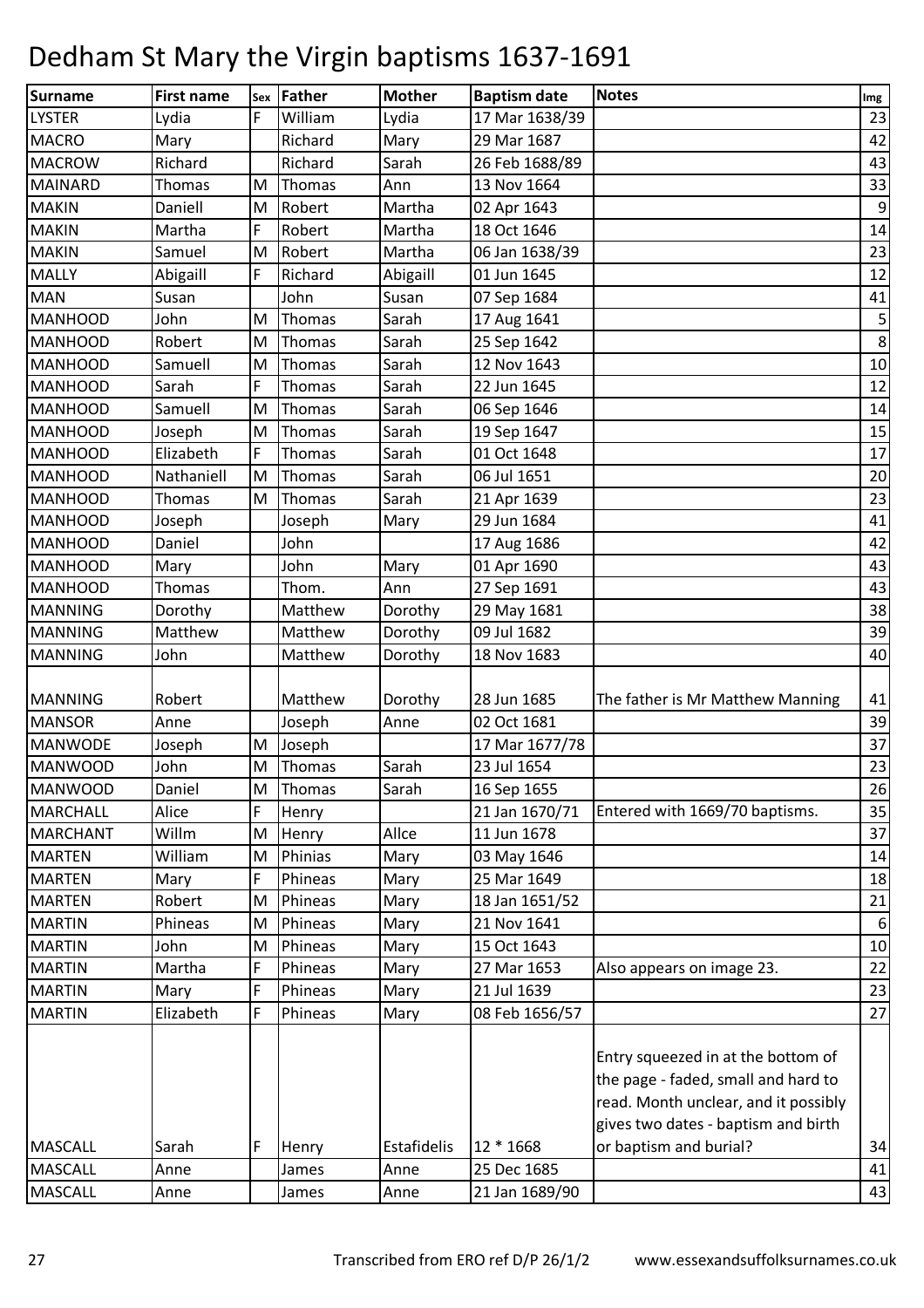# Dedham St Mary the Virgin baptisms 1637-1691

| Surname | First name | Sex | Father | Mother | Baptism date | Notes | Img |
|---|---|---|---|---|---|---|---|
| LYSTER | Lydia | F | William | Lydia | 17 Mar 1638/39 | | 23 |
| MACRO | Mary | | Richard | Mary | 29 Mar 1687 | | 42 |
| MACROW | Richard | | Richard | Sarah | 26 Feb 1688/89 | | 43 |
| MAINARD | Thomas | M | Thomas | Ann | 13 Nov 1664 | | 33 |
| MAKIN | Daniell | M | Robert | Martha | 02 Apr 1643 | | 9 |
| MAKIN | Martha | F | Robert | Martha | 18 Oct 1646 | | 14 |
| MAKIN | Samuel | M | Robert | Martha | 06 Jan 1638/39 | | 23 |
| MALLY | Abigaill | F | Richard | Abigaill | 01 Jun 1645 | | 12 |
| MAN | Susan | | John | Susan | 07 Sep 1684 | | 41 |
| MANHOOD | John | M | Thomas | Sarah | 17 Aug 1641 | | 5 |
| MANHOOD | Robert | M | Thomas | Sarah | 25 Sep 1642 | | 8 |
| MANHOOD | Samuell | M | Thomas | Sarah | 12 Nov 1643 | | 10 |
| MANHOOD | Sarah | F | Thomas | Sarah | 22 Jun 1645 | | 12 |
| MANHOOD | Samuell | M | Thomas | Sarah | 06 Sep 1646 | | 14 |
| MANHOOD | Joseph | M | Thomas | Sarah | 19 Sep 1647 | | 15 |
| MANHOOD | Elizabeth | F | Thomas | Sarah | 01 Oct 1648 | | 17 |
| MANHOOD | Nathaniell | M | Thomas | Sarah | 06 Jul 1651 | | 20 |
| MANHOOD | Thomas | M | Thomas | Sarah | 21 Apr 1639 | | 23 |
| MANHOOD | Joseph | | Joseph | Mary | 29 Jun 1684 | | 41 |
| MANHOOD | Daniel | | John | | 17 Aug 1686 | | 42 |
| MANHOOD | Mary | | John | Mary | 01 Apr 1690 | | 43 |
| MANHOOD | Thomas | | Thom. | Ann | 27 Sep 1691 | | 43 |
| MANNING | Dorothy | | Matthew | Dorothy | 29 May 1681 | | 38 |
| MANNING | Matthew | | Matthew | Dorothy | 09 Jul 1682 | | 39 |
| MANNING | John | | Matthew | Dorothy | 18 Nov 1683 | | 40 |
| MANNING | Robert | | Matthew | Dorothy | 28 Jun 1685 | The father is Mr Matthew Manning | 41 |
| MANSOR | Anne | | Joseph | Anne | 02 Oct 1681 | | 39 |
| MANWODE | Joseph | M | Joseph | | 17 Mar 1677/78 | | 37 |
| MANWOOD | John | M | Thomas | Sarah | 23 Jul 1654 | | 23 |
| MANWOOD | Daniel | M | Thomas | Sarah | 16 Sep 1655 | | 26 |
| MARCHALL | Alice | F | Henry | | 21 Jan 1670/71 | Entered with 1669/70 baptisms. | 35 |
| MARCHANT | Willm | M | Henry | Allce | 11 Jun 1678 | | 37 |
| MARTEN | William | M | Phinias | Mary | 03 May 1646 | | 14 |
| MARTEN | Mary | F | Phineas | Mary | 25 Mar 1649 | | 18 |
| MARTEN | Robert | M | Phineas | Mary | 18 Jan 1651/52 | | 21 |
| MARTIN | Phineas | M | Phineas | Mary | 21 Nov 1641 | | 6 |
| MARTIN | John | M | Phineas | Mary | 15 Oct 1643 | | 10 |
| MARTIN | Martha | F | Phineas | Mary | 27 Mar 1653 | Also appears on image 23. | 22 |
| MARTIN | Mary | F | Phineas | Mary | 21 Jul 1639 | | 23 |
| MARTIN | Elizabeth | F | Phineas | Mary | 08 Feb 1656/57 | | 27 |
| MASCALL | Sarah | F | Henry | Estafidelis | 12 * 1668 | Entry squeezed in at the bottom of the page - faded, small and hard to read. Month unclear, and it possibly gives two dates - baptism and birth or baptism and burial? | 34 |
| MASCALL | Anne | | James | Anne | 25 Dec 1685 | | 41 |
| MASCALL | Anne | | James | Anne | 21 Jan 1689/90 | | 43 |

Transcribed from ERO ref D/P 26/1/2 www.essexandsuffolksurnames.co.uk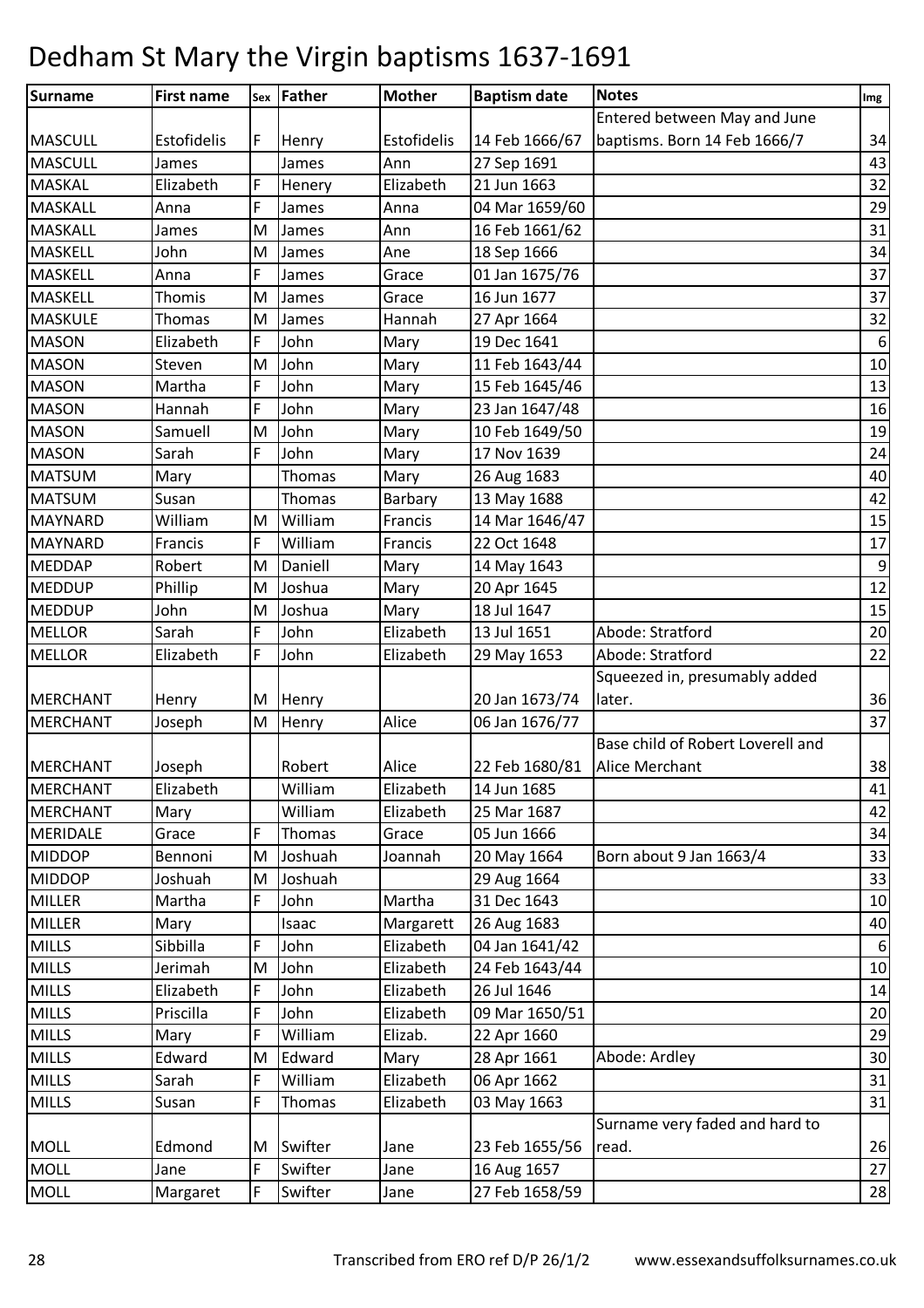# Dedham St Mary the Virgin baptisms 1637-1691

| Surname | First name | Sex | Father | Mother | Baptism date | Notes | Img |
|---|---|---|---|---|---|---|---|
| MASCULL | Estofidelis | F | Henry | Estofidelis | 14 Feb 1666/67 | Entered between May and June baptisms. Born 14 Feb 1666/7 | 34 |
| MASCULL | James | | James | Ann | 27 Sep 1691 | | 43 |
| MASKAL | Elizabeth | F | Henery | Elizabeth | 21 Jun 1663 | | 32 |
| MASKALL | Anna | F | James | Anna | 04 Mar 1659/60 | | 29 |
| MASKALL | James | M | James | Ann | 16 Feb 1661/62 | | 31 |
| MASKELL | John | M | James | Ane | 18 Sep 1666 | | 34 |
| MASKELL | Anna | F | James | Grace | 01 Jan 1675/76 | | 37 |
| MASKELL | Thomis | M | James | Grace | 16 Jun 1677 | | 37 |
| MASKULE | Thomas | M | James | Hannah | 27 Apr 1664 | | 32 |
| MASON | Elizabeth | F | John | Mary | 19 Dec 1641 | | 6 |
| MASON | Steven | M | John | Mary | 11 Feb 1643/44 | | 10 |
| MASON | Martha | F | John | Mary | 15 Feb 1645/46 | | 13 |
| MASON | Hannah | F | John | Mary | 23 Jan 1647/48 | | 16 |
| MASON | Samuell | M | John | Mary | 10 Feb 1649/50 | | 19 |
| MASON | Sarah | F | John | Mary | 17 Nov 1639 | | 24 |
| MATSUM | Mary | | Thomas | Mary | 26 Aug 1683 | | 40 |
| MATSUM | Susan | | Thomas | Barbary | 13 May 1688 | | 42 |
| MAYNARD | William | M | William | Francis | 14 Mar 1646/47 | | 15 |
| MAYNARD | Francis | F | William | Francis | 22 Oct 1648 | | 17 |
| MEDDAP | Robert | M | Daniell | Mary | 14 May 1643 | | 9 |
| MEDDUP | Phillip | M | Joshua | Mary | 20 Apr 1645 | | 12 |
| MEDDUP | John | M | Joshua | Mary | 18 Jul 1647 | | 15 |
| MELLOR | Sarah | F | John | Elizabeth | 13 Jul 1651 | Abode: Stratford | 20 |
| MELLOR | Elizabeth | F | John | Elizabeth | 29 May 1653 | Abode: Stratford | 22 |
| MERCHANT | Henry | M | Henry | | 20 Jan 1673/74 | Squeezed in, presumably added later. | 36 |
| MERCHANT | Joseph | M | Henry | Alice | 06 Jan 1676/77 | | 37 |
| MERCHANT | Joseph | | Robert | Alice | 22 Feb 1680/81 | Base child of Robert Loverell and Alice Merchant | 38 |
| MERCHANT | Elizabeth | | William | Elizabeth | 14 Jun 1685 | | 41 |
| MERCHANT | Mary | | William | Elizabeth | 25 Mar 1687 | | 42 |
| MERIDALE | Grace | F | Thomas | Grace | 05 Jun 1666 | | 34 |
| MIDDOP | Bennoni | M | Joshuah | Joannah | 20 May 1664 | Born about 9 Jan 1663/4 | 33 |
| MIDDOP | Joshuah | M | Joshuah | | 29 Aug 1664 | | 33 |
| MILLER | Martha | F | John | Martha | 31 Dec 1643 | | 10 |
| MILLER | Mary | | Isaac | Margarett | 26 Aug 1683 | | 40 |
| MILLS | Sibbilla | F | John | Elizabeth | 04 Jan 1641/42 | | 6 |
| MILLS | Jerimah | M | John | Elizabeth | 24 Feb 1643/44 | | 10 |
| MILLS | Elizabeth | F | John | Elizabeth | 26 Jul 1646 | | 14 |
| MILLS | Priscilla | F | John | Elizabeth | 09 Mar 1650/51 | | 20 |
| MILLS | Mary | F | William | Elizab. | 22 Apr 1660 | | 29 |
| MILLS | Edward | M | Edward | Mary | 28 Apr 1661 | Abode: Ardley | 30 |
| MILLS | Sarah | F | William | Elizabeth | 06 Apr 1662 | | 31 |
| MILLS | Susan | F | Thomas | Elizabeth | 03 May 1663 | | 31 |
| MOLL | Edmond | M | Swifter | Jane | 23 Feb 1655/56 | Surname very faded and hard to read. | 26 |
| MOLL | Jane | F | Swifter | Jane | 16 Aug 1657 | | 27 |
| MOLL | Margaret | F | Swifter | Jane | 27 Feb 1658/59 | | 28 |

Transcribed from ERO ref D/P 26/1/2 www.essexandsuffolksurnames.co.uk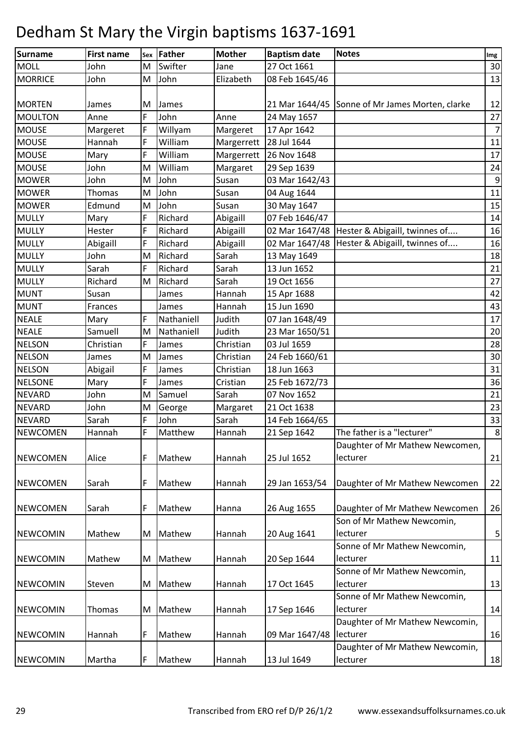# Dedham St Mary the Virgin baptisms 1637-1691

| Surname | First name | Sex | Father | Mother | Baptism date | Notes | Img |
|---|---|---|---|---|---|---|---|
| MOLL | John | M | Swifter | Jane | 27 Oct 1661 | | 30 |
| MORRICE | John | M | John | Elizabeth | 08 Feb 1645/46 | | 13 |
| MORTEN | James | M | James | | 21 Mar 1644/45 | Sonne of Mr James Morten, clarke | 12 |
| MOULTON | Anne | F | John | Anne | 24 May 1657 | | 27 |
| MOUSE | Margeret | F | Willyam | Margeret | 17 Apr 1642 | | 7 |
| MOUSE | Hannah | F | William | Margerrett | 28 Jul 1644 | | 11 |
| MOUSE | Mary | F | William | Margerrett | 26 Nov 1648 | | 17 |
| MOUSE | John | M | William | Margaret | 29 Sep 1639 | | 24 |
| MOWER | John | M | John | Susan | 03 Mar 1642/43 | | 9 |
| MOWER | Thomas | M | John | Susan | 04 Aug 1644 | | 11 |
| MOWER | Edmund | M | John | Susan | 30 May 1647 | | 15 |
| MULLY | Mary | F | Richard | Abigaill | 07 Feb 1646/47 | | 14 |
| MULLY | Hester | F | Richard | Abigaill | 02 Mar 1647/48 | Hester & Abigaill, twinnes of.... | 16 |
| MULLY | Abigaill | F | Richard | Abigaill | 02 Mar 1647/48 | Hester & Abigaill, twinnes of.... | 16 |
| MULLY | John | M | Richard | Sarah | 13 May 1649 | | 18 |
| MULLY | Sarah | F | Richard | Sarah | 13 Jun 1652 | | 21 |
| MULLY | Richard | M | Richard | Sarah | 19 Oct 1656 | | 27 |
| MUNT | Susan | | James | Hannah | 15 Apr 1688 | | 42 |
| MUNT | Frances | | James | Hannah | 15 Jun 1690 | | 43 |
| NEALE | Mary | F | Nathaniell | Judith | 07 Jan 1648/49 | | 17 |
| NEALE | Samuell | M | Nathaniell | Judith | 23 Mar 1650/51 | | 20 |
| NELSON | Christian | F | James | Christian | 03 Jul 1659 | | 28 |
| NELSON | James | M | James | Christian | 24 Feb 1660/61 | | 30 |
| NELSON | Abigail | F | James | Christian | 18 Jun 1663 | | 31 |
| NELSONE | Mary | F | James | Cristian | 25 Feb 1672/73 | | 36 |
| NEVARD | John | M | Samuel | Sarah | 07 Nov 1652 | | 21 |
| NEVARD | John | M | George | Margaret | 21 Oct 1638 | | 23 |
| NEVARD | Sarah | F | John | Sarah | 14 Feb 1664/65 | | 33 |
| NEWCOMEN | Hannah | F | Matthew | Hannah | 21 Sep 1642 | The father is a "lecturer" | 8 |
| NEWCOMEN | Alice | F | Mathew | Hannah | 25 Jul 1652 | Daughter of Mr Mathew Newcomen, lecturer | 21 |
| NEWCOMEN | Sarah | F | Mathew | Hannah | 29 Jan 1653/54 | Daughter of Mr Mathew Newcomen | 22 |
| NEWCOMEN | Sarah | F | Mathew | Hanna | 26 Aug 1655 | Daughter of Mr Mathew Newcomen | 26 |
| NEWCOMIN | Mathew | M | Mathew | Hannah | 20 Aug 1641 | Son of Mr Mathew Newcomin, lecturer | 5 |
| NEWCOMIN | Mathew | M | Mathew | Hannah | 20 Sep 1644 | Sonne of Mr Mathew Newcomin, lecturer | 11 |
| NEWCOMIN | Steven | M | Mathew | Hannah | 17 Oct 1645 | Sonne of Mr Mathew Newcomin, lecturer | 13 |
| NEWCOMIN | Thomas | M | Mathew | Hannah | 17 Sep 1646 | Sonne of Mr Mathew Newcomin, lecturer | 14 |
| NEWCOMIN | Hannah | F | Mathew | Hannah | 09 Mar 1647/48 | Daughter of Mr Mathew Newcomin, lecturer | 16 |
| NEWCOMIN | Martha | F | Mathew | Hannah | 13 Jul 1649 | Daughter of Mr Mathew Newcomin, lecturer | 18 |

Transcribed from ERO ref D/P 26/1/2 www.essexandsuffolksurnames.co.uk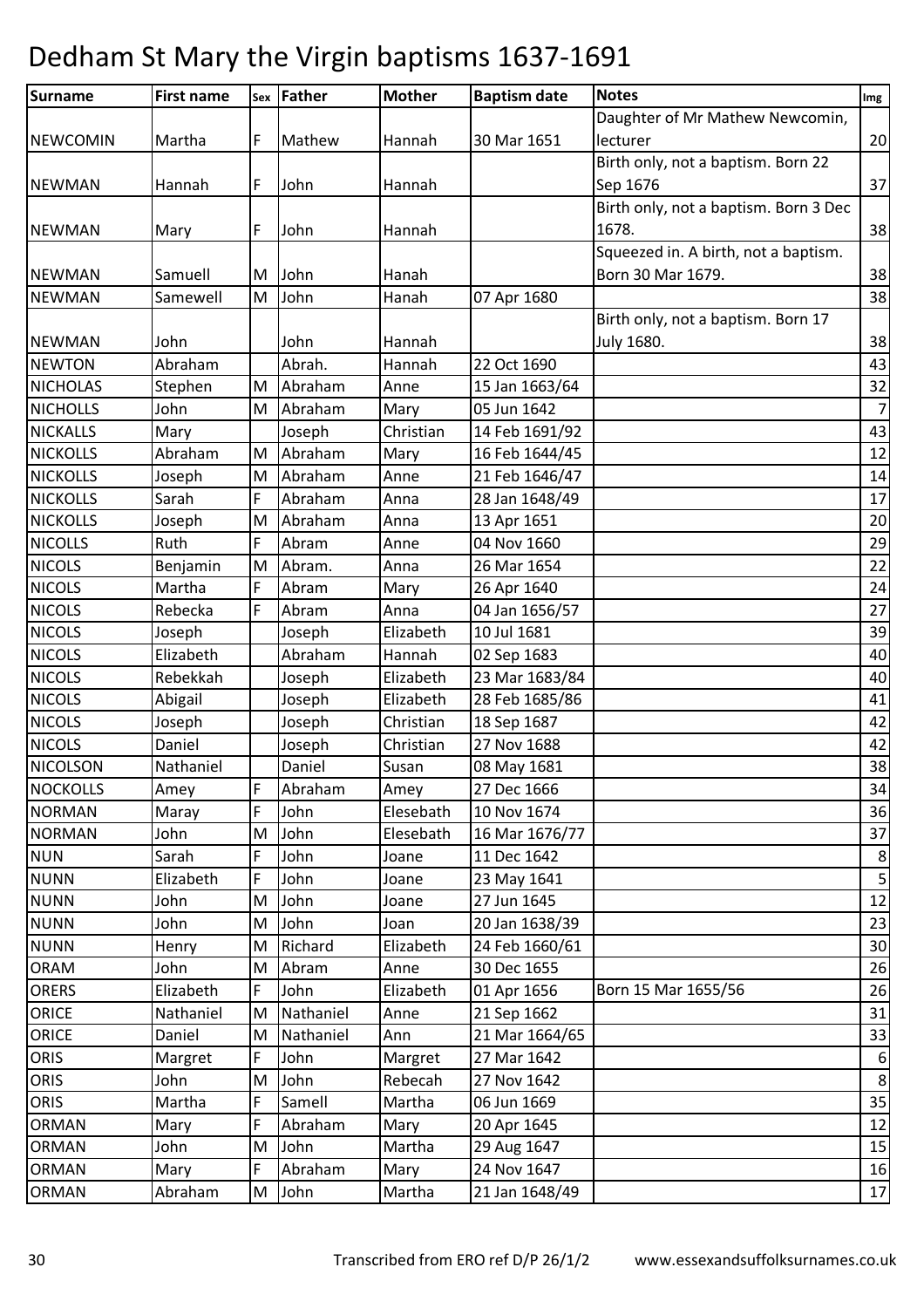# Dedham St Mary the Virgin baptisms 1637-1691

| Surname | First name | Sex | Father | Mother | Baptism date | Notes | Img |
|---|---|---|---|---|---|---|---|
| NEWCOMIN | Martha | F | Mathew | Hannah | 30 Mar 1651 | Daughter of Mr Mathew Newcomin, lecturer | 20 |
| NEWMAN | Hannah | F | John | Hannah | | Birth only, not a baptism. Born 22 Sep 1676 | 37 |
| NEWMAN | Mary | F | John | Hannah | | Birth only, not a baptism. Born 3 Dec 1678. | 38 |
| NEWMAN | Samuell | M | John | Hanah | | Squeezed in. A birth, not a baptism. Born 30 Mar 1679. | 38 |
| NEWMAN | Samewell | M | John | Hanah | 07 Apr 1680 | | 38 |
| NEWMAN | John | | John | Hannah | | Birth only, not a baptism. Born 17 July 1680. | 38 |
| NEWTON | Abraham | | Abrah. | Hannah | 22 Oct 1690 | | 43 |
| NICHOLAS | Stephen | M | Abraham | Anne | 15 Jan 1663/64 | | 32 |
| NICHOLLS | John | M | Abraham | Mary | 05 Jun 1642 | | 7 |
| NICKALLS | Mary | | Joseph | Christian | 14 Feb 1691/92 | | 43 |
| NICKOLLS | Abraham | M | Abraham | Mary | 16 Feb 1644/45 | | 12 |
| NICKOLLS | Joseph | M | Abraham | Anne | 21 Feb 1646/47 | | 14 |
| NICKOLLS | Sarah | F | Abraham | Anna | 28 Jan 1648/49 | | 17 |
| NICKOLLS | Joseph | M | Abraham | Anna | 13 Apr 1651 | | 20 |
| NICOLLS | Ruth | F | Abram | Anne | 04 Nov 1660 | | 29 |
| NICOLS | Benjamin | M | Abram. | Anna | 26 Mar 1654 | | 22 |
| NICOLS | Martha | F | Abram | Mary | 26 Apr 1640 | | 24 |
| NICOLS | Rebecka | F | Abram | Anna | 04 Jan 1656/57 | | 27 |
| NICOLS | Joseph | | Joseph | Elizabeth | 10 Jul 1681 | | 39 |
| NICOLS | Elizabeth | | Abraham | Hannah | 02 Sep 1683 | | 40 |
| NICOLS | Rebekkah | | Joseph | Elizabeth | 23 Mar 1683/84 | | 40 |
| NICOLS | Abigail | | Joseph | Elizabeth | 28 Feb 1685/86 | | 41 |
| NICOLS | Joseph | | Joseph | Christian | 18 Sep 1687 | | 42 |
| NICOLS | Daniel | | Joseph | Christian | 27 Nov 1688 | | 42 |
| NICOLSON | Nathaniel | | Daniel | Susan | 08 May 1681 | | 38 |
| NOCKOLLS | Amey | F | Abraham | Amey | 27 Dec 1666 | | 34 |
| NORMAN | Maray | F | John | Elesebath | 10 Nov 1674 | | 36 |
| NORMAN | John | M | John | Elesebath | 16 Mar 1676/77 | | 37 |
| NUN | Sarah | F | John | Joane | 11 Dec 1642 | | 8 |
| NUNN | Elizabeth | F | John | Joane | 23 May 1641 | | 5 |
| NUNN | John | M | John | Joane | 27 Jun 1645 | | 12 |
| NUNN | John | M | John | Joan | 20 Jan 1638/39 | | 23 |
| NUNN | Henry | M | Richard | Elizabeth | 24 Feb 1660/61 | | 30 |
| ORAM | John | M | Abram | Anne | 30 Dec 1655 | | 26 |
| ORERS | Elizabeth | F | John | Elizabeth | 01 Apr 1656 | Born 15 Mar 1655/56 | 26 |
| ORICE | Nathaniel | M | Nathaniel | Anne | 21 Sep 1662 | | 31 |
| ORICE | Daniel | M | Nathaniel | Ann | 21 Mar 1664/65 | | 33 |
| ORIS | Margret | F | John | Margret | 27 Mar 1642 | | 6 |
| ORIS | John | M | John | Rebecah | 27 Nov 1642 | | 8 |
| ORIS | Martha | F | Samell | Martha | 06 Jun 1669 | | 35 |
| ORMAN | Mary | F | Abraham | Mary | 20 Apr 1645 | | 12 |
| ORMAN | John | M | John | Martha | 29 Aug 1647 | | 15 |
| ORMAN | Mary | F | Abraham | Mary | 24 Nov 1647 | | 16 |
| ORMAN | Abraham | M | John | Martha | 21 Jan 1648/49 | | 17 |

Transcribed from ERO ref D/P 26/1/2 www.essexandsuffolksurnames.co.uk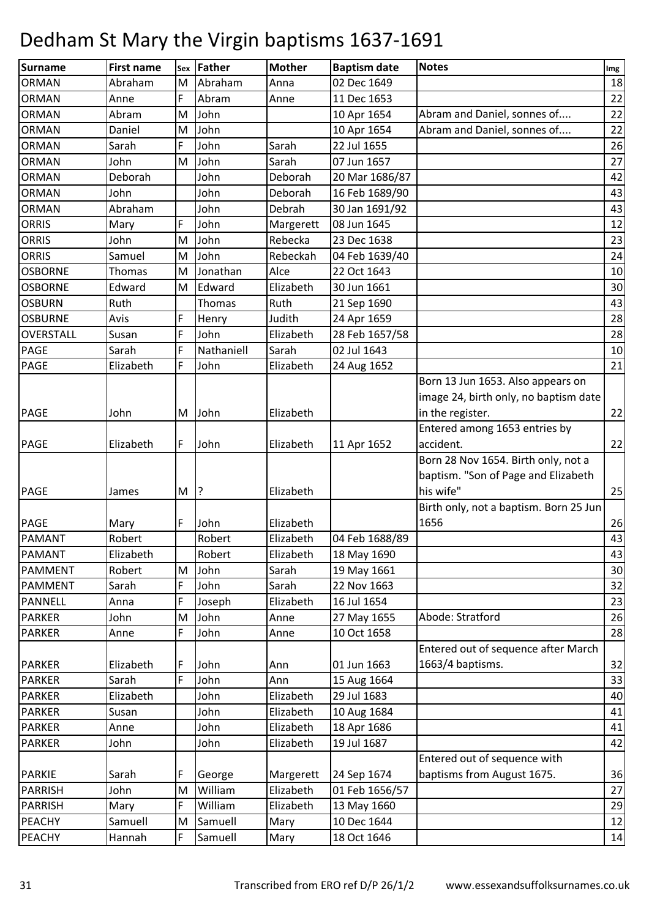# Dedham St Mary the Virgin baptisms 1637-1691

| Surname | First name | Sex | Father | Mother | Baptism date | Notes | Img |
|---|---|---|---|---|---|---|---|
| ORMAN | Abraham | M | Abraham | Anna | 02 Dec 1649 | | 18 |
| ORMAN | Anne | F | Abram | Anne | 11 Dec 1653 | | 22 |
| ORMAN | Abram | M | John | | 10 Apr 1654 | Abram and Daniel, sonnes of.... | 22 |
| ORMAN | Daniel | M | John | | 10 Apr 1654 | Abram and Daniel, sonnes of.... | 22 |
| ORMAN | Sarah | F | John | Sarah | 22 Jul 1655 | | 26 |
| ORMAN | John | M | John | Sarah | 07 Jun 1657 | | 27 |
| ORMAN | Deborah | | John | Deborah | 20 Mar 1686/87 | | 42 |
| ORMAN | John | | John | Deborah | 16 Feb 1689/90 | | 43 |
| ORMAN | Abraham | | John | Debrah | 30 Jan 1691/92 | | 43 |
| ORRIS | Mary | F | John | Margerett | 08 Jun 1645 | | 12 |
| ORRIS | John | M | John | Rebecka | 23 Dec 1638 | | 23 |
| ORRIS | Samuel | M | John | Rebeckah | 04 Feb 1639/40 | | 24 |
| OSBORNE | Thomas | M | Jonathan | Alce | 22 Oct 1643 | | 10 |
| OSBORNE | Edward | M | Edward | Elizabeth | 30 Jun 1661 | | 30 |
| OSBURN | Ruth | | Thomas | Ruth | 21 Sep 1690 | | 43 |
| OSBURNE | Avis | F | Henry | Judith | 24 Apr 1659 | | 28 |
| OVERSTALL | Susan | F | John | Elizabeth | 28 Feb 1657/58 | | 28 |
| PAGE | Sarah | F | Nathaniell | Sarah | 02 Jul 1643 | | 10 |
| PAGE | Elizabeth | F | John | Elizabeth | 24 Aug 1652 | | 21 |
| PAGE | John | M | John | Elizabeth | | Born 13 Jun 1653. Also appears on image 24, birth only, no baptism date in the register. | 22 |
| PAGE | Elizabeth | F | John | Elizabeth | 11 Apr 1652 | Entered among 1653 entries by accident. | 22 |
| PAGE | James | M | ? | Elizabeth | | Born 28 Nov 1654. Birth only, not a baptism. "Son of Page and Elizabeth his wife" | 25 |
| PAGE | Mary | F | John | Elizabeth | | Birth only, not a baptism. Born 25 Jun 1656 | 26 |
| PAMANT | Robert | | Robert | Elizabeth | 04 Feb 1688/89 | | 43 |
| PAMANT | Elizabeth | | Robert | Elizabeth | 18 May 1690 | | 43 |
| PAMMENT | Robert | M | John | Sarah | 19 May 1661 | | 30 |
| PAMMENT | Sarah | F | John | Sarah | 22 Nov 1663 | | 32 |
| PANNELL | Anna | F | Joseph | Elizabeth | 16 Jul 1654 | | 23 |
| PARKER | John | M | John | Anne | 27 May 1655 | Abode: Stratford | 26 |
| PARKER | Anne | F | John | Anne | 10 Oct 1658 | | 28 |
| PARKER | Elizabeth | F | John | Ann | 01 Jun 1663 | Entered out of sequence after March 1663/4 baptisms. | 32 |
| PARKER | Sarah | F | John | Ann | 15 Aug 1664 | | 33 |
| PARKER | Elizabeth | | John | Elizabeth | 29 Jul 1683 | | 40 |
| PARKER | Susan | | John | Elizabeth | 10 Aug 1684 | | 41 |
| PARKER | Anne | | John | Elizabeth | 18 Apr 1686 | | 41 |
| PARKER | John | | John | Elizabeth | 19 Jul 1687 | | 42 |
| PARKIE | Sarah | F | George | Margerett | 24 Sep 1674 | Entered out of sequence with baptisms from August 1675. | 36 |
| PARRISH | John | M | William | Elizabeth | 01 Feb 1656/57 | | 27 |
| PARRISH | Mary | F | William | Elizabeth | 13 May 1660 | | 29 |
| PEACHY | Samuell | M | Samuell | Mary | 10 Dec 1644 | | 12 |
| PEACHY | Hannah | F | Samuell | Mary | 18 Oct 1646 | | 14 |

Transcribed from ERO ref D/P 26/1/2 www.essexandsuffolksurnames.co.uk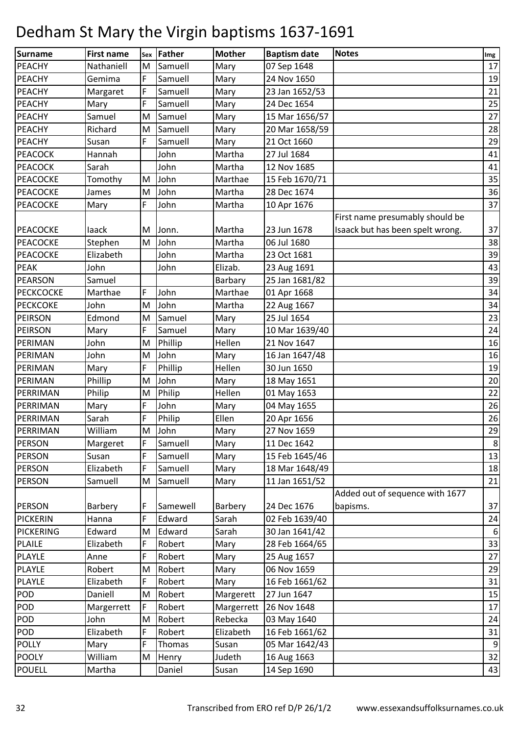# Dedham St Mary the Virgin baptisms 1637-1691

| Surname | First name | Sex | Father | Mother | Baptism date | Notes | Img |
|---|---|---|---|---|---|---|---|
| PEACHY | Nathaniell | M | Samuell | Mary | 07 Sep 1648 | | 17 |
| PEACHY | Gemima | F | Samuell | Mary | 24 Nov 1650 | | 19 |
| PEACHY | Margaret | F | Samuell | Mary | 23 Jan 1652/53 | | 21 |
| PEACHY | Mary | F | Samuell | Mary | 24 Dec 1654 | | 25 |
| PEACHY | Samuel | M | Samuel | Mary | 15 Mar 1656/57 | | 27 |
| PEACHY | Richard | M | Samuell | Mary | 20 Mar 1658/59 | | 28 |
| PEACHY | Susan | F | Samuell | Mary | 21 Oct 1660 | | 29 |
| PEACOCK | Hannah | | John | Martha | 27 Jul 1684 | | 41 |
| PEACOCK | Sarah | | John | Martha | 12 Nov 1685 | | 41 |
| PEACOCKE | Tomothy | M | John | Marthae | 15 Feb 1670/71 | | 35 |
| PEACOCKE | James | M | John | Martha | 28 Dec 1674 | | 36 |
| PEACOCKE | Mary | F | John | Martha | 10 Apr 1676 | | 37 |
| PEACOCKE | Iaack | M | Jonn. | Martha | 23 Jun 1678 | First name presumably should be Isaack but has been spelt wrong. | 37 |
| PEACOCKE | Stephen | M | John | Martha | 06 Jul 1680 | | 38 |
| PEACOCKE | Elizabeth | | John | Martha | 23 Oct 1681 | | 39 |
| PEAK | John | | John | Elizab. | 23 Aug 1691 | | 43 |
| PEARSON | Samuel | | | Barbary | 25 Jan 1681/82 | | 39 |
| PECKCOCKE | Marthae | F | John | Marthae | 01 Apr 1668 | | 34 |
| PECKCOKE | John | M | John | Martha | 22 Aug 1667 | | 34 |
| PEIRSON | Edmond | M | Samuel | Mary | 25 Jul 1654 | | 23 |
| PEIRSON | Mary | F | Samuel | Mary | 10 Mar 1639/40 | | 24 |
| PERIMAN | John | M | Phillip | Hellen | 21 Nov 1647 | | 16 |
| PERIMAN | John | M | John | Mary | 16 Jan 1647/48 | | 16 |
| PERIMAN | Mary | F | Phillip | Hellen | 30 Jun 1650 | | 19 |
| PERIMAN | Phillip | M | John | Mary | 18 May 1651 | | 20 |
| PERRIMAN | Philip | M | Philip | Hellen | 01 May 1653 | | 22 |
| PERRIMAN | Mary | F | John | Mary | 04 May 1655 | | 26 |
| PERRIMAN | Sarah | F | Philip | Ellen | 20 Apr 1656 | | 26 |
| PERRIMAN | William | M | John | Mary | 27 Nov 1659 | | 29 |
| PERSON | Margeret | F | Samuell | Mary | 11 Dec 1642 | | 8 |
| PERSON | Susan | F | Samuell | Mary | 15 Feb 1645/46 | | 13 |
| PERSON | Elizabeth | F | Samuell | Mary | 18 Mar 1648/49 | | 18 |
| PERSON | Samuell | M | Samuell | Mary | 11 Jan 1651/52 | | 21 |
| PERSON | Barbery | F | Samewell | Barbery | 24 Dec 1676 | Added out of sequence with 1677 bapisms. | 37 |
| PICKERIN | Hanna | F | Edward | Sarah | 02 Feb 1639/40 | | 24 |
| PICKERING | Edward | M | Edward | Sarah | 30 Jan 1641/42 | | 6 |
| PLAILE | Elizabeth | F | Robert | Mary | 28 Feb 1664/65 | | 33 |
| PLAYLE | Anne | F | Robert | Mary | 25 Aug 1657 | | 27 |
| PLAYLE | Robert | M | Robert | Mary | 06 Nov 1659 | | 29 |
| PLAYLE | Elizabeth | F | Robert | Mary | 16 Feb 1661/62 | | 31 |
| POD | Daniell | M | Robert | Margerett | 27 Jun 1647 | | 15 |
| POD | Margerrett | F | Robert | Margerrett | 26 Nov 1648 | | 17 |
| POD | John | M | Robert | Rebecka | 03 May 1640 | | 24 |
| POD | Elizabeth | F | Robert | Elizabeth | 16 Feb 1661/62 | | 31 |
| POLLY | Mary | F | Thomas | Susan | 05 Mar 1642/43 | | 9 |
| POOLY | William | M | Henry | Judeth | 16 Aug 1663 | | 32 |
| POUELL | Martha | | Daniel | Susan | 14 Sep 1690 | | 43 |

Transcribed from ERO ref D/P 26/1/2 www.essexandsuffolksurnames.co.uk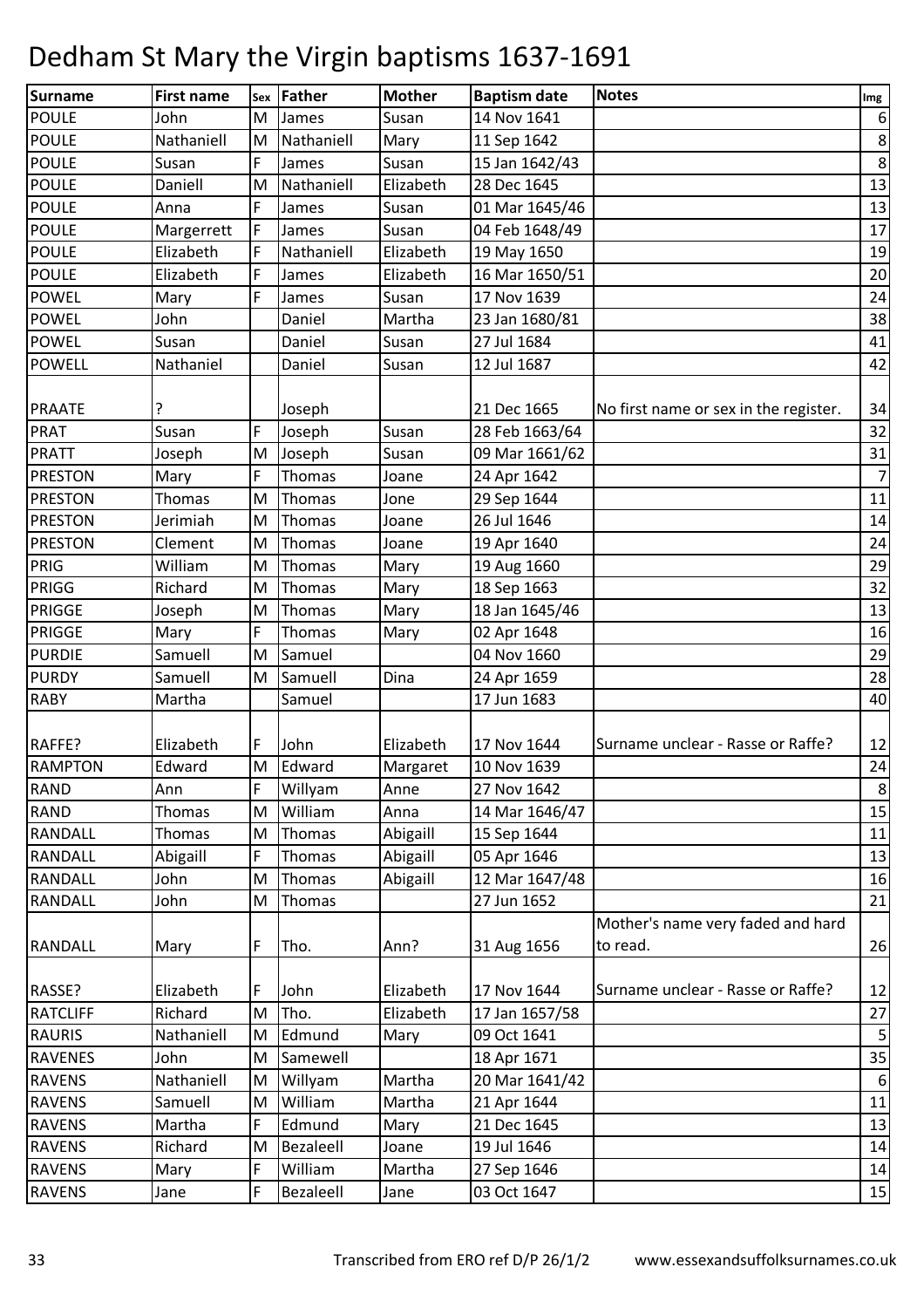# Dedham St Mary the Virgin baptisms 1637-1691

| Surname | First name | Sex | Father | Mother | Baptism date | Notes | Img |
|---|---|---|---|---|---|---|---|
| POULE | John | M | James | Susan | 14 Nov 1641 | | 6 |
| POULE | Nathaniell | M | Nathaniell | Mary | 11 Sep 1642 | | 8 |
| POULE | Susan | F | James | Susan | 15 Jan 1642/43 | | 8 |
| POULE | Daniell | M | Nathaniell | Elizabeth | 28 Dec 1645 | | 13 |
| POULE | Anna | F | James | Susan | 01 Mar 1645/46 | | 13 |
| POULE | Margerrett | F | James | Susan | 04 Feb 1648/49 | | 17 |
| POULE | Elizabeth | F | Nathaniell | Elizabeth | 19 May 1650 | | 19 |
| POULE | Elizabeth | F | James | Elizabeth | 16 Mar 1650/51 | | 20 |
| POWEL | Mary | F | James | Susan | 17 Nov 1639 | | 24 |
| POWEL | John | | Daniel | Martha | 23 Jan 1680/81 | | 38 |
| POWEL | Susan | | Daniel | Susan | 27 Jul 1684 | | 41 |
| POWELL | Nathaniel | | Daniel | Susan | 12 Jul 1687 | | 42 |
| PRAATE | ? | | Joseph | | 21 Dec 1665 | No first name or sex in the register. | 34 |
| PRAT | Susan | F | Joseph | Susan | 28 Feb 1663/64 | | 32 |
| PRATT | Joseph | M | Joseph | Susan | 09 Mar 1661/62 | | 31 |
| PRESTON | Mary | F | Thomas | Joane | 24 Apr 1642 | | 7 |
| PRESTON | Thomas | M | Thomas | Jone | 29 Sep 1644 | | 11 |
| PRESTON | Jerimiah | M | Thomas | Joane | 26 Jul 1646 | | 14 |
| PRESTON | Clement | M | Thomas | Joane | 19 Apr 1640 | | 24 |
| PRIG | William | M | Thomas | Mary | 19 Aug 1660 | | 29 |
| PRIGG | Richard | M | Thomas | Mary | 18 Sep 1663 | | 32 |
| PRIGGE | Joseph | M | Thomas | Mary | 18 Jan 1645/46 | | 13 |
| PRIGGE | Mary | F | Thomas | Mary | 02 Apr 1648 | | 16 |
| PURDIE | Samuell | M | Samuel | | 04 Nov 1660 | | 29 |
| PURDY | Samuell | M | Samuell | Dina | 24 Apr 1659 | | 28 |
| RABY | Martha | | Samuel | | 17 Jun 1683 | | 40 |
| RAFFE? | Elizabeth | F | John | Elizabeth | 17 Nov 1644 | Surname unclear - Rasse or Raffe? | 12 |
| RAMPTON | Edward | M | Edward | Margaret | 10 Nov 1639 | | 24 |
| RAND | Ann | F | Willyam | Anne | 27 Nov 1642 | | 8 |
| RAND | Thomas | M | William | Anna | 14 Mar 1646/47 | | 15 |
| RANDALL | Thomas | M | Thomas | Abigaill | 15 Sep 1644 | | 11 |
| RANDALL | Abigaill | F | Thomas | Abigaill | 05 Apr 1646 | | 13 |
| RANDALL | John | M | Thomas | Abigaill | 12 Mar 1647/48 | | 16 |
| RANDALL | John | M | Thomas | | 27 Jun 1652 | | 21 |
| RANDALL | Mary | F | Tho. | Ann? | 31 Aug 1656 | Mother's name very faded and hard to read. | 26 |
| RASSE? | Elizabeth | F | John | Elizabeth | 17 Nov 1644 | Surname unclear - Rasse or Raffe? | 12 |
| RATCLIFF | Richard | M | Tho. | Elizabeth | 17 Jan 1657/58 | | 27 |
| RAURIS | Nathaniell | M | Edmund | Mary | 09 Oct 1641 | | 5 |
| RAVENES | John | M | Samewell | | 18 Apr 1671 | | 35 |
| RAVENS | Nathaniell | M | Willyam | Martha | 20 Mar 1641/42 | | 6 |
| RAVENS | Samuell | M | William | Martha | 21 Apr 1644 | | 11 |
| RAVENS | Martha | F | Edmund | Mary | 21 Dec 1645 | | 13 |
| RAVENS | Richard | M | Bezaleell | Joane | 19 Jul 1646 | | 14 |
| RAVENS | Mary | F | William | Martha | 27 Sep 1646 | | 14 |
| RAVENS | Jane | F | Bezaleell | Jane | 03 Oct 1647 | | 15 |

Transcribed from ERO ref D/P 26/1/2 www.essexandsuffolksurnames.co.uk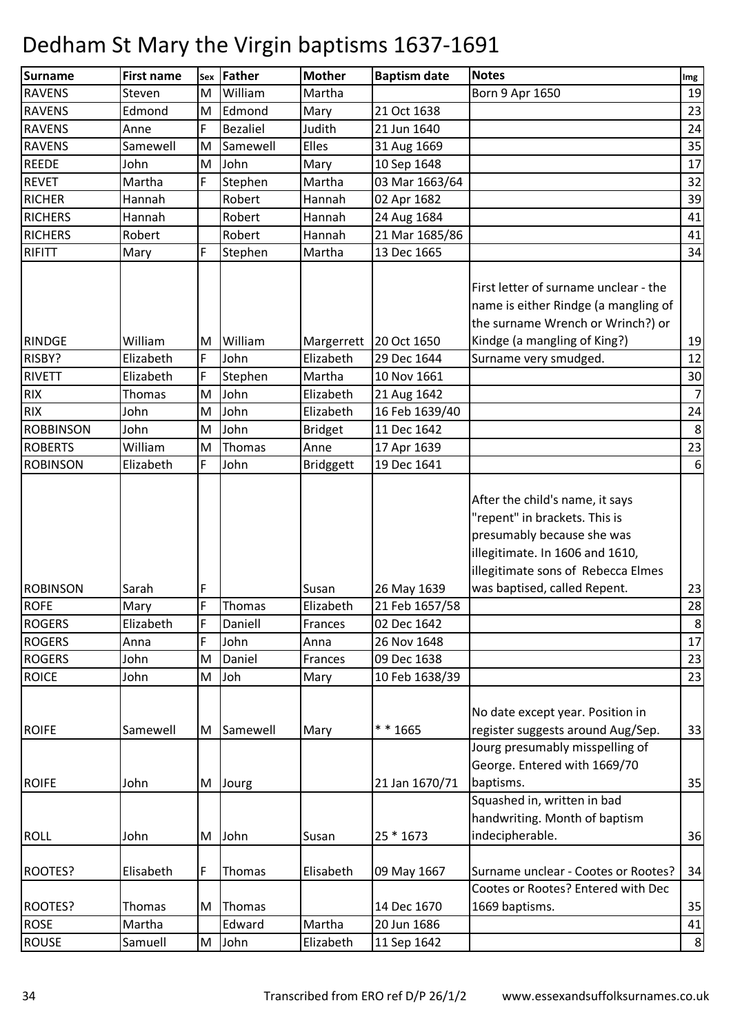# Dedham St Mary the Virgin baptisms 1637-1691

| Surname | First name | Sex | Father | Mother | Baptism date | Notes | Img |
|---|---|---|---|---|---|---|---|
| RAVENS | Steven | M | William | Martha | | Born 9 Apr 1650 | 19 |
| RAVENS | Edmond | M | Edmond | Mary | 21 Oct 1638 | | 23 |
| RAVENS | Anne | F | Bezaliel | Judith | 21 Jun 1640 | | 24 |
| RAVENS | Samewell | M | Samewell | Elles | 31 Aug 1669 | | 35 |
| REEDE | John | M | John | Mary | 10 Sep 1648 | | 17 |
| REVET | Martha | F | Stephen | Martha | 03 Mar 1663/64 | | 32 |
| RICHER | Hannah | | Robert | Hannah | 02 Apr 1682 | | 39 |
| RICHERS | Hannah | | Robert | Hannah | 24 Aug 1684 | | 41 |
| RICHERS | Robert | | Robert | Hannah | 21 Mar 1685/86 | | 41 |
| RIFITT | Mary | F | Stephen | Martha | 13 Dec 1665 | | 34 |
| RINDGE | William | M | William | Margerrett | 20 Oct 1650 | First letter of surname unclear - the name is either Rindge (a mangling of the surname Wrench or Wrinch?) or Kindge (a mangling of King?) | 19 |
| RISBY? | Elizabeth | F | John | Elizabeth | 29 Dec 1644 | Surname very smudged. | 12 |
| RIVETT | Elizabeth | F | Stephen | Martha | 10 Nov 1661 | | 30 |
| RIX | Thomas | M | John | Elizabeth | 21 Aug 1642 | | 7 |
| RIX | John | M | John | Elizabeth | 16 Feb 1639/40 | | 24 |
| ROBBINSON | John | M | John | Bridget | 11 Dec 1642 | | 8 |
| ROBERTS | William | M | Thomas | Anne | 17 Apr 1639 | | 23 |
| ROBINSON | Elizabeth | F | John | Bridggett | 19 Dec 1641 | | 6 |
| ROBINSON | Sarah | F | | Susan | 26 May 1639 | After the child's name, it says "repent" in brackets. This is presumably because she was illegitimate. In 1606 and 1610, illegitimate sons of Rebecca Elmes was baptised, called Repent. | 23 |
| ROFE | Mary | F | Thomas | Elizabeth | 21 Feb 1657/58 | | 28 |
| ROGERS | Elizabeth | F | Daniell | Frances | 02 Dec 1642 | | 8 |
| ROGERS | Anna | F | John | Anna | 26 Nov 1648 | | 17 |
| ROGERS | John | M | Daniel | Frances | 09 Dec 1638 | | 23 |
| ROICE | John | M | Joh | Mary | 10 Feb 1638/39 | | 23 |
| ROIFE | Samewell | M | Samewell | Mary | * * 1665 | No date except year. Position in register suggests around Aug/Sep. | 33 |
| ROIFE | John | M | Jourg | | 21 Jan 1670/71 | Jourg presumably misspelling of George. Entered with 1669/70 baptisms. | 35 |
| ROLL | John | M | John | Susan | 25 * 1673 | Squashed in, written in bad handwriting. Month of baptism indecipherable. | 36 |
| ROOTES? | Elisabeth | F | Thomas | Elisabeth | 09 May 1667 | Surname unclear - Cootes or Rootes? | 34 |
| ROOTES? | Thomas | M | Thomas | | 14 Dec 1670 | Cootes or Rootes? Entered with Dec 1669 baptisms. | 35 |
| ROSE | Martha | | Edward | Martha | 20 Jun 1686 | | 41 |
| ROUSE | Samuell | M | John | Elizabeth | 11 Sep 1642 | | 8 |

Transcribed from ERO ref D/P 26/1/2 www.essexandsuffolksurnames.co.uk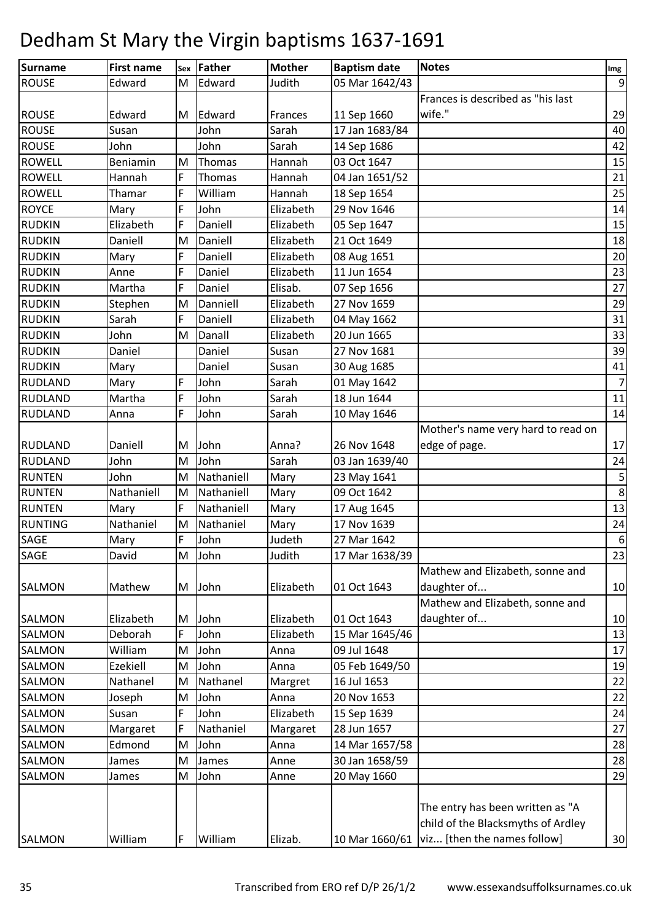# Dedham St Mary the Virgin baptisms 1637-1691

| Surname | First name | Sex | Father | Mother | Baptism date | Notes | Img |
|---|---|---|---|---|---|---|---|
| ROUSE | Edward | M | Edward | Judith | 05 Mar 1642/43 | | 9 |
| ROUSE | Edward | M | Edward | Frances | 11 Sep 1660 | Frances is described as "his last wife." | 29 |
| ROUSE | Susan | | John | Sarah | 17 Jan 1683/84 | | 40 |
| ROUSE | John | | John | Sarah | 14 Sep 1686 | | 42 |
| ROWELL | Beniamin | M | Thomas | Hannah | 03 Oct 1647 | | 15 |
| ROWELL | Hannah | F | Thomas | Hannah | 04 Jan 1651/52 | | 21 |
| ROWELL | Thamar | F | William | Hannah | 18 Sep 1654 | | 25 |
| ROYCE | Mary | F | John | Elizabeth | 29 Nov 1646 | | 14 |
| RUDKIN | Elizabeth | F | Daniell | Elizabeth | 05 Sep 1647 | | 15 |
| RUDKIN | Daniell | M | Daniell | Elizabeth | 21 Oct 1649 | | 18 |
| RUDKIN | Mary | F | Daniell | Elizabeth | 08 Aug 1651 | | 20 |
| RUDKIN | Anne | F | Daniel | Elizabeth | 11 Jun 1654 | | 23 |
| RUDKIN | Martha | F | Daniel | Elisab. | 07 Sep 1656 | | 27 |
| RUDKIN | Stephen | M | Danniell | Elizabeth | 27 Nov 1659 | | 29 |
| RUDKIN | Sarah | F | Daniell | Elizabeth | 04 May 1662 | | 31 |
| RUDKIN | John | M | Danall | Elizabeth | 20 Jun 1665 | | 33 |
| RUDKIN | Daniel | | Daniel | Susan | 27 Nov 1681 | | 39 |
| RUDKIN | Mary | | Daniel | Susan | 30 Aug 1685 | | 41 |
| RUDLAND | Mary | F | John | Sarah | 01 May 1642 | | 7 |
| RUDLAND | Martha | F | John | Sarah | 18 Jun 1644 | | 11 |
| RUDLAND | Anna | F | John | Sarah | 10 May 1646 | | 14 |
| RUDLAND | Daniell | M | John | Anna? | 26 Nov 1648 | Mother's name very hard to read on edge of page. | 17 |
| RUDLAND | John | M | John | Sarah | 03 Jan 1639/40 | | 24 |
| RUNTEN | John | M | Nathaniell | Mary | 23 May 1641 | | 5 |
| RUNTEN | Nathaniell | M | Nathaniell | Mary | 09 Oct 1642 | | 8 |
| RUNTEN | Mary | F | Nathaniell | Mary | 17 Aug 1645 | | 13 |
| RUNTING | Nathaniel | M | Nathaniel | Mary | 17 Nov 1639 | | 24 |
| SAGE | Mary | F | John | Judeth | 27 Mar 1642 | | 6 |
| SAGE | David | M | John | Judith | 17 Mar 1638/39 | | 23 |
| SALMON | Mathew | M | John | Elizabeth | 01 Oct 1643 | Mathew and Elizabeth, sonne and daughter of... | 10 |
| SALMON | Elizabeth | M | John | Elizabeth | 01 Oct 1643 | Mathew and Elizabeth, sonne and daughter of... | 10 |
| SALMON | Deborah | F | John | Elizabeth | 15 Mar 1645/46 | | 13 |
| SALMON | William | M | John | Anna | 09 Jul 1648 | | 17 |
| SALMON | Ezekiell | M | John | Anna | 05 Feb 1649/50 | | 19 |
| SALMON | Nathanel | M | Nathanel | Margret | 16 Jul 1653 | | 22 |
| SALMON | Joseph | M | John | Anna | 20 Nov 1653 | | 22 |
| SALMON | Susan | F | John | Elizabeth | 15 Sep 1639 | | 24 |
| SALMON | Margaret | F | Nathaniel | Margaret | 28 Jun 1657 | | 27 |
| SALMON | Edmond | M | John | Anna | 14 Mar 1657/58 | | 28 |
| SALMON | James | M | James | Anne | 30 Jan 1658/59 | | 28 |
| SALMON | James | M | John | Anne | 20 May 1660 | | 29 |
| SALMON | William | F | William | Elizab. | 10 Mar 1660/61 | The entry has been written as "A child of the Blacksmyths of Ardley viz... [then the names follow] | 30 |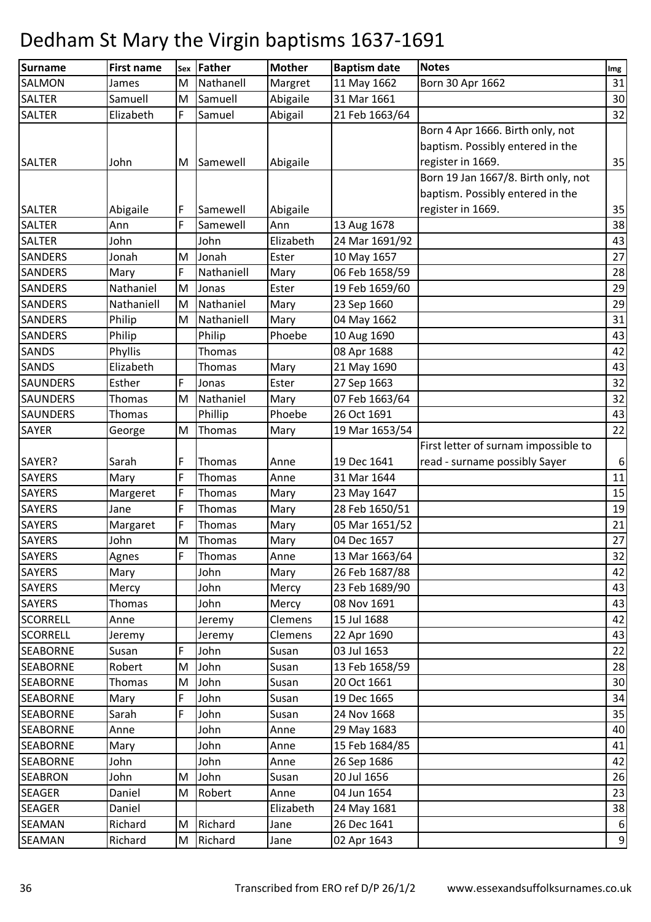# Dedham St Mary the Virgin baptisms 1637-1691

| Surname | First name | Sex | Father | Mother | Baptism date | Notes | Img |
|---|---|---|---|---|---|---|---|
| SALMON | James | M | Nathanell | Margret | 11 May 1662 | Born 30 Apr 1662 | 31 |
| SALTER | Samuell | M | Samuell | Abigaile | 31 Mar 1661 | | 30 |
| SALTER | Elizabeth | F | Samuel | Abigail | 21 Feb 1663/64 | | 32 |
| SALTER | John | M | Samewell | Abigaile | | Born 4 Apr 1666. Birth only, not baptism. Possibly entered in the register in 1669. | 35 |
| SALTER | Abigaile | F | Samewell | Abigaile | | Born 19 Jan 1667/8. Birth only, not baptism. Possibly entered in the register in 1669. | 35 |
| SALTER | Ann | F | Samewell | Ann | 13 Aug 1678 | | 38 |
| SALTER | John | | John | Elizabeth | 24 Mar 1691/92 | | 43 |
| SANDERS | Jonah | M | Jonah | Ester | 10 May 1657 | | 27 |
| SANDERS | Mary | F | Nathaniell | Mary | 06 Feb 1658/59 | | 28 |
| SANDERS | Nathaniel | M | Jonas | Ester | 19 Feb 1659/60 | | 29 |
| SANDERS | Nathaniell | M | Nathaniel | Mary | 23 Sep 1660 | | 29 |
| SANDERS | Philip | M | Nathaniell | Mary | 04 May 1662 | | 31 |
| SANDERS | Philip | | Philip | Phoebe | 10 Aug 1690 | | 43 |
| SANDS | Phyllis | | Thomas | | 08 Apr 1688 | | 42 |
| SANDS | Elizabeth | | Thomas | Mary | 21 May 1690 | | 43 |
| SAUNDERS | Esther | F | Jonas | Ester | 27 Sep 1663 | | 32 |
| SAUNDERS | Thomas | M | Nathaniel | Mary | 07 Feb 1663/64 | | 32 |
| SAUNDERS | Thomas | | Phillip | Phoebe | 26 Oct 1691 | | 43 |
| SAYER | George | M | Thomas | Mary | 19 Mar 1653/54 | | 22 |
| SAYER? | Sarah | F | Thomas | Anne | 19 Dec 1641 | First letter of surnam impossible to read - surname possibly Sayer | 6 |
| SAYERS | Mary | F | Thomas | Anne | 31 Mar 1644 | | 11 |
| SAYERS | Margeret | F | Thomas | Mary | 23 May 1647 | | 15 |
| SAYERS | Jane | F | Thomas | Mary | 28 Feb 1650/51 | | 19 |
| SAYERS | Margaret | F | Thomas | Mary | 05 Mar 1651/52 | | 21 |
| SAYERS | John | M | Thomas | Mary | 04 Dec 1657 | | 27 |
| SAYERS | Agnes | F | Thomas | Anne | 13 Mar 1663/64 | | 32 |
| SAYERS | Mary | | John | Mary | 26 Feb 1687/88 | | 42 |
| SAYERS | Mercy | | John | Mercy | 23 Feb 1689/90 | | 43 |
| SAYERS | Thomas | | John | Mercy | 08 Nov 1691 | | 43 |
| SCORRELL | Anne | | Jeremy | Clemens | 15 Jul 1688 | | 42 |
| SCORRELL | Jeremy | | Jeremy | Clemens | 22 Apr 1690 | | 43 |
| SEABORNE | Susan | F | John | Susan | 03 Jul 1653 | | 22 |
| SEABORNE | Robert | M | John | Susan | 13 Feb 1658/59 | | 28 |
| SEABORNE | Thomas | M | John | Susan | 20 Oct 1661 | | 30 |
| SEABORNE | Mary | F | John | Susan | 19 Dec 1665 | | 34 |
| SEABORNE | Sarah | F | John | Susan | 24 Nov 1668 | | 35 |
| SEABORNE | Anne | | John | Anne | 29 May 1683 | | 40 |
| SEABORNE | Mary | | John | Anne | 15 Feb 1684/85 | | 41 |
| SEABORNE | John | | John | Anne | 26 Sep 1686 | | 42 |
| SEABRON | John | M | John | Susan | 20 Jul 1656 | | 26 |
| SEAGER | Daniel | M | Robert | Anne | 04 Jun 1654 | | 23 |
| SEAGER | Daniel | | | Elizabeth | 24 May 1681 | | 38 |
| SEAMAN | Richard | M | Richard | Jane | 26 Dec 1641 | | 6 |
| SEAMAN | Richard | M | Richard | Jane | 02 Apr 1643 | | 9 |

Transcribed from ERO ref D/P 26/1/2 www.essexandsuffolksurnames.co.uk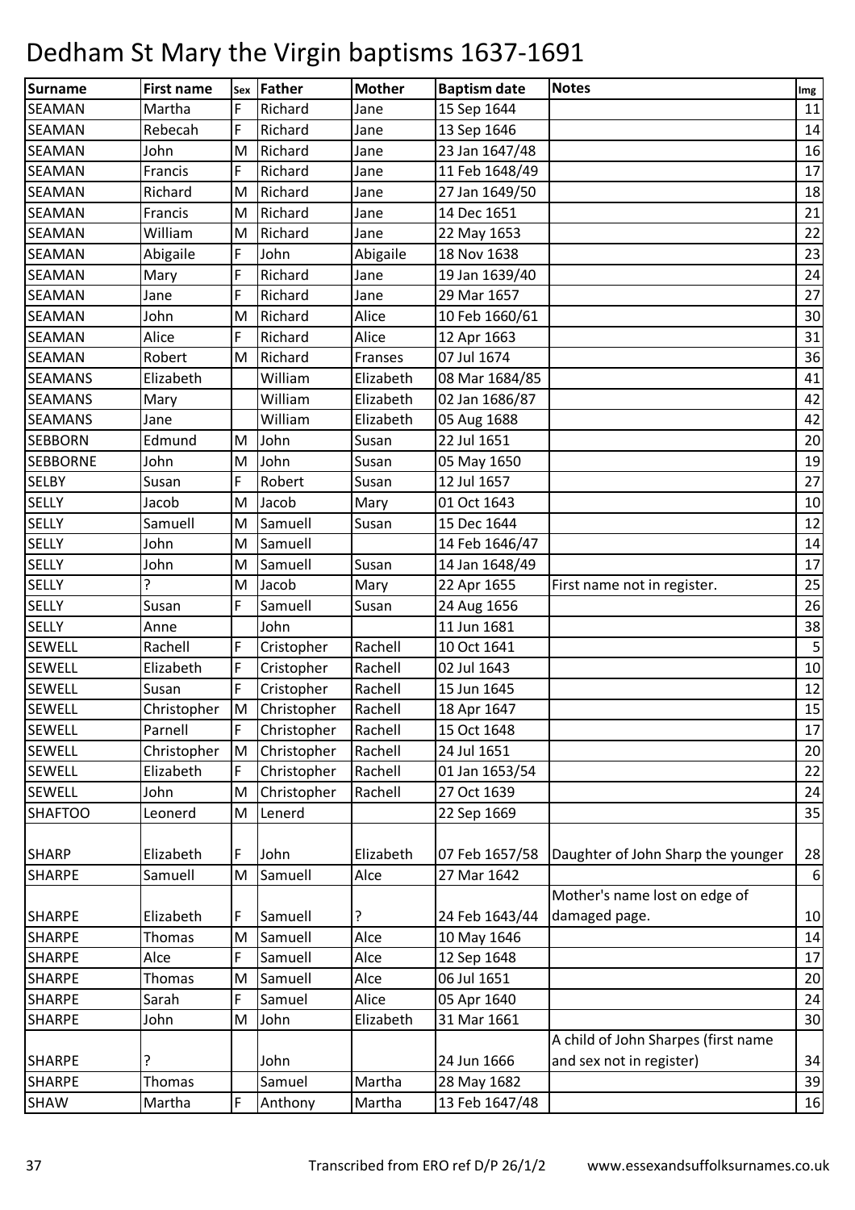# Dedham St Mary the Virgin baptisms 1637-1691

| Surname | First name | Sex | Father | Mother | Baptism date | Notes | Img |
|---|---|---|---|---|---|---|---|
| SEAMAN | Martha | F | Richard | Jane | 15 Sep 1644 | | 11 |
| SEAMAN | Rebecah | F | Richard | Jane | 13 Sep 1646 | | 14 |
| SEAMAN | John | M | Richard | Jane | 23 Jan 1647/48 | | 16 |
| SEAMAN | Francis | F | Richard | Jane | 11 Feb 1648/49 | | 17 |
| SEAMAN | Richard | M | Richard | Jane | 27 Jan 1649/50 | | 18 |
| SEAMAN | Francis | M | Richard | Jane | 14 Dec 1651 | | 21 |
| SEAMAN | William | M | Richard | Jane | 22 May 1653 | | 22 |
| SEAMAN | Abigaile | F | John | Abigaile | 18 Nov 1638 | | 23 |
| SEAMAN | Mary | F | Richard | Jane | 19 Jan 1639/40 | | 24 |
| SEAMAN | Jane | F | Richard | Jane | 29 Mar 1657 | | 27 |
| SEAMAN | John | M | Richard | Alice | 10 Feb 1660/61 | | 30 |
| SEAMAN | Alice | F | Richard | Alice | 12 Apr 1663 | | 31 |
| SEAMAN | Robert | M | Richard | Franses | 07 Jul 1674 | | 36 |
| SEAMANS | Elizabeth | | William | Elizabeth | 08 Mar 1684/85 | | 41 |
| SEAMANS | Mary | | William | Elizabeth | 02 Jan 1686/87 | | 42 |
| SEAMANS | Jane | | William | Elizabeth | 05 Aug 1688 | | 42 |
| SEBBORN | Edmund | M | John | Susan | 22 Jul 1651 | | 20 |
| SEBBORNE | John | M | John | Susan | 05 May 1650 | | 19 |
| SELBY | Susan | F | Robert | Susan | 12 Jul 1657 | | 27 |
| SELLY | Jacob | M | Jacob | Mary | 01 Oct 1643 | | 10 |
| SELLY | Samuell | M | Samuell | Susan | 15 Dec 1644 | | 12 |
| SELLY | John | M | Samuell | | 14 Feb 1646/47 | | 14 |
| SELLY | John | M | Samuell | Susan | 14 Jan 1648/49 | | 17 |
| SELLY | ? | M | Jacob | Mary | 22 Apr 1655 | First name not in register. | 25 |
| SELLY | Susan | F | Samuell | Susan | 24 Aug 1656 | | 26 |
| SELLY | Anne | | John | | 11 Jun 1681 | | 38 |
| SEWELL | Rachell | F | Cristopher | Rachell | 10 Oct 1641 | | 5 |
| SEWELL | Elizabeth | F | Cristopher | Rachell | 02 Jul 1643 | | 10 |
| SEWELL | Susan | F | Cristopher | Rachell | 15 Jun 1645 | | 12 |
| SEWELL | Christopher | M | Christopher | Rachell | 18 Apr 1647 | | 15 |
| SEWELL | Parnell | F | Christopher | Rachell | 15 Oct 1648 | | 17 |
| SEWELL | Christopher | M | Christopher | Rachell | 24 Jul 1651 | | 20 |
| SEWELL | Elizabeth | F | Christopher | Rachell | 01 Jan 1653/54 | | 22 |
| SEWELL | John | M | Christopher | Rachell | 27 Oct 1639 | | 24 |
| SHAFTOO | Leonerd | M | Lenerd | | 22 Sep 1669 | | 35 |
| SHARP | Elizabeth | F | John | Elizabeth | 07 Feb 1657/58 | Daughter of John Sharp the younger | 28 |
| SHARPE | Samuell | M | Samuell | Alce | 27 Mar 1642 | | 6 |
| SHARPE | Elizabeth | F | Samuell | ? | 24 Feb 1643/44 | Mother's name lost on edge of damaged page. | 10 |
| SHARPE | Thomas | M | Samuell | Alce | 10 May 1646 | | 14 |
| SHARPE | Alce | F | Samuell | Alce | 12 Sep 1648 | | 17 |
| SHARPE | Thomas | M | Samuell | Alce | 06 Jul 1651 | | 20 |
| SHARPE | Sarah | F | Samuel | Alice | 05 Apr 1640 | | 24 |
| SHARPE | John | M | John | Elizabeth | 31 Mar 1661 | | 30 |
| SHARPE | ? | | John | | 24 Jun 1666 | A child of John Sharpes (first name and sex not in register) | 34 |
| SHARPE | Thomas | | Samuel | Martha | 28 May 1682 | | 39 |
| SHAW | Martha | F | Anthony | Martha | 13 Feb 1647/48 | | 16 |

Transcribed from ERO ref D/P 26/1/2 www.essexandsuffolksurnames.co.uk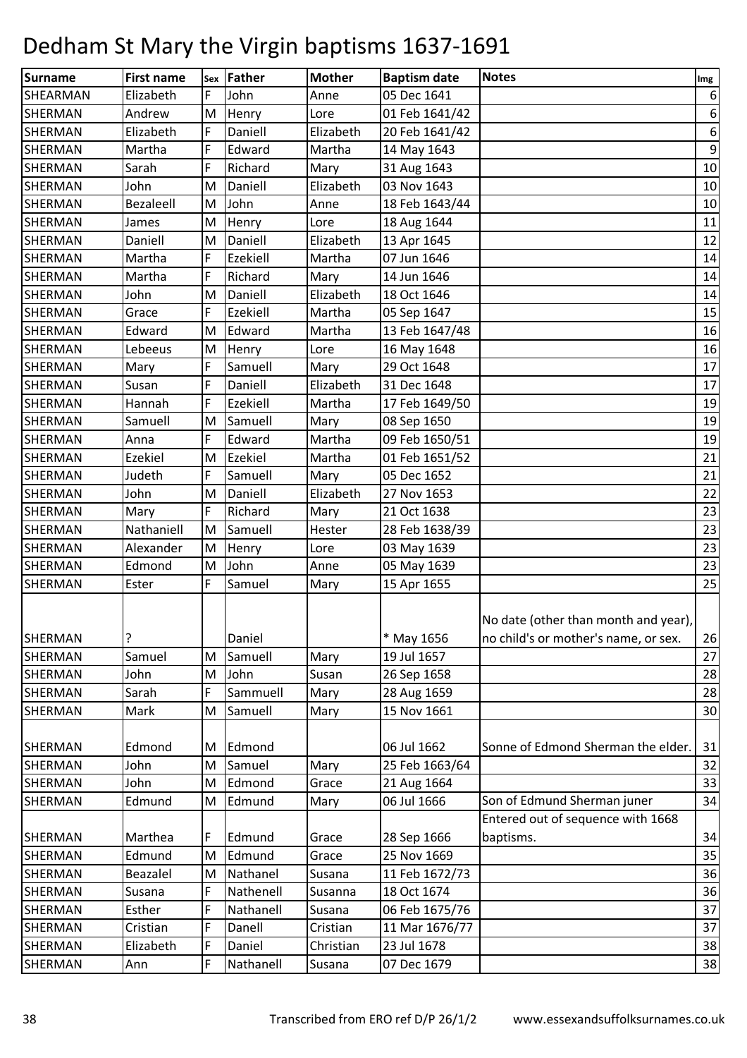# Dedham St Mary the Virgin baptisms 1637-1691

| Surname | First name | Sex | Father | Mother | Baptism date | Notes | Img |
|---|---|---|---|---|---|---|---|
| SHEARMAN | Elizabeth | F | John | Anne | 05 Dec 1641 | | 6 |
| SHERMAN | Andrew | M | Henry | Lore | 01 Feb 1641/42 | | 6 |
| SHERMAN | Elizabeth | F | Daniell | Elizabeth | 20 Feb 1641/42 | | 6 |
| SHERMAN | Martha | F | Edward | Martha | 14 May 1643 | | 9 |
| SHERMAN | Sarah | F | Richard | Mary | 31 Aug 1643 | | 10 |
| SHERMAN | John | M | Daniell | Elizabeth | 03 Nov 1643 | | 10 |
| SHERMAN | Bezaleell | M | John | Anne | 18 Feb 1643/44 | | 10 |
| SHERMAN | James | M | Henry | Lore | 18 Aug 1644 | | 11 |
| SHERMAN | Daniell | M | Daniell | Elizabeth | 13 Apr 1645 | | 12 |
| SHERMAN | Martha | F | Ezekiell | Martha | 07 Jun 1646 | | 14 |
| SHERMAN | Martha | F | Richard | Mary | 14 Jun 1646 | | 14 |
| SHERMAN | John | M | Daniell | Elizabeth | 18 Oct 1646 | | 14 |
| SHERMAN | Grace | F | Ezekiell | Martha | 05 Sep 1647 | | 15 |
| SHERMAN | Edward | M | Edward | Martha | 13 Feb 1647/48 | | 16 |
| SHERMAN | Lebeeus | M | Henry | Lore | 16 May 1648 | | 16 |
| SHERMAN | Mary | F | Samuell | Mary | 29 Oct 1648 | | 17 |
| SHERMAN | Susan | F | Daniell | Elizabeth | 31 Dec 1648 | | 17 |
| SHERMAN | Hannah | F | Ezekiell | Martha | 17 Feb 1649/50 | | 19 |
| SHERMAN | Samuell | M | Samuell | Mary | 08 Sep 1650 | | 19 |
| SHERMAN | Anna | F | Edward | Martha | 09 Feb 1650/51 | | 19 |
| SHERMAN | Ezekiel | M | Ezekiel | Martha | 01 Feb 1651/52 | | 21 |
| SHERMAN | Judeth | F | Samuell | Mary | 05 Dec 1652 | | 21 |
| SHERMAN | John | M | Daniell | Elizabeth | 27 Nov 1653 | | 22 |
| SHERMAN | Mary | F | Richard | Mary | 21 Oct 1638 | | 23 |
| SHERMAN | Nathaniell | M | Samuell | Hester | 28 Feb 1638/39 | | 23 |
| SHERMAN | Alexander | M | Henry | Lore | 03 May 1639 | | 23 |
| SHERMAN | Edmond | M | John | Anne | 05 May 1639 | | 23 |
| SHERMAN | Ester | F | Samuel | Mary | 15 Apr 1655 | | 25 |
| SHERMAN | ? | | Daniel | | * May 1656 | No date (other than month and year), no child's or mother's name, or sex. | 26 |
| SHERMAN | Samuel | M | Samuell | Mary | 19 Jul 1657 | | 27 |
| SHERMAN | John | M | John | Susan | 26 Sep 1658 | | 28 |
| SHERMAN | Sarah | F | Sammuell | Mary | 28 Aug 1659 | | 28 |
| SHERMAN | Mark | M | Samuell | Mary | 15 Nov 1661 | | 30 |
| SHERMAN | Edmond | M | Edmond | | 06 Jul 1662 | Sonne of Edmond Sherman the elder. | 31 |
| SHERMAN | John | M | Samuel | Mary | 25 Feb 1663/64 | | 32 |
| SHERMAN | John | M | Edmond | Grace | 21 Aug 1664 | | 33 |
| SHERMAN | Edmund | M | Edmund | Mary | 06 Jul 1666 | Son of Edmund Sherman juner | 34 |
| SHERMAN | Marthea | F | Edmund | Grace | 28 Sep 1666 | Entered out of sequence with 1668 baptisms. | 34 |
| SHERMAN | Edmund | M | Edmund | Grace | 25 Nov 1669 | | 35 |
| SHERMAN | Beazalel | M | Nathanel | Susana | 11 Feb 1672/73 | | 36 |
| SHERMAN | Susana | F | Nathenell | Susanna | 18 Oct 1674 | | 36 |
| SHERMAN | Esther | F | Nathanell | Susana | 06 Feb 1675/76 | | 37 |
| SHERMAN | Cristian | F | Danell | Cristian | 11 Mar 1676/77 | | 37 |
| SHERMAN | Elizabeth | F | Daniel | Christian | 23 Jul 1678 | | 38 |
| SHERMAN | Ann | F | Nathanell | Susana | 07 Dec 1679 | | 38 |

Transcribed from ERO ref D/P 26/1/2 www.essexandsuffolksurnames.co.uk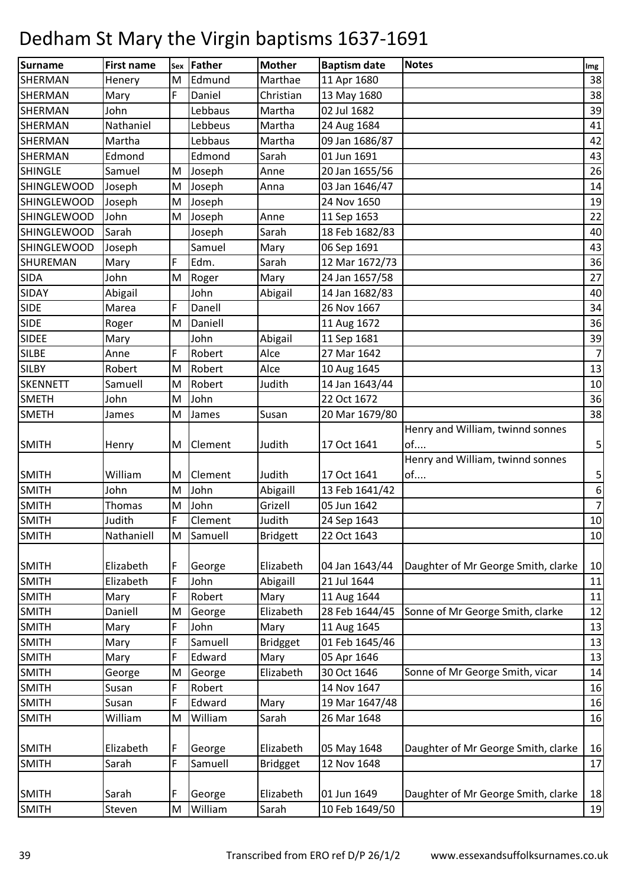# Dedham St Mary the Virgin baptisms 1637-1691

| Surname | First name | Sex | Father | Mother | Baptism date | Notes | Img |
|---|---|---|---|---|---|---|---|
| SHERMAN | Henery | M | Edmund | Marthae | 11 Apr 1680 | | 38 |
| SHERMAN | Mary | F | Daniel | Christian | 13 May 1680 | | 38 |
| SHERMAN | John | | Lebbaus | Martha | 02 Jul 1682 | | 39 |
| SHERMAN | Nathaniel | | Lebbeus | Martha | 24 Aug 1684 | | 41 |
| SHERMAN | Martha | | Lebbaus | Martha | 09 Jan 1686/87 | | 42 |
| SHERMAN | Edmond | | Edmond | Sarah | 01 Jun 1691 | | 43 |
| SHINGLE | Samuel | M | Joseph | Anne | 20 Jan 1655/56 | | 26 |
| SHINGLEWOOD | Joseph | M | Joseph | Anna | 03 Jan 1646/47 | | 14 |
| SHINGLEWOOD | Joseph | M | Joseph | | 24 Nov 1650 | | 19 |
| SHINGLEWOOD | John | M | Joseph | Anne | 11 Sep 1653 | | 22 |
| SHINGLEWOOD | Sarah | | Joseph | Sarah | 18 Feb 1682/83 | | 40 |
| SHINGLEWOOD | Joseph | | Samuel | Mary | 06 Sep 1691 | | 43 |
| SHUREMAN | Mary | F | Edm. | Sarah | 12 Mar 1672/73 | | 36 |
| SIDA | John | M | Roger | Mary | 24 Jan 1657/58 | | 27 |
| SIDAY | Abigail | | John | Abigail | 14 Jan 1682/83 | | 40 |
| SIDE | Marea | F | Danell | | 26 Nov 1667 | | 34 |
| SIDE | Roger | M | Daniell | | 11 Aug 1672 | | 36 |
| SIDEE | Mary | | John | Abigail | 11 Sep 1681 | | 39 |
| SILBE | Anne | F | Robert | Alce | 27 Mar 1642 | | 7 |
| SILBY | Robert | M | Robert | Alce | 10 Aug 1645 | | 13 |
| SKENNETT | Samuell | M | Robert | Judith | 14 Jan 1643/44 | | 10 |
| SMETH | John | M | John | | 22 Oct 1672 | | 36 |
| SMETH | James | M | James | Susan | 20 Mar 1679/80 | | 38 |
| SMITH | Henry | M | Clement | Judith | 17 Oct 1641 | Henry and William, twinnd sonnes of.... | 5 |
| SMITH | William | M | Clement | Judith | 17 Oct 1641 | Henry and William, twinnd sonnes of.... | 5 |
| SMITH | John | M | John | Abigaill | 13 Feb 1641/42 | | 6 |
| SMITH | Thomas | M | John | Grizell | 05 Jun 1642 | | 7 |
| SMITH | Judith | F | Clement | Judith | 24 Sep 1643 | | 10 |
| SMITH | Nathaniell | M | Samuell | Bridgett | 22 Oct 1643 | | 10 |
| SMITH | Elizabeth | F | George | Elizabeth | 04 Jan 1643/44 | Daughter of Mr George Smith, clarke | 10 |
| SMITH | Elizabeth | F | John | Abigaill | 21 Jul 1644 | | 11 |
| SMITH | Mary | F | Robert | Mary | 11 Aug 1644 | | 11 |
| SMITH | Daniell | M | George | Elizabeth | 28 Feb 1644/45 | Sonne of Mr George Smith, clarke | 12 |
| SMITH | Mary | F | John | Mary | 11 Aug 1645 | | 13 |
| SMITH | Mary | F | Samuell | Bridgget | 01 Feb 1645/46 | | 13 |
| SMITH | Mary | F | Edward | Mary | 05 Apr 1646 | | 13 |
| SMITH | George | M | George | Elizabeth | 30 Oct 1646 | Sonne of Mr George Smith, vicar | 14 |
| SMITH | Susan | F | Robert | | 14 Nov 1647 | | 16 |
| SMITH | Susan | F | Edward | Mary | 19 Mar 1647/48 | | 16 |
| SMITH | William | M | William | Sarah | 26 Mar 1648 | | 16 |
| SMITH | Elizabeth | F | George | Elizabeth | 05 May 1648 | Daughter of Mr George Smith, clarke | 16 |
| SMITH | Sarah | F | Samuell | Bridgget | 12 Nov 1648 | | 17 |
| SMITH | Sarah | F | George | Elizabeth | 01 Jun 1649 | Daughter of Mr George Smith, clarke | 18 |
| SMITH | Steven | M | William | Sarah | 10 Feb 1649/50 | | 19 |

Transcribed from ERO ref D/P 26/1/2 www.essexandsuffolksurnames.co.uk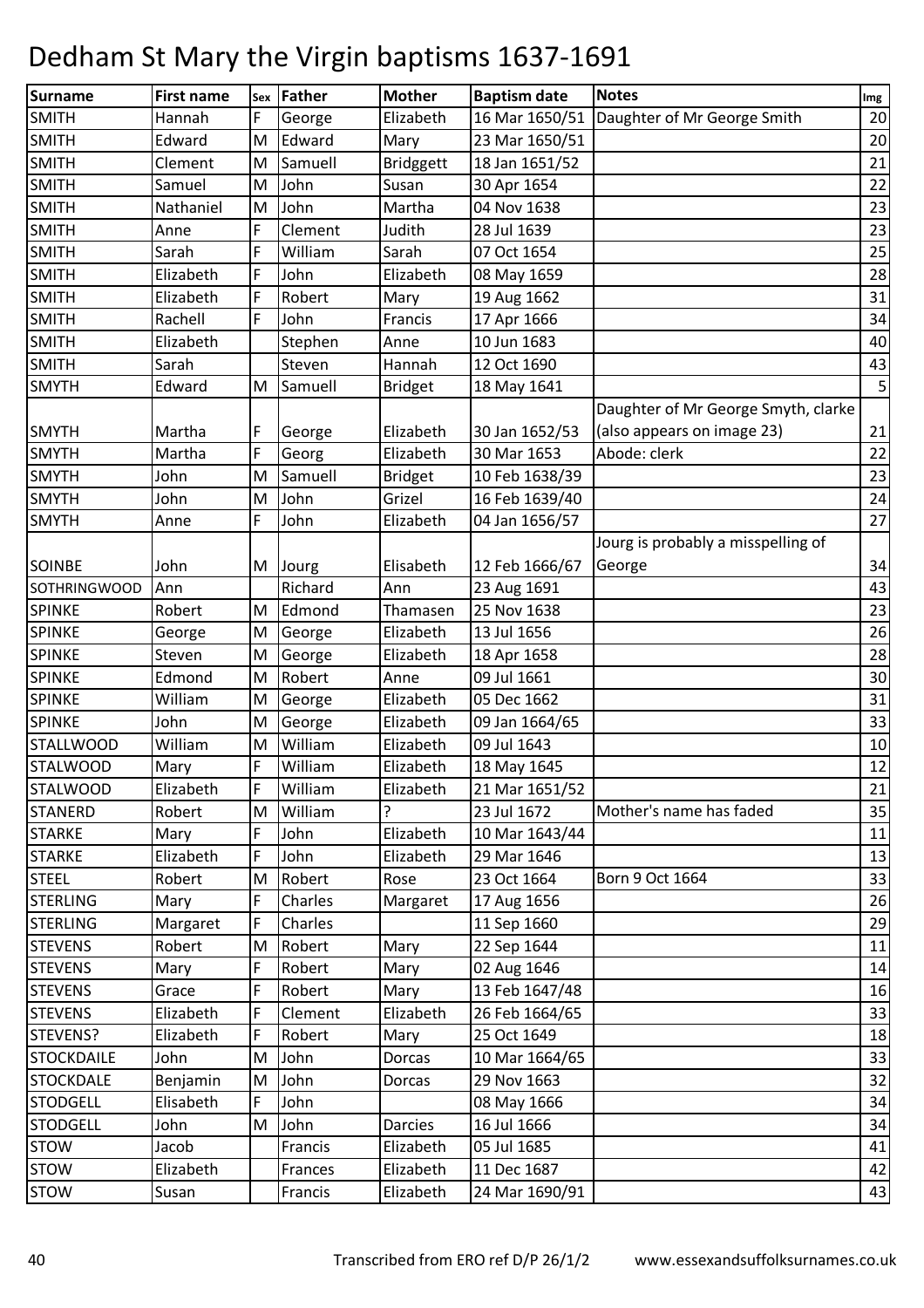# Dedham St Mary the Virgin baptisms 1637-1691

| Surname | First name | Sex | Father | Mother | Baptism date | Notes | Img |
|---|---|---|---|---|---|---|---|
| SMITH | Hannah | F | George | Elizabeth | 16 Mar 1650/51 | Daughter of Mr George Smith | 20 |
| SMITH | Edward | M | Edward | Mary | 23 Mar 1650/51 | | 20 |
| SMITH | Clement | M | Samuell | Bridggett | 18 Jan 1651/52 | | 21 |
| SMITH | Samuel | M | John | Susan | 30 Apr 1654 | | 22 |
| SMITH | Nathaniel | M | John | Martha | 04 Nov 1638 | | 23 |
| SMITH | Anne | F | Clement | Judith | 28 Jul 1639 | | 23 |
| SMITH | Sarah | F | William | Sarah | 07 Oct 1654 | | 25 |
| SMITH | Elizabeth | F | John | Elizabeth | 08 May 1659 | | 28 |
| SMITH | Elizabeth | F | Robert | Mary | 19 Aug 1662 | | 31 |
| SMITH | Rachell | F | John | Francis | 17 Apr 1666 | | 34 |
| SMITH | Elizabeth | | Stephen | Anne | 10 Jun 1683 | | 40 |
| SMITH | Sarah | | Steven | Hannah | 12 Oct 1690 | | 43 |
| SMYTH | Edward | M | Samuell | Bridget | 18 May 1641 | | 5 |
| SMYTH | Martha | F | George | Elizabeth | 30 Jan 1652/53 | Daughter of Mr George Smyth, clarke (also appears on image 23) | 21 |
| SMYTH | Martha | F | Georg | Elizabeth | 30 Mar 1653 | Abode: clerk | 22 |
| SMYTH | John | M | Samuell | Bridget | 10 Feb 1638/39 | | 23 |
| SMYTH | John | M | John | Grizel | 16 Feb 1639/40 | | 24 |
| SMYTH | Anne | F | John | Elizabeth | 04 Jan 1656/57 | | 27 |
| SOINBE | John | M | Jourg | Elisabeth | 12 Feb 1666/67 | Jourg is probably a misspelling of George | 34 |
| SOTHRINGWOOD | Ann | | Richard | Ann | 23 Aug 1691 | | 43 |
| SPINKE | Robert | M | Edmond | Thamasen | 25 Nov 1638 | | 23 |
| SPINKE | George | M | George | Elizabeth | 13 Jul 1656 | | 26 |
| SPINKE | Steven | M | George | Elizabeth | 18 Apr 1658 | | 28 |
| SPINKE | Edmond | M | Robert | Anne | 09 Jul 1661 | | 30 |
| SPINKE | William | M | George | Elizabeth | 05 Dec 1662 | | 31 |
| SPINKE | John | M | George | Elizabeth | 09 Jan 1664/65 | | 33 |
| STALLWOOD | William | M | William | Elizabeth | 09 Jul 1643 | | 10 |
| STALWOOD | Mary | F | William | Elizabeth | 18 May 1645 | | 12 |
| STALWOOD | Elizabeth | F | William | Elizabeth | 21 Mar 1651/52 | | 21 |
| STANERD | Robert | M | William | ? | 23 Jul 1672 | Mother's name has faded | 35 |
| STARKE | Mary | F | John | Elizabeth | 10 Mar 1643/44 | | 11 |
| STARKE | Elizabeth | F | John | Elizabeth | 29 Mar 1646 | | 13 |
| STEEL | Robert | M | Robert | Rose | 23 Oct 1664 | Born 9 Oct 1664 | 33 |
| STERLING | Mary | F | Charles | Margaret | 17 Aug 1656 | | 26 |
| STERLING | Margaret | F | Charles | | 11 Sep 1660 | | 29 |
| STEVENS | Robert | M | Robert | Mary | 22 Sep 1644 | | 11 |
| STEVENS | Mary | F | Robert | Mary | 02 Aug 1646 | | 14 |
| STEVENS | Grace | F | Robert | Mary | 13 Feb 1647/48 | | 16 |
| STEVENS | Elizabeth | F | Clement | Elizabeth | 26 Feb 1664/65 | | 33 |
| STEVENS? | Elizabeth | F | Robert | Mary | 25 Oct 1649 | | 18 |
| STOCKDAILE | John | M | John | Dorcas | 10 Mar 1664/65 | | 33 |
| STOCKDALE | Benjamin | M | John | Dorcas | 29 Nov 1663 | | 32 |
| STODGELL | Elisabeth | F | John | | 08 May 1666 | | 34 |
| STODGELL | John | M | John | Darcies | 16 Jul 1666 | | 34 |
| STOW | Jacob | | Francis | Elizabeth | 05 Jul 1685 | | 41 |
| STOW | Elizabeth | | Frances | Elizabeth | 11 Dec 1687 | | 42 |
| STOW | Susan | | Francis | Elizabeth | 24 Mar 1690/91 | | 43 |

Transcribed from ERO ref D/P 26/1/2 www.essexandsuffolksurnames.co.uk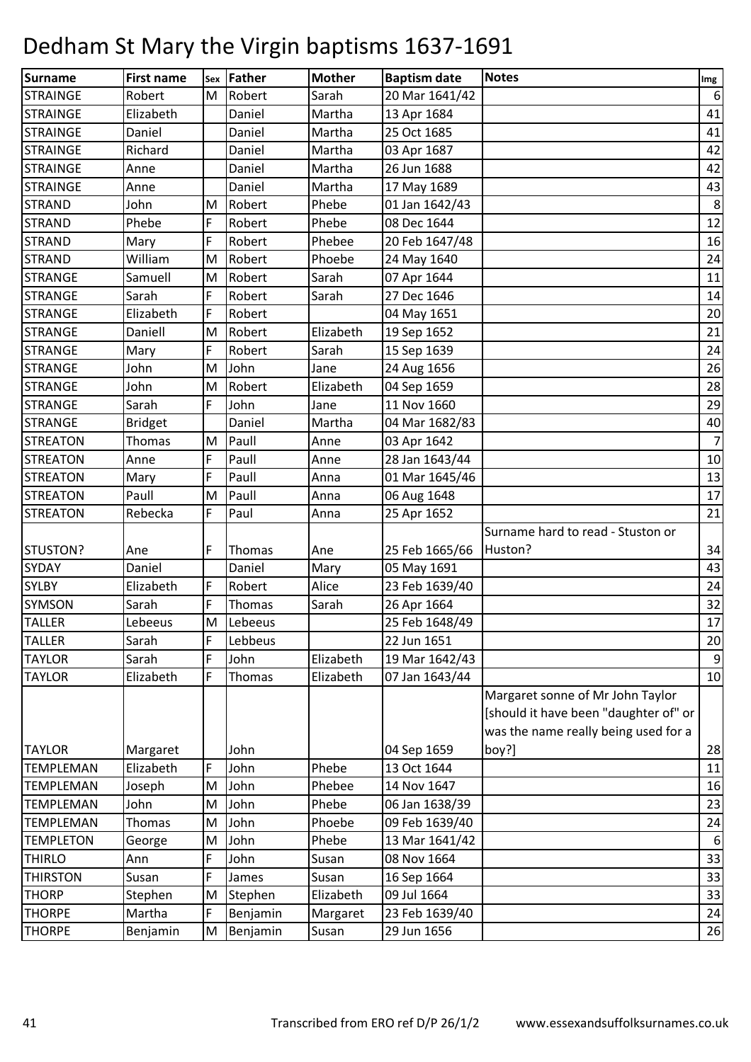# Dedham St Mary the Virgin baptisms 1637-1691

| Surname | First name | Sex | Father | Mother | Baptism date | Notes | Img |
|---|---|---|---|---|---|---|---|
| STRAINGE | Robert | M | Robert | Sarah | 20 Mar 1641/42 | | 6 |
| STRAINGE | Elizabeth | | Daniel | Martha | 13 Apr 1684 | | 41 |
| STRAINGE | Daniel | | Daniel | Martha | 25 Oct 1685 | | 41 |
| STRAINGE | Richard | | Daniel | Martha | 03 Apr 1687 | | 42 |
| STRAINGE | Anne | | Daniel | Martha | 26 Jun 1688 | | 42 |
| STRAINGE | Anne | | Daniel | Martha | 17 May 1689 | | 43 |
| STRAND | John | M | Robert | Phebe | 01 Jan 1642/43 | | 8 |
| STRAND | Phebe | F | Robert | Phebe | 08 Dec 1644 | | 12 |
| STRAND | Mary | F | Robert | Phebee | 20 Feb 1647/48 | | 16 |
| STRAND | William | M | Robert | Phoebe | 24 May 1640 | | 24 |
| STRANGE | Samuell | M | Robert | Sarah | 07 Apr 1644 | | 11 |
| STRANGE | Sarah | F | Robert | Sarah | 27 Dec 1646 | | 14 |
| STRANGE | Elizabeth | F | Robert | | 04 May 1651 | | 20 |
| STRANGE | Daniell | M | Robert | Elizabeth | 19 Sep 1652 | | 21 |
| STRANGE | Mary | F | Robert | Sarah | 15 Sep 1639 | | 24 |
| STRANGE | John | M | John | Jane | 24 Aug 1656 | | 26 |
| STRANGE | John | M | Robert | Elizabeth | 04 Sep 1659 | | 28 |
| STRANGE | Sarah | F | John | Jane | 11 Nov 1660 | | 29 |
| STRANGE | Bridget | | Daniel | Martha | 04 Mar 1682/83 | | 40 |
| STREATON | Thomas | M | Paull | Anne | 03 Apr 1642 | | 7 |
| STREATON | Anne | F | Paull | Anne | 28 Jan 1643/44 | | 10 |
| STREATON | Mary | F | Paull | Anna | 01 Mar 1645/46 | | 13 |
| STREATON | Paull | M | Paull | Anna | 06 Aug 1648 | | 17 |
| STREATON | Rebecka | F | Paul | Anna | 25 Apr 1652 | | 21 |
| STUSTON? | Ane | F | Thomas | Ane | 25 Feb 1665/66 | Surname hard to read - Stuston or Huston? | 34 |
| SYDAY | Daniel | | Daniel | Mary | 05 May 1691 | | 43 |
| SYLBY | Elizabeth | F | Robert | Alice | 23 Feb 1639/40 | | 24 |
| SYMSON | Sarah | F | Thomas | Sarah | 26 Apr 1664 | | 32 |
| TALLER | Lebeeus | M | Lebeeus | | 25 Feb 1648/49 | | 17 |
| TALLER | Sarah | F | Lebbeus | | 22 Jun 1651 | | 20 |
| TAYLOR | Sarah | F | John | Elizabeth | 19 Mar 1642/43 | | 9 |
| TAYLOR | Elizabeth | F | Thomas | Elizabeth | 07 Jan 1643/44 | | 10 |
| TAYLOR | Margaret | | John | | 04 Sep 1659 | Margaret sonne of Mr John Taylor [should it have been "daughter of" or was the name really being used for a boy?] | 28 |
| TEMPLEMAN | Elizabeth | F | John | Phebe | 13 Oct 1644 | | 11 |
| TEMPLEMAN | Joseph | M | John | Phebee | 14 Nov 1647 | | 16 |
| TEMPLEMAN | John | M | John | Phebe | 06 Jan 1638/39 | | 23 |
| TEMPLEMAN | Thomas | M | John | Phoebe | 09 Feb 1639/40 | | 24 |
| TEMPLETON | George | M | John | Phebe | 13 Mar 1641/42 | | 6 |
| THIRLO | Ann | F | John | Susan | 08 Nov 1664 | | 33 |
| THIRSTON | Susan | F | James | Susan | 16 Sep 1664 | | 33 |
| THORP | Stephen | M | Stephen | Elizabeth | 09 Jul 1664 | | 33 |
| THORPE | Martha | F | Benjamin | Margaret | 23 Feb 1639/40 | | 24 |
| THORPE | Benjamin | M | Benjamin | Susan | 29 Jun 1656 | | 26 |

Transcribed from ERO ref D/P 26/1/2 www.essexandsuffolksurnames.co.uk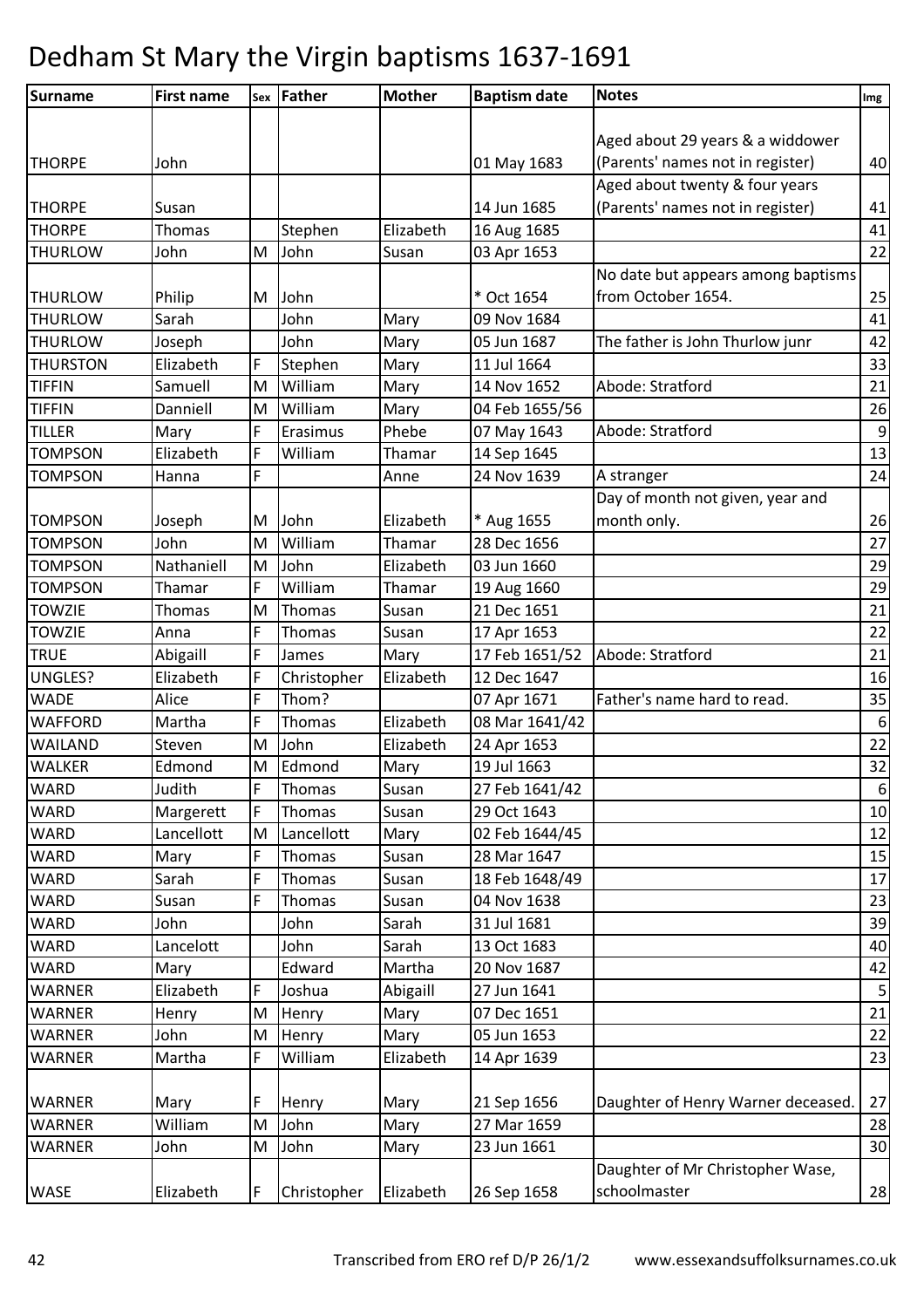# Dedham St Mary the Virgin baptisms 1637-1691

| Surname | First name | Sex | Father | Mother | Baptism date | Notes | Img |
|---|---|---|---|---|---|---|---|
| THORPE | John | | | | 01 May 1683 | Aged about 29 years & a widdower (Parents' names not in register) | 40 |
| THORPE | Susan | | | | 14 Jun 1685 | Aged about twenty & four years (Parents' names not in register) | 41 |
| THORPE | Thomas | | Stephen | Elizabeth | 16 Aug 1685 | | 41 |
| THURLOW | John | M | John | Susan | 03 Apr 1653 | | 22 |
| THURLOW | Philip | M | John | | * Oct 1654 | No date but appears among baptisms from October 1654. | 25 |
| THURLOW | Sarah | | John | Mary | 09 Nov 1684 | | 41 |
| THURLOW | Joseph | | John | Mary | 05 Jun 1687 | The father is John Thurlow junr | 42 |
| THURSTON | Elizabeth | F | Stephen | Mary | 11 Jul 1664 | | 33 |
| TIFFIN | Samuell | M | William | Mary | 14 Nov 1652 | Abode: Stratford | 21 |
| TIFFIN | Danniell | M | William | Mary | 04 Feb 1655/56 | | 26 |
| TILLER | Mary | F | Erasimus | Phebe | 07 May 1643 | Abode: Stratford | 9 |
| TOMPSON | Elizabeth | F | William | Thamar | 14 Sep 1645 | | 13 |
| TOMPSON | Hanna | F | | Anne | 24 Nov 1639 | A stranger | 24 |
| TOMPSON | Joseph | M | John | Elizabeth | * Aug 1655 | Day of month not given, year and month only. | 26 |
| TOMPSON | John | M | William | Thamar | 28 Dec 1656 | | 27 |
| TOMPSON | Nathaniell | M | John | Elizabeth | 03 Jun 1660 | | 29 |
| TOMPSON | Thamar | F | William | Thamar | 19 Aug 1660 | | 29 |
| TOWZIE | Thomas | M | Thomas | Susan | 21 Dec 1651 | | 21 |
| TOWZIE | Anna | F | Thomas | Susan | 17 Apr 1653 | | 22 |
| TRUE | Abigaill | F | James | Mary | 17 Feb 1651/52 | Abode: Stratford | 21 |
| UNGLES? | Elizabeth | F | Christopher | Elizabeth | 12 Dec 1647 | | 16 |
| WADE | Alice | F | Thom? | | 07 Apr 1671 | Father's name hard to read. | 35 |
| WAFFORD | Martha | F | Thomas | Elizabeth | 08 Mar 1641/42 | | 6 |
| WAILAND | Steven | M | John | Elizabeth | 24 Apr 1653 | | 22 |
| WALKER | Edmond | M | Edmond | Mary | 19 Jul 1663 | | 32 |
| WARD | Judith | F | Thomas | Susan | 27 Feb 1641/42 | | 6 |
| WARD | Margerett | F | Thomas | Susan | 29 Oct 1643 | | 10 |
| WARD | Lancellott | M | Lancellott | Mary | 02 Feb 1644/45 | | 12 |
| WARD | Mary | F | Thomas | Susan | 28 Mar 1647 | | 15 |
| WARD | Sarah | F | Thomas | Susan | 18 Feb 1648/49 | | 17 |
| WARD | Susan | F | Thomas | Susan | 04 Nov 1638 | | 23 |
| WARD | John | | John | Sarah | 31 Jul 1681 | | 39 |
| WARD | Lancelott | | John | Sarah | 13 Oct 1683 | | 40 |
| WARD | Mary | | Edward | Martha | 20 Nov 1687 | | 42 |
| WARNER | Elizabeth | F | Joshua | Abigaill | 27 Jun 1641 | | 5 |
| WARNER | Henry | M | Henry | Mary | 07 Dec 1651 | | 21 |
| WARNER | John | M | Henry | Mary | 05 Jun 1653 | | 22 |
| WARNER | Martha | F | William | Elizabeth | 14 Apr 1639 | | 23 |
| WARNER | Mary | F | Henry | Mary | 21 Sep 1656 | Daughter of Henry Warner deceased. | 27 |
| WARNER | William | M | John | Mary | 27 Mar 1659 | | 28 |
| WARNER | John | M | John | Mary | 23 Jun 1661 | | 30 |
| WASE | Elizabeth | F | Christopher | Elizabeth | 26 Sep 1658 | Daughter of Mr Christopher Wase, schoolmaster | 28 |

Transcribed from ERO ref D/P 26/1/2 www.essexandsuffolksurnames.co.uk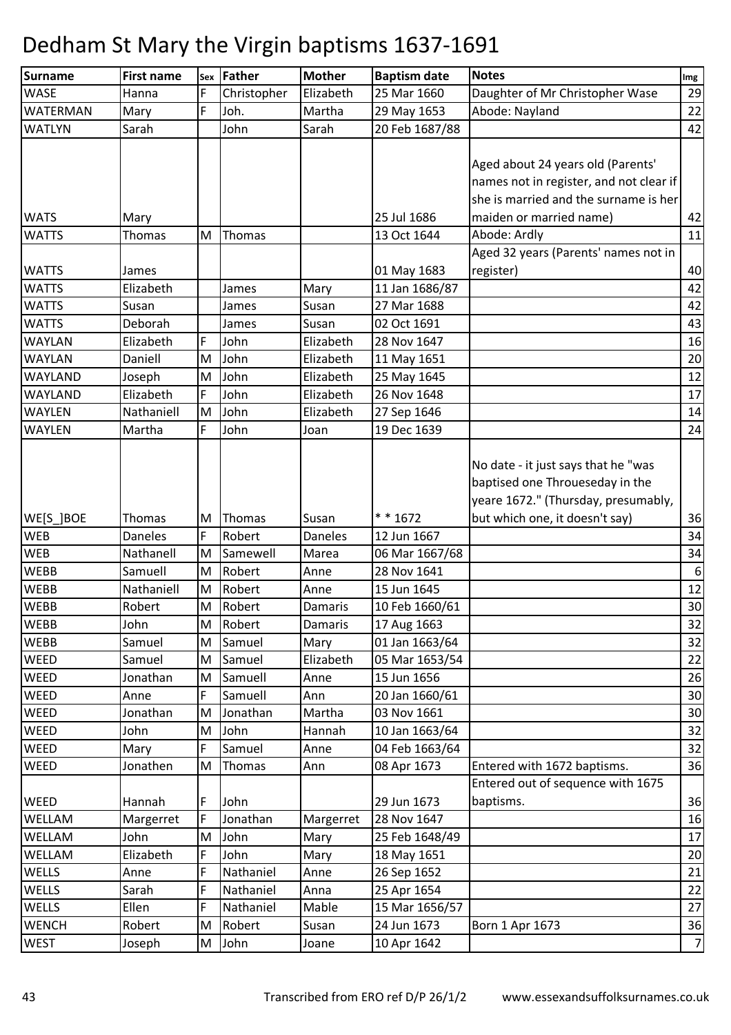# Dedham St Mary the Virgin baptisms 1637-1691

| Surname | First name | Sex | Father | Mother | Baptism date | Notes | Img |
|---|---|---|---|---|---|---|---|
| WASE | Hanna | F | Christopher | Elizabeth | 25 Mar 1660 | Daughter of Mr Christopher Wase | 29 |
| WATERMAN | Mary | F | Joh. | Martha | 29 May 1653 | Abode: Nayland | 22 |
| WATLYN | Sarah | | John | Sarah | 20 Feb 1687/88 | | 42 |
| WATS | Mary | | | | 25 Jul 1686 | Aged about 24 years old (Parents' names not in register, and not clear if she is married and the surname is her maiden or married name) | 42 |
| WATTS | Thomas | M | Thomas | | 13 Oct 1644 | Abode: Ardly | 11 |
| WATTS | James | | | | 01 May 1683 | Aged 32 years (Parents' names not in register) | 40 |
| WATTS | Elizabeth | | James | Mary | 11 Jan 1686/87 | | 42 |
| WATTS | Susan | | James | Susan | 27 Mar 1688 | | 42 |
| WATTS | Deborah | | James | Susan | 02 Oct 1691 | | 43 |
| WAYLAN | Elizabeth | F | John | Elizabeth | 28 Nov 1647 | | 16 |
| WAYLAN | Daniell | M | John | Elizabeth | 11 May 1651 | | 20 |
| WAYLAND | Joseph | M | John | Elizabeth | 25 May 1645 | | 12 |
| WAYLAND | Elizabeth | F | John | Elizabeth | 26 Nov 1648 | | 17 |
| WAYLEN | Nathaniell | M | John | Elizabeth | 27 Sep 1646 | | 14 |
| WAYLEN | Martha | F | John | Joan | 19 Dec 1639 | | 24 |
| WE[S_]BOE | Thomas | M | Thomas | Susan | * * 1672 | No date - it just says that he "was baptised one Throueseday in the yeare 1672." (Thursday, presumably, but which one, it doesn't say) | 36 |
| WEB | Daneles | F | Robert | Daneles | 12 Jun 1667 | | 34 |
| WEB | Nathanell | M | Samewell | Marea | 06 Mar 1667/68 | | 34 |
| WEBB | Samuell | M | Robert | Anne | 28 Nov 1641 | | 6 |
| WEBB | Nathaniell | M | Robert | Anne | 15 Jun 1645 | | 12 |
| WEBB | Robert | M | Robert | Damaris | 10 Feb 1660/61 | | 30 |
| WEBB | John | M | Robert | Damaris | 17 Aug 1663 | | 32 |
| WEBB | Samuel | M | Samuel | Mary | 01 Jan 1663/64 | | 32 |
| WEED | Samuel | M | Samuel | Elizabeth | 05 Mar 1653/54 | | 22 |
| WEED | Jonathan | M | Samuell | Anne | 15 Jun 1656 | | 26 |
| WEED | Anne | F | Samuell | Ann | 20 Jan 1660/61 | | 30 |
| WEED | Jonathan | M | Jonathan | Martha | 03 Nov 1661 | | 30 |
| WEED | John | M | John | Hannah | 10 Jan 1663/64 | | 32 |
| WEED | Mary | F | Samuel | Anne | 04 Feb 1663/64 | | 32 |
| WEED | Jonathen | M | Thomas | Ann | 08 Apr 1673 | Entered with 1672 baptisms. | 36 |
| WEED | Hannah | F | John | | 29 Jun 1673 | Entered out of sequence with 1675 baptisms. | 36 |
| WELLAM | Margerret | F | Jonathan | Margerret | 28 Nov 1647 | | 16 |
| WELLAM | John | M | John | Mary | 25 Feb 1648/49 | | 17 |
| WELLAM | Elizabeth | F | John | Mary | 18 May 1651 | | 20 |
| WELLS | Anne | F | Nathaniel | Anne | 26 Sep 1652 | | 21 |
| WELLS | Sarah | F | Nathaniel | Anna | 25 Apr 1654 | | 22 |
| WELLS | Ellen | F | Nathaniel | Mable | 15 Mar 1656/57 | | 27 |
| WENCH | Robert | M | Robert | Susan | 24 Jun 1673 | Born 1 Apr 1673 | 36 |
| WEST | Joseph | M | John | Joane | 10 Apr 1642 | | 7 |

Transcribed from ERO ref D/P 26/1/2 www.essexandsuffolksurnames.co.uk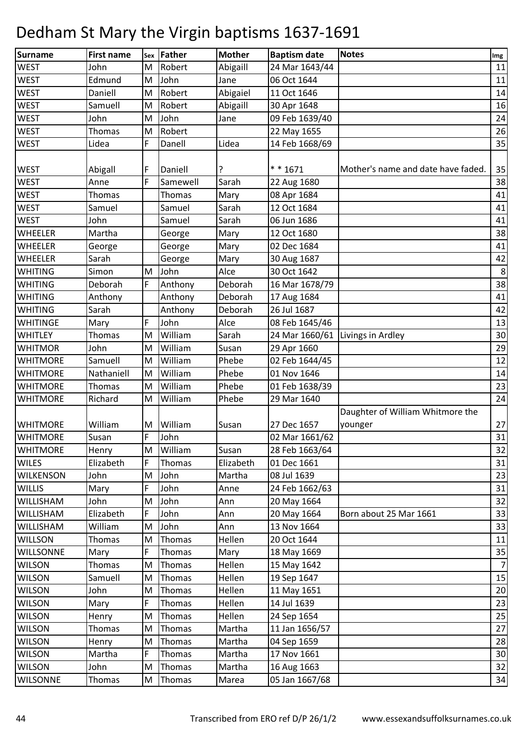# Dedham St Mary the Virgin baptisms 1637-1691

| Surname | First name | Sex | Father | Mother | Baptism date | Notes | Img |
|---|---|---|---|---|---|---|---|
| WEST | John | M | Robert | Abigaill | 24 Mar 1643/44 | | 11 |
| WEST | Edmund | M | John | Jane | 06 Oct 1644 | | 11 |
| WEST | Daniell | M | Robert | Abigaiel | 11 Oct 1646 | | 14 |
| WEST | Samuell | M | Robert | Abigaill | 30 Apr 1648 | | 16 |
| WEST | John | M | John | Jane | 09 Feb 1639/40 | | 24 |
| WEST | Thomas | M | Robert | | 22 May 1655 | | 26 |
| WEST | Lidea | F | Danell | Lidea | 14 Feb 1668/69 | | 35 |
| WEST | Abigall | F | Daniell | ? | * * 1671 | Mother's name and date have faded. | 35 |
| WEST | Anne | F | Samewell | Sarah | 22 Aug 1680 | | 38 |
| WEST | Thomas | | Thomas | Mary | 08 Apr 1684 | | 41 |
| WEST | Samuel | | Samuel | Sarah | 12 Oct 1684 | | 41 |
| WEST | John | | Samuel | Sarah | 06 Jun 1686 | | 41 |
| WHEELER | Martha | | George | Mary | 12 Oct 1680 | | 38 |
| WHEELER | George | | George | Mary | 02 Dec 1684 | | 41 |
| WHEELER | Sarah | | George | Mary | 30 Aug 1687 | | 42 |
| WHITING | Simon | M | John | Alce | 30 Oct 1642 | | 8 |
| WHITING | Deborah | F | Anthony | Deborah | 16 Mar 1678/79 | | 38 |
| WHITING | Anthony | | Anthony | Deborah | 17 Aug 1684 | | 41 |
| WHITING | Sarah | | Anthony | Deborah | 26 Jul 1687 | | 42 |
| WHITINGE | Mary | F | John | Alce | 08 Feb 1645/46 | | 13 |
| WHITLEY | Thomas | M | William | Sarah | 24 Mar 1660/61 | Livings in Ardley | 30 |
| WHITMOR | John | M | William | Susan | 29 Apr 1660 | | 29 |
| WHITMORE | Samuell | M | William | Phebe | 02 Feb 1644/45 | | 12 |
| WHITMORE | Nathaniell | M | William | Phebe | 01 Nov 1646 | | 14 |
| WHITMORE | Thomas | M | William | Phebe | 01 Feb 1638/39 | | 23 |
| WHITMORE | Richard | M | William | Phebe | 29 Mar 1640 | | 24 |
| WHITMORE | William | M | William | Susan | 27 Dec 1657 | Daughter of William Whitmore the younger | 27 |
| WHITMORE | Susan | F | John | | 02 Mar 1661/62 | | 31 |
| WHITMORE | Henry | M | William | Susan | 28 Feb 1663/64 | | 32 |
| WILES | Elizabeth | F | Thomas | Elizabeth | 01 Dec 1661 | | 31 |
| WILKENSON | John | M | John | Martha | 08 Jul 1639 | | 23 |
| WILLIS | Mary | F | John | Anne | 24 Feb 1662/63 | | 31 |
| WILLISHAM | John | M | John | Ann | 20 May 1664 | | 32 |
| WILLISHAM | Elizabeth | F | John | Ann | 20 May 1664 | Born about 25 Mar 1661 | 33 |
| WILLISHAM | William | M | John | Ann | 13 Nov 1664 | | 33 |
| WILLSON | Thomas | M | Thomas | Hellen | 20 Oct 1644 | | 11 |
| WILLSONNE | Mary | F | Thomas | Mary | 18 May 1669 | | 35 |
| WILSON | Thomas | M | Thomas | Hellen | 15 May 1642 | | 7 |
| WILSON | Samuell | M | Thomas | Hellen | 19 Sep 1647 | | 15 |
| WILSON | John | M | Thomas | Hellen | 11 May 1651 | | 20 |
| WILSON | Mary | F | Thomas | Hellen | 14 Jul 1639 | | 23 |
| WILSON | Henry | M | Thomas | Hellen | 24 Sep 1654 | | 25 |
| WILSON | Thomas | M | Thomas | Martha | 11 Jan 1656/57 | | 27 |
| WILSON | Henry | M | Thomas | Martha | 04 Sep 1659 | | 28 |
| WILSON | Martha | F | Thomas | Martha | 17 Nov 1661 | | 30 |
| WILSON | John | M | Thomas | Martha | 16 Aug 1663 | | 32 |
| WILSONNE | Thomas | M | Thomas | Marea | 05 Jan 1667/68 | | 34 |

Transcribed from ERO ref D/P 26/1/2 www.essexandsuffolksurnames.co.uk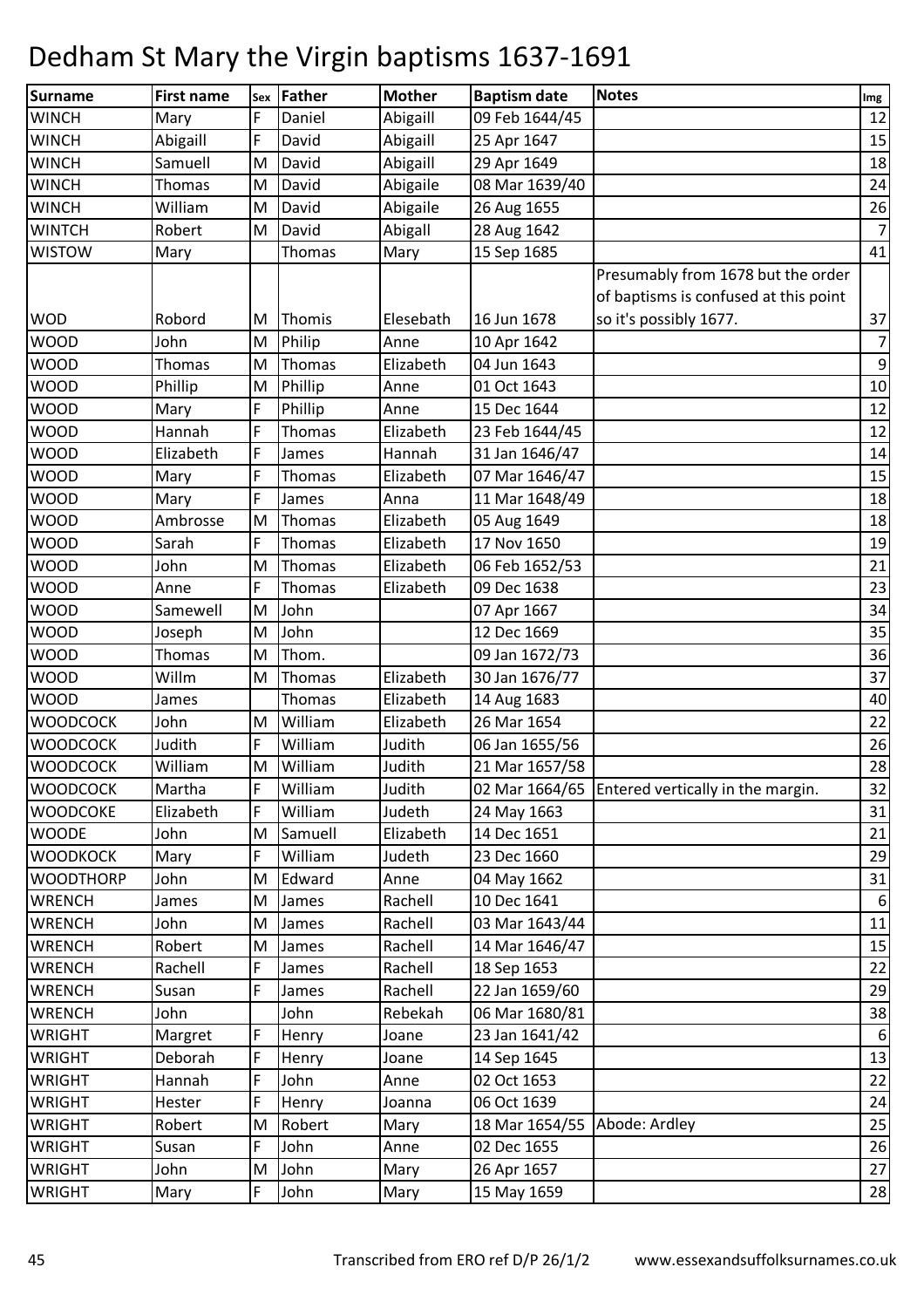# Dedham St Mary the Virgin baptisms 1637-1691

| Surname | First name | Sex | Father | Mother | Baptism date | Notes | Img |
|---|---|---|---|---|---|---|---|
| WINCH | Mary | F | Daniel | Abigaill | 09 Feb 1644/45 | | 12 |
| WINCH | Abigaill | F | David | Abigaill | 25 Apr 1647 | | 15 |
| WINCH | Samuell | M | David | Abigaill | 29 Apr 1649 | | 18 |
| WINCH | Thomas | M | David | Abigaile | 08 Mar 1639/40 | | 24 |
| WINCH | William | M | David | Abigaile | 26 Aug 1655 | | 26 |
| WINTCH | Robert | M | David | Abigall | 28 Aug 1642 | | 7 |
| WISTOW | Mary | | Thomas | Mary | 15 Sep 1685 | | 41 |
| WOD | Robord | M | Thomis | Elesebath | 16 Jun 1678 | Presumably from 1678 but the order of baptisms is confused at this point so it's possibly 1677. | 37 |
| WOOD | John | M | Philip | Anne | 10 Apr 1642 | | 7 |
| WOOD | Thomas | M | Thomas | Elizabeth | 04 Jun 1643 | | 9 |
| WOOD | Phillip | M | Phillip | Anne | 01 Oct 1643 | | 10 |
| WOOD | Mary | F | Phillip | Anne | 15 Dec 1644 | | 12 |
| WOOD | Hannah | F | Thomas | Elizabeth | 23 Feb 1644/45 | | 12 |
| WOOD | Elizabeth | F | James | Hannah | 31 Jan 1646/47 | | 14 |
| WOOD | Mary | F | Thomas | Elizabeth | 07 Mar 1646/47 | | 15 |
| WOOD | Mary | F | James | Anna | 11 Mar 1648/49 | | 18 |
| WOOD | Ambrosse | M | Thomas | Elizabeth | 05 Aug 1649 | | 18 |
| WOOD | Sarah | F | Thomas | Elizabeth | 17 Nov 1650 | | 19 |
| WOOD | John | M | Thomas | Elizabeth | 06 Feb 1652/53 | | 21 |
| WOOD | Anne | F | Thomas | Elizabeth | 09 Dec 1638 | | 23 |
| WOOD | Samewell | M | John | | 07 Apr 1667 | | 34 |
| WOOD | Joseph | M | John | | 12 Dec 1669 | | 35 |
| WOOD | Thomas | M | Thom. | | 09 Jan 1672/73 | | 36 |
| WOOD | Willm | M | Thomas | Elizabeth | 30 Jan 1676/77 | | 37 |
| WOOD | James | | Thomas | Elizabeth | 14 Aug 1683 | | 40 |
| WOODCOCK | John | M | William | Elizabeth | 26 Mar 1654 | | 22 |
| WOODCOCK | Judith | F | William | Judith | 06 Jan 1655/56 | | 26 |
| WOODCOCK | William | M | William | Judith | 21 Mar 1657/58 | | 28 |
| WOODCOCK | Martha | F | William | Judith | 02 Mar 1664/65 | Entered vertically in the margin. | 32 |
| WOODCOKE | Elizabeth | F | William | Judeth | 24 May 1663 | | 31 |
| WOODE | John | M | Samuell | Elizabeth | 14 Dec 1651 | | 21 |
| WOODKOCK | Mary | F | William | Judeth | 23 Dec 1660 | | 29 |
| WOODTHORP | John | M | Edward | Anne | 04 May 1662 | | 31 |
| WRENCH | James | M | James | Rachell | 10 Dec 1641 | | 6 |
| WRENCH | John | M | James | Rachell | 03 Mar 1643/44 | | 11 |
| WRENCH | Robert | M | James | Rachell | 14 Mar 1646/47 | | 15 |
| WRENCH | Rachell | F | James | Rachell | 18 Sep 1653 | | 22 |
| WRENCH | Susan | F | James | Rachell | 22 Jan 1659/60 | | 29 |
| WRENCH | John | | John | Rebekah | 06 Mar 1680/81 | | 38 |
| WRIGHT | Margret | F | Henry | Joane | 23 Jan 1641/42 | | 6 |
| WRIGHT | Deborah | F | Henry | Joane | 14 Sep 1645 | | 13 |
| WRIGHT | Hannah | F | John | Anne | 02 Oct 1653 | | 22 |
| WRIGHT | Hester | F | Henry | Joanna | 06 Oct 1639 | | 24 |
| WRIGHT | Robert | M | Robert | Mary | 18 Mar 1654/55 | Abode: Ardley | 25 |
| WRIGHT | Susan | F | John | Anne | 02 Dec 1655 | | 26 |
| WRIGHT | John | M | John | Mary | 26 Apr 1657 | | 27 |
| WRIGHT | Mary | F | John | Mary | 15 May 1659 | | 28 |

Transcribed from ERO ref D/P 26/1/2 www.essexandsuffolksurnames.co.uk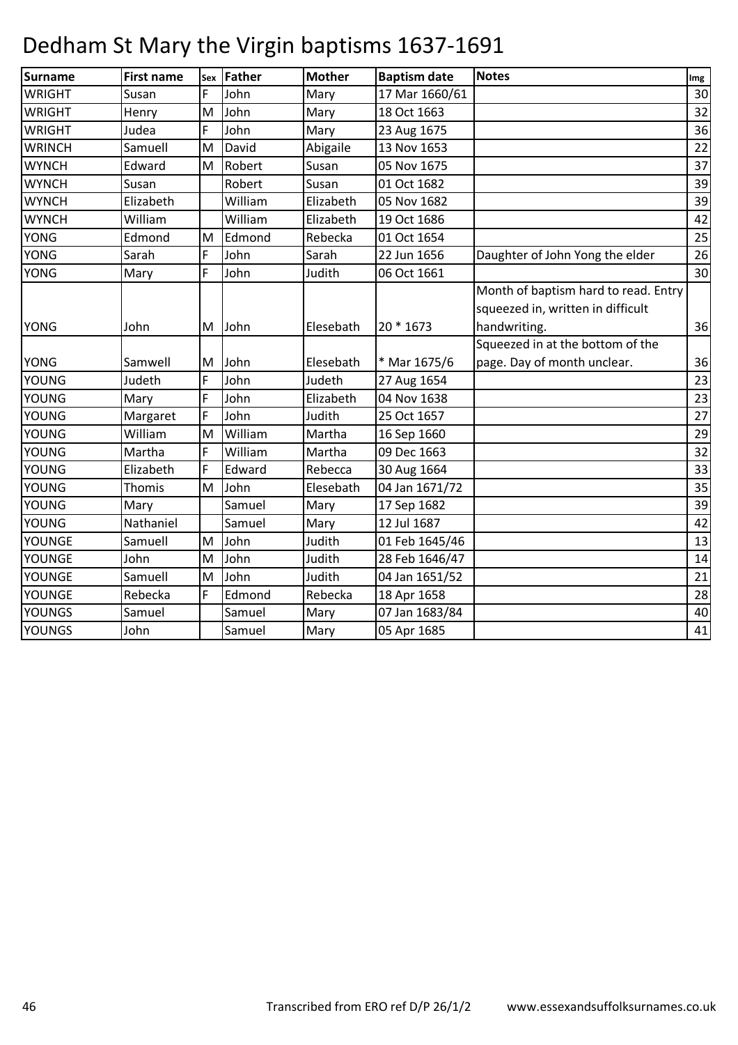# Dedham St Mary the Virgin baptisms 1637-1691

| Surname | First name | Sex | Father | Mother | Baptism date | Notes | Img |
|---|---|---|---|---|---|---|---|
| WRIGHT | Susan | F | John | Mary | 17 Mar 1660/61 | | 30 |
| WRIGHT | Henry | M | John | Mary | 18 Oct 1663 | | 32 |
| WRIGHT | Judea | F | John | Mary | 23 Aug 1675 | | 36 |
| WRINCH | Samuell | M | David | Abigaile | 13 Nov 1653 | | 22 |
| WYNCH | Edward | M | Robert | Susan | 05 Nov 1675 | | 37 |
| WYNCH | Susan | | Robert | Susan | 01 Oct 1682 | | 39 |
| WYNCH | Elizabeth | | William | Elizabeth | 05 Nov 1682 | | 39 |
| WYNCH | William | | William | Elizabeth | 19 Oct 1686 | | 42 |
| YONG | Edmond | M | Edmond | Rebecka | 01 Oct 1654 | | 25 |
| YONG | Sarah | F | John | Sarah | 22 Jun 1656 | Daughter of John Yong the elder | 26 |
| YONG | Mary | F | John | Judith | 06 Oct 1661 | | 30 |
| YONG | John | M | John | Elesebath | 20 * 1673 | Month of baptism hard to read. Entry squeezed in, written in difficult handwriting. | 36 |
| YONG | Samwell | M | John | Elesebath | * Mar 1675/6 | Squeezed in at the bottom of the page. Day of month unclear. | 36 |
| YOUNG | Judeth | F | John | Judeth | 27 Aug 1654 | | 23 |
| YOUNG | Mary | F | John | Elizabeth | 04 Nov 1638 | | 23 |
| YOUNG | Margaret | F | John | Judith | 25 Oct 1657 | | 27 |
| YOUNG | William | M | William | Martha | 16 Sep 1660 | | 29 |
| YOUNG | Martha | F | William | Martha | 09 Dec 1663 | | 32 |
| YOUNG | Elizabeth | F | Edward | Rebecca | 30 Aug 1664 | | 33 |
| YOUNG | Thomis | M | John | Elesebath | 04 Jan 1671/72 | | 35 |
| YOUNG | Mary | | Samuel | Mary | 17 Sep 1682 | | 39 |
| YOUNG | Nathaniel | | Samuel | Mary | 12 Jul 1687 | | 42 |
| YOUNGE | Samuell | M | John | Judith | 01 Feb 1645/46 | | 13 |
| YOUNGE | John | M | John | Judith | 28 Feb 1646/47 | | 14 |
| YOUNGE | Samuell | M | John | Judith | 04 Jan 1651/52 | | 21 |
| YOUNGE | Rebecka | F | Edmond | Rebecka | 18 Apr 1658 | | 28 |
| YOUNGS | Samuel | | Samuel | Mary | 07 Jan 1683/84 | | 40 |
| YOUNGS | John | | Samuel | Mary | 05 Apr 1685 | | 41 |

Transcribed from ERO ref D/P 26/1/2 www.essexandsuffolksurnames.co.uk